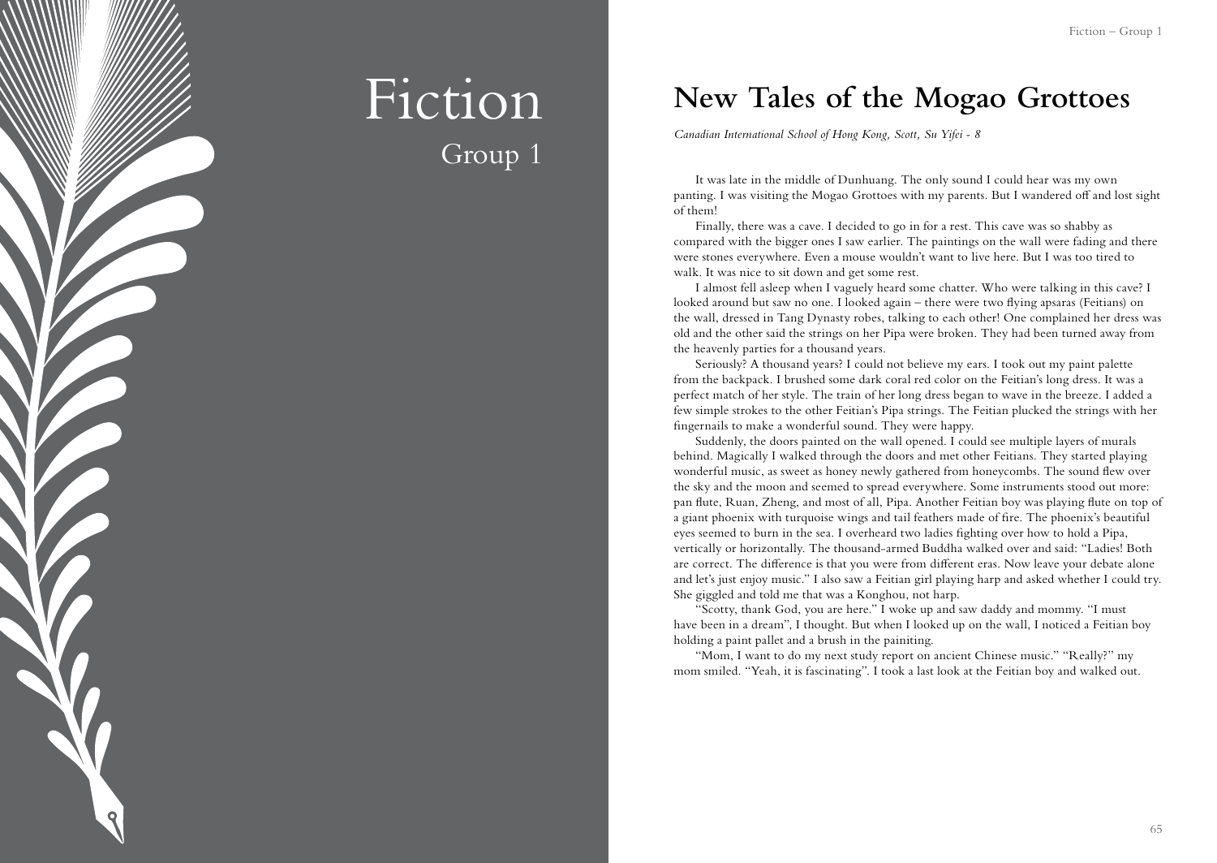# Fiction

## Group 1

## New Tales of the Mogao Grottoes

*Canadian International School of Hong Kong, Scott, Su Yifei - 8*

It was late in the middle of Dunhuang. The only sound I could hear was my own panting. I was visiting the Mogao Grottoes with my parents. But I wandered off and lost sight of them!

Finally, there was a cave. I decided to go in for a rest. This cave was so shabby as compared with the bigger ones I saw earlier. The paintings on the wall were fading and there were stones everywhere. Even a mouse wouldn't want to live here. But I was too tired to walk. It was nice to sit down and get some rest.

I almost fell asleep when I vaguely heard some chatter. Who were talking in this cave? I looked around but saw no one. I looked again – there were two flying apsaras (Feitians) on the wall, dressed in Tang Dynasty robes, talking to each other! One complained her dress was old and the other said the strings on her Pipa were broken. They had been turned away from the heavenly parties for a thousand years.

Seriously? A thousand years? I could not believe my ears. I took out my paint palette from the backpack. I brushed some dark coral red color on the Feitian's long dress. It was a perfect match of her style. The train of her long dress began to wave in the breeze. I added a few simple strokes to the other Feitian's Pipa strings. The Feitian plucked the strings with her fingernails to make a wonderful sound. They were happy.

Suddenly, the doors painted on the wall opened. I could see multiple layers of murals behind. Magically I walked through the doors and met other Feitians. They started playing wonderful music, as sweet as honey newly gathered from honeycombs. The sound flew over the sky and the moon and seemed to spread everywhere. Some instruments stood out more: pan flute, Ruan, Zheng, and most of all, Pipa. Another Feitian boy was playing flute on top of a giant phoenix with turquoise wings and tail feathers made of fire. The phoenix's beautiful eyes seemed to burn in the sea. I overheard two ladies fighting over how to hold a Pipa, vertically or horizontally. The thousand-armed Buddha walked over and said: "Ladies! Both are correct. The difference is that you were from different eras. Now leave your debate alone and let's just enjoy music." I also saw a Feitian girl playing harp and asked whether I could try. She giggled and told me that was a Konghou, not harp.

"Scotty, thank God, you are here." I woke up and saw daddy and mommy. "I must have been in a dream", I thought. But when I looked up on the wall, I noticed a Feitian boy holding a paint pallet and a brush in the painting.

"Mom, I want to do my next study report on ancient Chinese music." "Really?" my mom smiled. "Yeah, it is fascinating". I took a last look at the Feitian boy and walked out.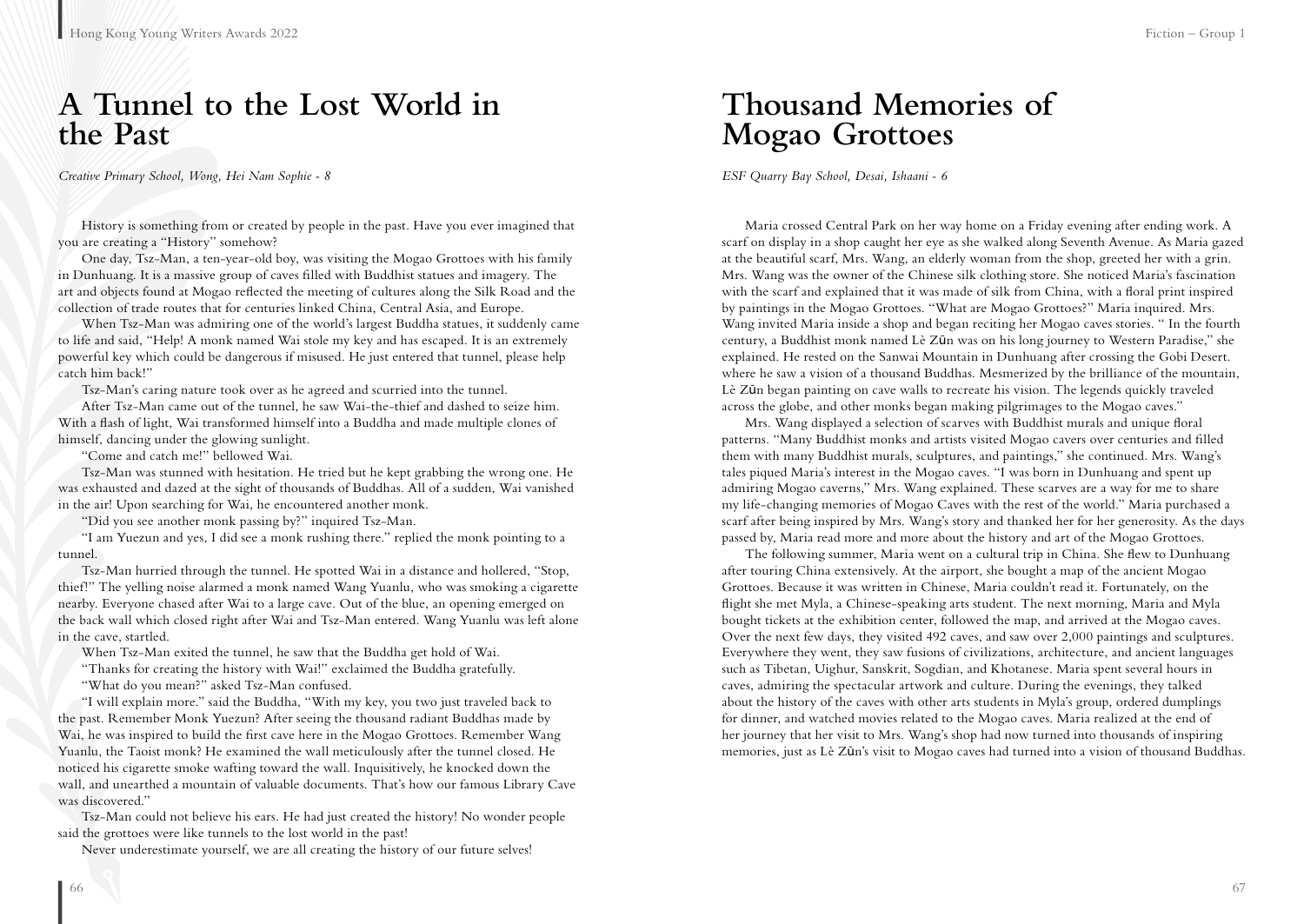# A Tunnel to the Lost World in the Past

*Creative Primary School, Wong, Hei Nam Sophie - 8*

History is something from or created by people in the past. Have you ever imagined that you are creating a "History" somehow?

One day, Tsz-Man, a ten-year-old boy, was visiting the Mogao Grottoes with his family in Dunhuang. It is a massive group of caves filled with Buddhist statues and imagery. The art and objects found at Mogao reflected the meeting of cultures along the Silk Road and the collection of trade routes that for centuries linked China, Central Asia, and Europe.

When Tsz-Man was admiring one of the world's largest Buddha statues, it suddenly came to life and said, "Help! A monk named Wai stole my key and has escaped. It is an extremely powerful key which could be dangerous if misused. He just entered that tunnel, please help catch him back!"

Tsz-Man's caring nature took over as he agreed and scurried into the tunnel.

After Tsz-Man came out of the tunnel, he saw Wai-the-thief and dashed to seize him. With a flash of light, Wai transformed himself into a Buddha and made multiple clones of himself, dancing under the glowing sunlight.

"Come and catch me!" bellowed Wai.

Tsz-Man was stunned with hesitation. He tried but he kept grabbing the wrong one. He was exhausted and dazed at the sight of thousands of Buddhas. All of a sudden, Wai vanished in the air! Upon searching for Wai, he encountered another monk.

"Did you see another monk passing by?" inquired Tsz-Man.

"I am Yuezun and yes, I did see a monk rushing there." replied the monk pointing to a tunnel.

Tsz-Man hurried through the tunnel. He spotted Wai in a distance and hollered, "Stop, thief!" The yelling noise alarmed a monk named Wang Yuanlu, who was smoking a cigarette nearby. Everyone chased after Wai to a large cave. Out of the blue, an opening emerged on the back wall which closed right after Wai and Tsz-Man entered. Wang Yuanlu was left alone in the cave, startled.

When Tsz-Man exited the tunnel, he saw that the Buddha get hold of Wai.

"Thanks for creating the history with Wai!" exclaimed the Buddha gratefully.

"What do you mean?" asked Tsz-Man confused.

"I will explain more." said the Buddha, "With my key, you two just traveled back to the past. Remember Monk Yuezun? After seeing the thousand radiant Buddhas made by Wai, he was inspired to build the first cave here in the Mogao Grottoes. Remember Wang Yuanlu, the Taoist monk? He examined the wall meticulously after the tunnel closed. He noticed his cigarette smoke wafting toward the wall. Inquisitively, he knocked down the wall, and unearthed a mountain of valuable documents. That's how our famous Library Cave was discovered."

Tsz-Man could not believe his ears. He had just created the history! No wonder people said the grottoes were like tunnels to the lost world in the past!

Never underestimate yourself, we are all creating the history of our future selves!

# Thousand Memories of Mogao Grottoes

*ESF Quarry Bay School, Desai, Ishaani - 6*

Maria crossed Central Park on her way home on a Friday evening after ending work. A scarf on display in a shop caught her eye as she walked along Seventh Avenue. As Maria gazed at the beautiful scarf, Mrs. Wang, an elderly woman from the shop, greeted her with a grin. Mrs. Wang was the owner of the Chinese silk clothing store. She noticed Maria's fascination with the scarf and explained that it was made of silk from China, with a floral print inspired by paintings in the Mogao Grottoes. "What are Mogao Grottoes?" Maria inquired. Mrs. Wang invited Maria inside a shop and began reciting her Mogao caves stories. " In the fourth century, a Buddhist monk named Lè Zūn was on his long journey to Western Paradise," she explained. He rested on the Sanwai Mountain in Dunhuang after crossing the Gobi Desert. where he saw a vision of a thousand Buddhas. Mesmerized by the brilliance of the mountain, Lè Zūn began painting on cave walls to recreate his vision. The legends quickly traveled across the globe, and other monks began making pilgrimages to the Mogao caves."

Mrs. Wang displayed a selection of scarves with Buddhist murals and unique floral patterns. "Many Buddhist monks and artists visited Mogao cavers over centuries and filled them with many Buddhist murals, sculptures, and paintings," she continued. Mrs. Wang's tales piqued Maria's interest in the Mogao caves. "I was born in Dunhuang and spent up admiring Mogao caverns," Mrs. Wang explained. These scarves are a way for me to share my life-changing memories of Mogao Caves with the rest of the world." Maria purchased a scarf after being inspired by Mrs. Wang's story and thanked her for her generosity. As the days passed by, Maria read more and more about the history and art of the Mogao Grottoes.

The following summer, Maria went on a cultural trip in China. She flew to Dunhuang after touring China extensively. At the airport, she bought a map of the ancient Mogao Grottoes. Because it was written in Chinese, Maria couldn't read it. Fortunately, on the flight she met Myla, a Chinese-speaking arts student. The next morning, Maria and Myla bought tickets at the exhibition center, followed the map, and arrived at the Mogao caves. Over the next few days, they visited 492 caves, and saw over 2,000 paintings and sculptures. Everywhere they went, they saw fusions of civilizations, architecture, and ancient languages such as Tibetan, Uighur, Sanskrit, Sogdian, and Khotanese. Maria spent several hours in caves, admiring the spectacular artwork and culture. During the evenings, they talked about the history of the caves with other arts students in Myla's group, ordered dumplings for dinner, and watched movies related to the Mogao caves. Maria realized at the end of her journey that her visit to Mrs. Wang's shop had now turned into thousands of inspiring memories, just as Lè Zūn's visit to Mogao caves had turned into a vision of thousand Buddhas.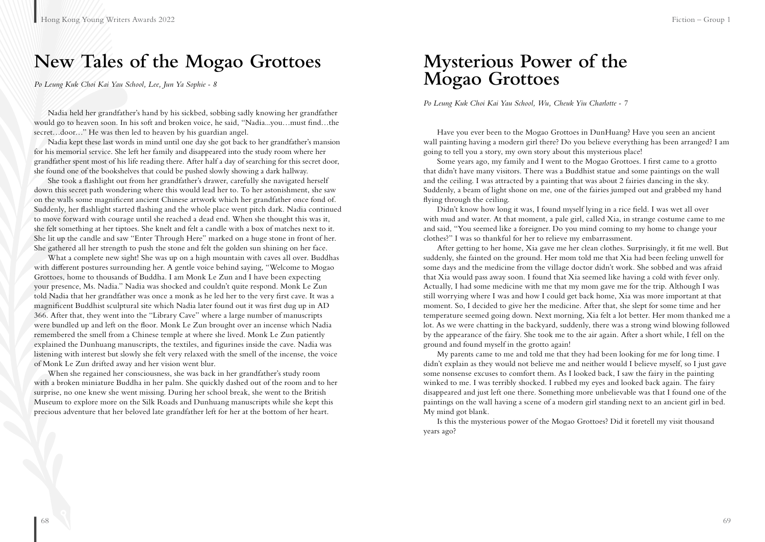# New Tales of the Mogao Grottoes

*Po Leung Kuk Choi Kai Yau School, Lee, Jun Ya Sophie - 8*

Nadia held her grandfather's hand by his sickbed, sobbing sadly knowing her grandfather would go to heaven soon. In his soft and broken voice, he said, "Nadia...you…must find…the secret…door…" He was then led to heaven by his guardian angel.

Nadia kept these last words in mind until one day she got back to her grandfather's mansion for his memorial service. She left her family and disappeared into the study room where her grandfather spent most of his life reading there. After half a day of searching for this secret door, she found one of the bookshelves that could be pushed slowly showing a dark hallway.

She took a flashlight out from her grandfather's drawer, carefully she navigated herself down this secret path wondering where this would lead her to. To her astonishment, she saw on the walls some magnificent ancient Chinese artwork which her grandfather once fond of. Suddenly, her flashlight started flashing and the whole place went pitch dark. Nadia continued to move forward with courage until she reached a dead end. When she thought this was it, she felt something at her tiptoes. She knelt and felt a candle with a box of matches next to it. She lit up the candle and saw "Enter Through Here" marked on a huge stone in front of her. She gathered all her strength to push the stone and felt the golden sun shining on her face.

What a complete new sight! She was up on a high mountain with caves all over. Buddhas with different postures surrounding her. A gentle voice behind saying, "Welcome to Mogao Grottoes, home to thousands of Buddha. I am Monk Le Zun and I have been expecting your presence, Ms. Nadia." Nadia was shocked and couldn't quite respond. Monk Le Zun told Nadia that her grandfather was once a monk as he led her to the very first cave. It was a magnificent Buddhist sculptural site which Nadia later found out it was first dug up in AD 366. After that, they went into the "Library Cave" where a large number of manuscripts were bundled up and left on the floor. Monk Le Zun brought over an incense which Nadia remembered the smell from a Chinese temple at where she lived. Monk Le Zun patiently explained the Dunhuang manuscripts, the textiles, and figurines inside the cave. Nadia was listening with interest but slowly she felt very relaxed with the smell of the incense, the voice of Monk Le Zun drifted away and her vision went blur.

When she regained her consciousness, she was back in her grandfather's study room with a broken miniature Buddha in her palm. She quickly dashed out of the room and to her surprise, no one knew she went missing. During her school break, she went to the British Museum to explore more on the Silk Roads and Dunhuang manuscripts while she kept this precious adventure that her beloved late grandfather left for her at the bottom of her heart.

# Mysterious Power of the Mogao Grottoes

*Po Leung Kuk Choi Kai Yau School, Wu, Cheuk Yiu Charlotte - 7*

Have you ever been to the Mogao Grottoes in DunHuang? Have you seen an ancient wall painting having a modern girl there? Do you believe everything has been arranged? I am going to tell you a story, my own story about this mysterious place!

Some years ago, my family and I went to the Mogao Grottoes. I first came to a grotto that didn't have many visitors. There was a Buddhist statue and some paintings on the wall and the ceiling. I was attracted by a painting that was about 2 fairies dancing in the sky. Suddenly, a beam of light shone on me, one of the fairies jumped out and grabbed my hand flying through the ceiling.

Didn't know how long it was, I found myself lying in a rice field. I was wet all over with mud and water. At that moment, a pale girl, called Xia, in strange costume came to me and said, "You seemed like a foreigner. Do you mind coming to my home to change your clothes?" I was so thankful for her to relieve my embarrassment.

After getting to her home, Xia gave me her clean clothes. Surprisingly, it fit me well. But suddenly, she fainted on the ground. Her mom told me that Xia had been feeling unwell for some days and the medicine from the village doctor didn't work. She sobbed and was afraid that Xia would pass away soon. I found that Xia seemed like having a cold with fever only. Actually, I had some medicine with me that my mom gave me for the trip. Although I was still worrying where I was and how I could get back home, Xia was more important at that moment. So, I decided to give her the medicine. After that, she slept for some time and her temperature seemed going down. Next morning, Xia felt a lot better. Her mom thanked me a lot. As we were chatting in the backyard, suddenly, there was a strong wind blowing followed by the appearance of the fairy. She took me to the air again. After a short while, I fell on the ground and found myself in the grotto again!

My parents came to me and told me that they had been looking for me for long time. I didn't explain as they would not believe me and neither would I believe myself, so I just gave some nonsense excuses to comfort them. As I looked back, I saw the fairy in the painting winked to me. I was terribly shocked. I rubbed my eyes and looked back again. The fairy disappeared and just left one there. Something more unbelievable was that I found one of the paintings on the wall having a scene of a modern girl standing next to an ancient girl in bed. My mind got blank.

Is this the mysterious power of the Mogao Grottoes? Did it foretell my visit thousand years ago?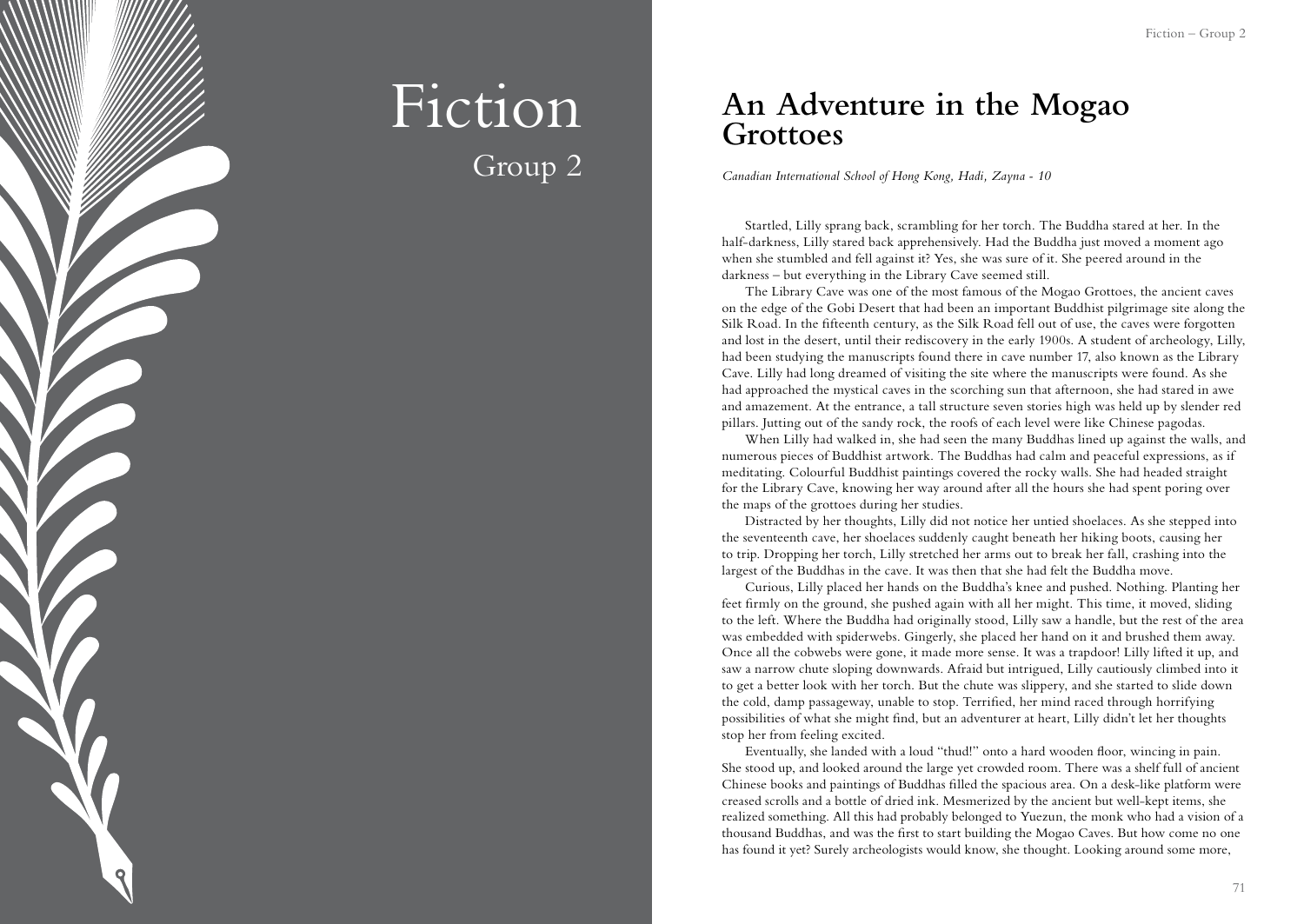# Fiction

## Group 2

## An Adventure in the Mogao Grottoes

*Canadian International School of Hong Kong, Hadi, Zayna - 10*

Startled, Lilly sprang back, scrambling for her torch. The Buddha stared at her. In the half-darkness, Lilly stared back apprehensively. Had the Buddha just moved a moment ago when she stumbled and fell against it? Yes, she was sure of it. She peered around in the darkness – but everything in the Library Cave seemed still.

The Library Cave was one of the most famous of the Mogao Grottoes, the ancient caves on the edge of the Gobi Desert that had been an important Buddhist pilgrimage site along the Silk Road. In the fifteenth century, as the Silk Road fell out of use, the caves were forgotten and lost in the desert, until their rediscovery in the early 1900s. A student of archeology, Lilly, had been studying the manuscripts found there in cave number 17, also known as the Library Cave. Lilly had long dreamed of visiting the site where the manuscripts were found. As she had approached the mystical caves in the scorching sun that afternoon, she had stared in awe and amazement. At the entrance, a tall structure seven stories high was held up by slender red pillars. Jutting out of the sandy rock, the roofs of each level were like Chinese pagodas.

When Lilly had walked in, she had seen the many Buddhas lined up against the walls, and numerous pieces of Buddhist artwork. The Buddhas had calm and peaceful expressions, as if meditating. Colourful Buddhist paintings covered the rocky walls. She had headed straight for the Library Cave, knowing her way around after all the hours she had spent poring over the maps of the grottoes during her studies.

Distracted by her thoughts, Lilly did not notice her untied shoelaces. As she stepped into the seventeenth cave, her shoelaces suddenly caught beneath her hiking boots, causing her to trip. Dropping her torch, Lilly stretched her arms out to break her fall, crashing into the largest of the Buddhas in the cave. It was then that she had felt the Buddha move.

Curious, Lilly placed her hands on the Buddha's knee and pushed. Nothing. Planting her feet firmly on the ground, she pushed again with all her might. This time, it moved, sliding to the left. Where the Buddha had originally stood, Lilly saw a handle, but the rest of the area was embedded with spiderwebs. Gingerly, she placed her hand on it and brushed them away. Once all the cobwebs were gone, it made more sense. It was a trapdoor! Lilly lifted it up, and saw a narrow chute sloping downwards. Afraid but intrigued, Lilly cautiously climbed into it to get a better look with her torch. But the chute was slippery, and she started to slide down the cold, damp passageway, unable to stop. Terrified, her mind raced through horrifying possibilities of what she might find, but an adventurer at heart, Lilly didn't let her thoughts stop her from feeling excited.

Eventually, she landed with a loud "thud!" onto a hard wooden floor, wincing in pain. She stood up, and looked around the large yet crowded room. There was a shelf full of ancient Chinese books and paintings of Buddhas filled the spacious area. On a desk-like platform were creased scrolls and a bottle of dried ink. Mesmerized by the ancient but well-kept items, she realized something. All this had probably belonged to Yuezun, the monk who had a vision of a thousand Buddhas, and was the first to start building the Mogao Caves. But how come no one has found it yet? Surely archeologists would know, she thought. Looking around some more,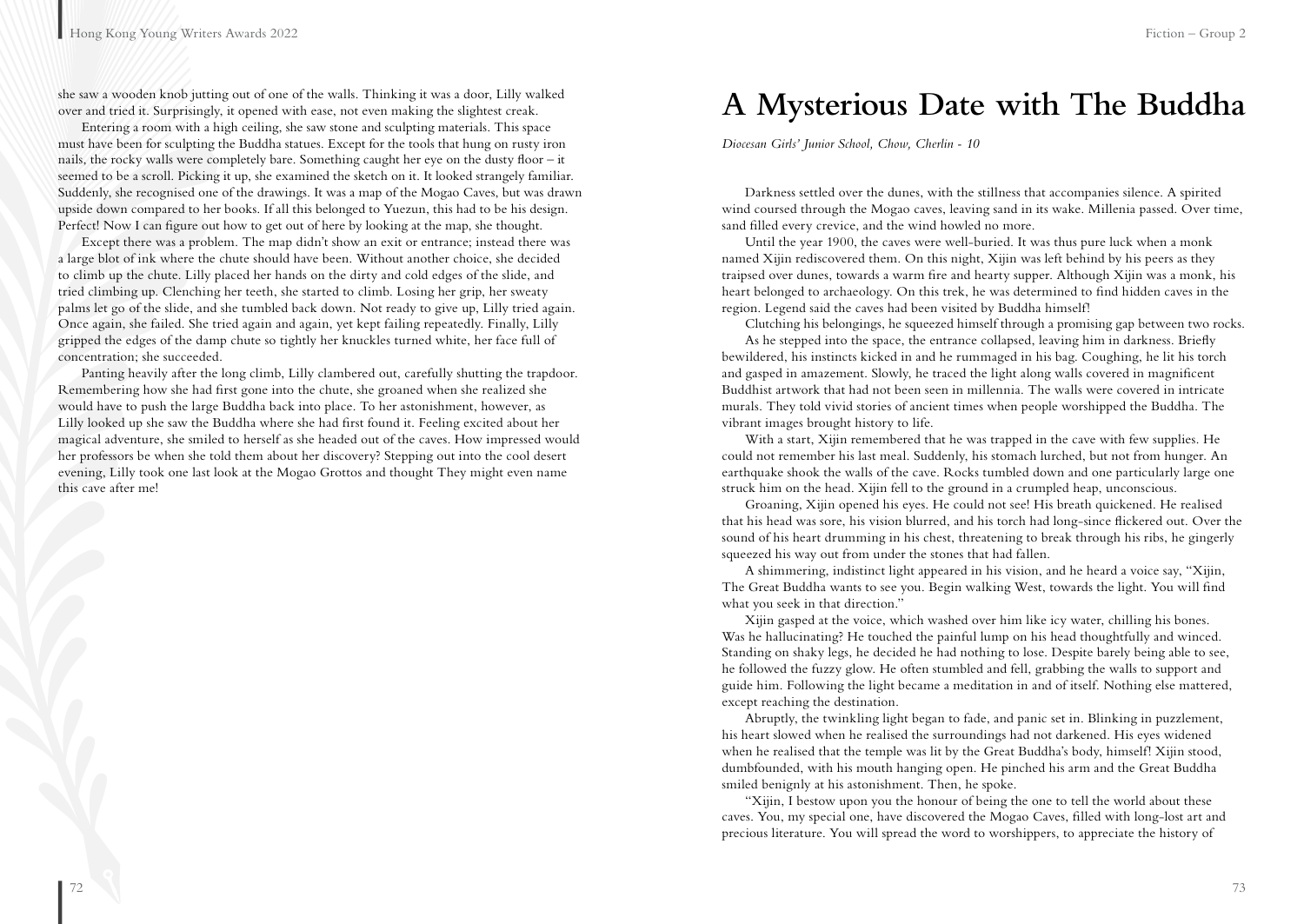she saw a wooden knob jutting out of one of the walls. Thinking it was a door, Lilly walked over and tried it. Surprisingly, it opened with ease, not even making the slightest creak.

Entering a room with a high ceiling, she saw stone and sculpting materials. This space must have been for sculpting the Buddha statues. Except for the tools that hung on rusty iron nails, the rocky walls were completely bare. Something caught her eye on the dusty floor – it seemed to be a scroll. Picking it up, she examined the sketch on it. It looked strangely familiar. Suddenly, she recognised one of the drawings. It was a map of the Mogao Caves, but was drawn upside down compared to her books. If all this belonged to Yuezun, this had to be his design. Perfect! Now I can figure out how to get out of here by looking at the map, she thought.

Except there was a problem. The map didn't show an exit or entrance; instead there was a large blot of ink where the chute should have been. Without another choice, she decided to climb up the chute. Lilly placed her hands on the dirty and cold edges of the slide, and tried climbing up. Clenching her teeth, she started to climb. Losing her grip, her sweaty palms let go of the slide, and she tumbled back down. Not ready to give up, Lilly tried again. Once again, she failed. She tried again and again, yet kept failing repeatedly. Finally, Lilly gripped the edges of the damp chute so tightly her knuckles turned white, her face full of concentration; she succeeded.

Panting heavily after the long climb, Lilly clambered out, carefully shutting the trapdoor. Remembering how she had first gone into the chute, she groaned when she realized she would have to push the large Buddha back into place. To her astonishment, however, as Lilly looked up she saw the Buddha where she had first found it. Feeling excited about her magical adventure, she smiled to herself as she headed out of the caves. How impressed would her professors be when she told them about her discovery? Stepping out into the cool desert evening, Lilly took one last look at the Mogao Grottos and thought They might even name this cave after me!

# A Mysterious Date with The Buddha

*Diocesan Girls' Junior School, Chow, Cherlin - 10*

Darkness settled over the dunes, with the stillness that accompanies silence. A spirited wind coursed through the Mogao caves, leaving sand in its wake. Millenia passed. Over time, sand filled every crevice, and the wind howled no more.

Until the year 1900, the caves were well-buried. It was thus pure luck when a monk named Xijin rediscovered them. On this night, Xijin was left behind by his peers as they traipsed over dunes, towards a warm fire and hearty supper. Although Xijin was a monk, his heart belonged to archaeology. On this trek, he was determined to find hidden caves in the region. Legend said the caves had been visited by Buddha himself!

Clutching his belongings, he squeezed himself through a promising gap between two rocks.

As he stepped into the space, the entrance collapsed, leaving him in darkness. Briefly bewildered, his instincts kicked in and he rummaged in his bag. Coughing, he lit his torch and gasped in amazement. Slowly, he traced the light along walls covered in magnificent Buddhist artwork that had not been seen in millennia. The walls were covered in intricate murals. They told vivid stories of ancient times when people worshipped the Buddha. The vibrant images brought history to life.

With a start, Xijin remembered that he was trapped in the cave with few supplies. He could not remember his last meal. Suddenly, his stomach lurched, but not from hunger. An earthquake shook the walls of the cave. Rocks tumbled down and one particularly large one struck him on the head. Xijin fell to the ground in a crumpled heap, unconscious.

Groaning, Xijin opened his eyes. He could not see! His breath quickened. He realised that his head was sore, his vision blurred, and his torch had long-since flickered out. Over the sound of his heart drumming in his chest, threatening to break through his ribs, he gingerly squeezed his way out from under the stones that had fallen.

A shimmering, indistinct light appeared in his vision, and he heard a voice say, "Xijin, The Great Buddha wants to see you. Begin walking West, towards the light. You will find what you seek in that direction."

Xijin gasped at the voice, which washed over him like icy water, chilling his bones. Was he hallucinating? He touched the painful lump on his head thoughtfully and winced. Standing on shaky legs, he decided he had nothing to lose. Despite barely being able to see, he followed the fuzzy glow. He often stumbled and fell, grabbing the walls to support and guide him. Following the light became a meditation in and of itself. Nothing else mattered, except reaching the destination.

Abruptly, the twinkling light began to fade, and panic set in. Blinking in puzzlement, his heart slowed when he realised the surroundings had not darkened. His eyes widened when he realised that the temple was lit by the Great Buddha's body, himself! Xijin stood, dumbfounded, with his mouth hanging open. He pinched his arm and the Great Buddha smiled benignly at his astonishment. Then, he spoke.

"Xijin, I bestow upon you the honour of being the one to tell the world about these caves. You, my special one, have discovered the Mogao Caves, filled with long-lost art and precious literature. You will spread the word to worshippers, to appreciate the history of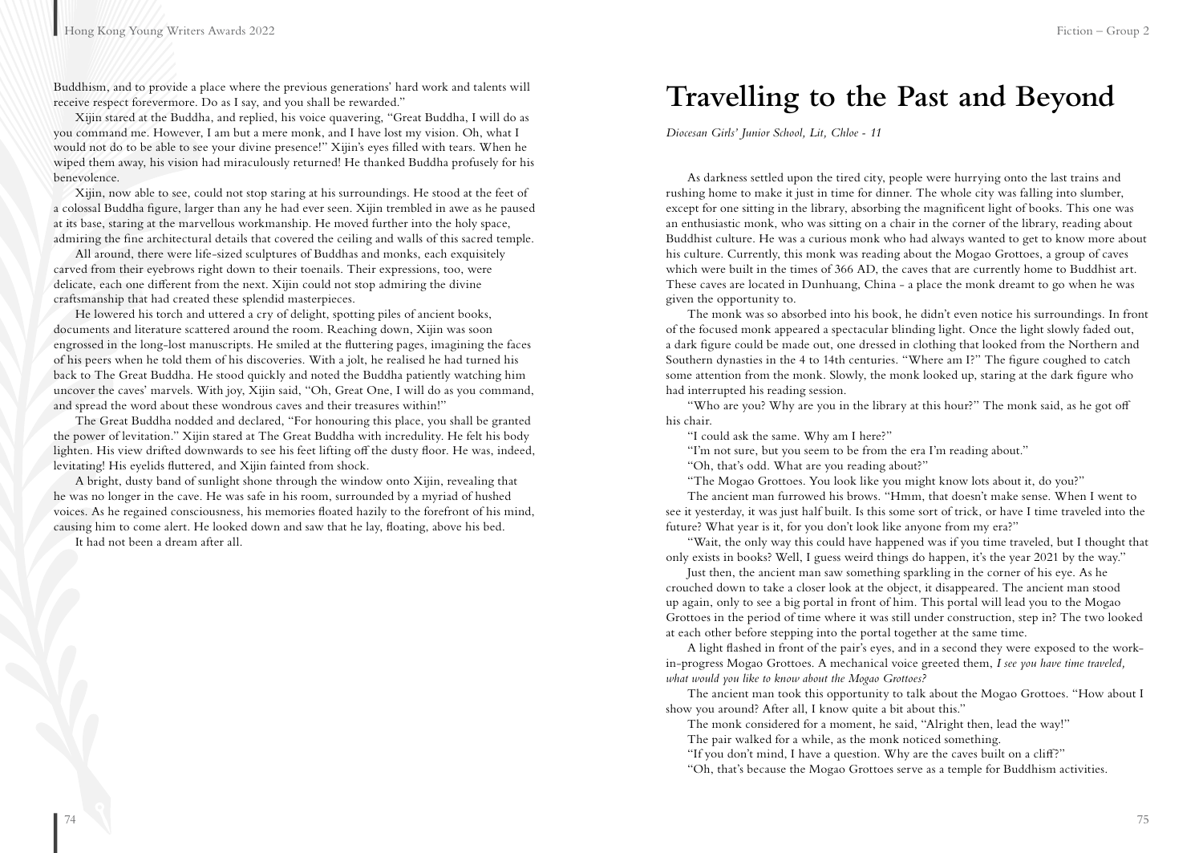Buddhism, and to provide a place where the previous generations' hard work and talents will receive respect forevermore. Do as I say, and you shall be rewarded."

Xijin stared at the Buddha, and replied, his voice quavering, "Great Buddha, I will do as you command me. However, I am but a mere monk, and I have lost my vision. Oh, what I would not do to be able to see your divine presence!" Xijin's eyes filled with tears. When he wiped them away, his vision had miraculously returned! He thanked Buddha profusely for his benevolence.

Xijin, now able to see, could not stop staring at his surroundings. He stood at the feet of a colossal Buddha figure, larger than any he had ever seen. Xijin trembled in awe as he paused at its base, staring at the marvellous workmanship. He moved further into the holy space, admiring the fine architectural details that covered the ceiling and walls of this sacred temple.

All around, there were life-sized sculptures of Buddhas and monks, each exquisitely carved from their eyebrows right down to their toenails. Their expressions, too, were delicate, each one different from the next. Xijin could not stop admiring the divine craftsmanship that had created these splendid masterpieces.

He lowered his torch and uttered a cry of delight, spotting piles of ancient books, documents and literature scattered around the room. Reaching down, Xijin was soon engrossed in the long-lost manuscripts. He smiled at the fluttering pages, imagining the faces of his peers when he told them of his discoveries. With a jolt, he realised he had turned his back to The Great Buddha. He stood quickly and noted the Buddha patiently watching him uncover the caves' marvels. With joy, Xijin said, "Oh, Great One, I will do as you command, and spread the word about these wondrous caves and their treasures within!"

The Great Buddha nodded and declared, "For honouring this place, you shall be granted the power of levitation." Xijin stared at The Great Buddha with incredulity. He felt his body lighten. His view drifted downwards to see his feet lifting off the dusty floor. He was, indeed, levitating! His eyelids fluttered, and Xijin fainted from shock.

A bright, dusty band of sunlight shone through the window onto Xijin, revealing that he was no longer in the cave. He was safe in his room, surrounded by a myriad of hushed voices. As he regained consciousness, his memories floated hazily to the forefront of his mind, causing him to come alert. He looked down and saw that he lay, floating, above his bed.

It had not been a dream after all.

# Travelling to the Past and Beyond

*Diocesan Girls' Junior School, Lit, Chloe - 11*

As darkness settled upon the tired city, people were hurrying onto the last trains and rushing home to make it just in time for dinner. The whole city was falling into slumber, except for one sitting in the library, absorbing the magnificent light of books. This one was an enthusiastic monk, who was sitting on a chair in the corner of the library, reading about Buddhist culture. He was a curious monk who had always wanted to get to know more about his culture. Currently, this monk was reading about the Mogao Grottoes, a group of caves which were built in the times of 366 AD, the caves that are currently home to Buddhist art. These caves are located in Dunhuang, China - a place the monk dreamt to go when he was given the opportunity to.

The monk was so absorbed into his book, he didn't even notice his surroundings. In front of the focused monk appeared a spectacular blinding light. Once the light slowly faded out, a dark figure could be made out, one dressed in clothing that looked from the Northern and Southern dynasties in the 4 to 14th centuries. "Where am I?" The figure coughed to catch some attention from the monk. Slowly, the monk looked up, staring at the dark figure who had interrupted his reading session.

"Who are you? Why are you in the library at this hour?" The monk said, as he got off his chair.

"I could ask the same. Why am I here?"

"I'm not sure, but you seem to be from the era I'm reading about."

"Oh, that's odd. What are you reading about?"

"The Mogao Grottoes. You look like you might know lots about it, do you?"

The ancient man furrowed his brows. "Hmm, that doesn't make sense. When I went to see it yesterday, it was just half built. Is this some sort of trick, or have I time traveled into the future? What year is it, for you don't look like anyone from my era?"

"Wait, the only way this could have happened was if you time traveled, but I thought that only exists in books? Well, I guess weird things do happen, it's the year 2021 by the way."

Just then, the ancient man saw something sparkling in the corner of his eye. As he crouched down to take a closer look at the object, it disappeared. The ancient man stood up again, only to see a big portal in front of him. This portal will lead you to the Mogao Grottoes in the period of time where it was still under construction, step in? The two looked at each other before stepping into the portal together at the same time.

A light flashed in front of the pair's eyes, and in a second they were exposed to the work-in-progress Mogao Grottoes. A mechanical voice greeted them, *I see you have time traveled, what would you like to know about the Mogao Grottoes?*

The ancient man took this opportunity to talk about the Mogao Grottoes. "How about I show you around? After all, I know quite a bit about this."

The monk considered for a moment, he said, "Alright then, lead the way!"

The pair walked for a while, as the monk noticed something.

"If you don't mind, I have a question. Why are the caves built on a cliff?"

"Oh, that's because the Mogao Grottoes serve as a temple for Buddhism activities.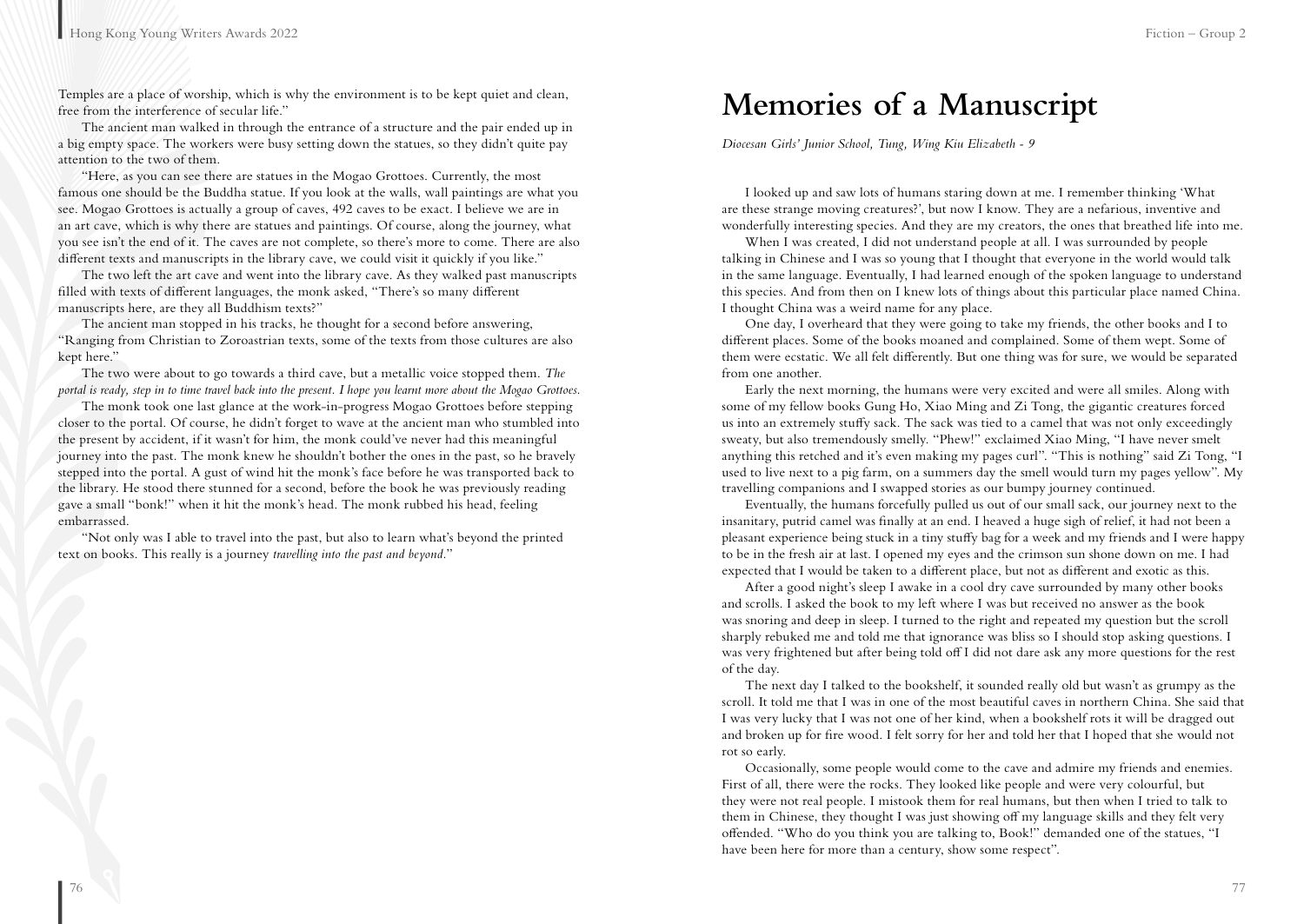Temples are a place of worship, which is why the environment is to be kept quiet and clean, free from the interference of secular life."

The ancient man walked in through the entrance of a structure and the pair ended up in a big empty space. The workers were busy setting down the statues, so they didn't quite pay attention to the two of them.

"Here, as you can see there are statues in the Mogao Grottoes. Currently, the most famous one should be the Buddha statue. If you look at the walls, wall paintings are what you see. Mogao Grottoes is actually a group of caves, 492 caves to be exact. I believe we are in an art cave, which is why there are statues and paintings. Of course, along the journey, what you see isn't the end of it. The caves are not complete, so there's more to come. There are also different texts and manuscripts in the library cave, we could visit it quickly if you like."

The two left the art cave and went into the library cave. As they walked past manuscripts filled with texts of different languages, the monk asked, "There's so many different manuscripts here, are they all Buddhism texts?"

The ancient man stopped in his tracks, he thought for a second before answering, "Ranging from Christian to Zoroastrian texts, some of the texts from those cultures are also kept here."

The two were about to go towards a third cave, but a metallic voice stopped them. *The portal is ready, step in to time travel back into the present. I hope you learnt more about the Mogao Grottoes.*

The monk took one last glance at the work-in-progress Mogao Grottoes before stepping closer to the portal. Of course, he didn't forget to wave at the ancient man who stumbled into the present by accident, if it wasn't for him, the monk could've never had this meaningful journey into the past. The monk knew he shouldn't bother the ones in the past, so he bravely stepped into the portal. A gust of wind hit the monk's face before he was transported back to the library. He stood there stunned for a second, before the book he was previously reading gave a small "bonk!" when it hit the monk's head. The monk rubbed his head, feeling embarrassed.

"Not only was I able to travel into the past, but also to learn what's beyond the printed text on books. This really is a journey *travelling into the past and beyond*."

# Memories of a Manuscript

*Diocesan Girls' Junior School, Tung, Wing Kiu Elizabeth - 9*

I looked up and saw lots of humans staring down at me. I remember thinking 'What are these strange moving creatures?', but now I know. They are a nefarious, inventive and wonderfully interesting species. And they are my creators, the ones that breathed life into me.

When I was created, I did not understand people at all. I was surrounded by people talking in Chinese and I was so young that I thought that everyone in the world would talk in the same language. Eventually, I had learned enough of the spoken language to understand this species. And from then on I knew lots of things about this particular place named China. I thought China was a weird name for any place.

One day, I overheard that they were going to take my friends, the other books and I to different places. Some of the books moaned and complained. Some of them wept. Some of them were ecstatic. We all felt differently. But one thing was for sure, we would be separated from one another.

Early the next morning, the humans were very excited and were all smiles. Along with some of my fellow books Gung Ho, Xiao Ming and Zi Tong, the gigantic creatures forced us into an extremely stuffy sack. The sack was tied to a camel that was not only exceedingly sweaty, but also tremendously smelly. "Phew!" exclaimed Xiao Ming, "I have never smelt anything this retched and it's even making my pages curl". "This is nothing" said Zi Tong, "I used to live next to a pig farm, on a summers day the smell would turn my pages yellow". My travelling companions and I swapped stories as our bumpy journey continued.

Eventually, the humans forcefully pulled us out of our small sack, our journey next to the insanitary, putrid camel was finally at an end. I heaved a huge sigh of relief, it had not been a pleasant experience being stuck in a tiny stuffy bag for a week and my friends and I were happy to be in the fresh air at last. I opened my eyes and the crimson sun shone down on me. I had expected that I would be taken to a different place, but not as different and exotic as this.

After a good night's sleep I awake in a cool dry cave surrounded by many other books and scrolls. I asked the book to my left where I was but received no answer as the book was snoring and deep in sleep. I turned to the right and repeated my question but the scroll sharply rebuked me and told me that ignorance was bliss so I should stop asking questions. I was very frightened but after being told off I did not dare ask any more questions for the rest of the day.

The next day I talked to the bookshelf, it sounded really old but wasn't as grumpy as the scroll. It told me that I was in one of the most beautiful caves in northern China. She said that I was very lucky that I was not one of her kind, when a bookshelf rots it will be dragged out and broken up for fire wood. I felt sorry for her and told her that I hoped that she would not rot so early.

Occasionally, some people would come to the cave and admire my friends and enemies. First of all, there were the rocks. They looked like people and were very colourful, but they were not real people. I mistook them for real humans, but then when I tried to talk to them in Chinese, they thought I was just showing off my language skills and they felt very offended. "Who do you think you are talking to, Book!" demanded one of the statues, "I have been here for more than a century, show some respect".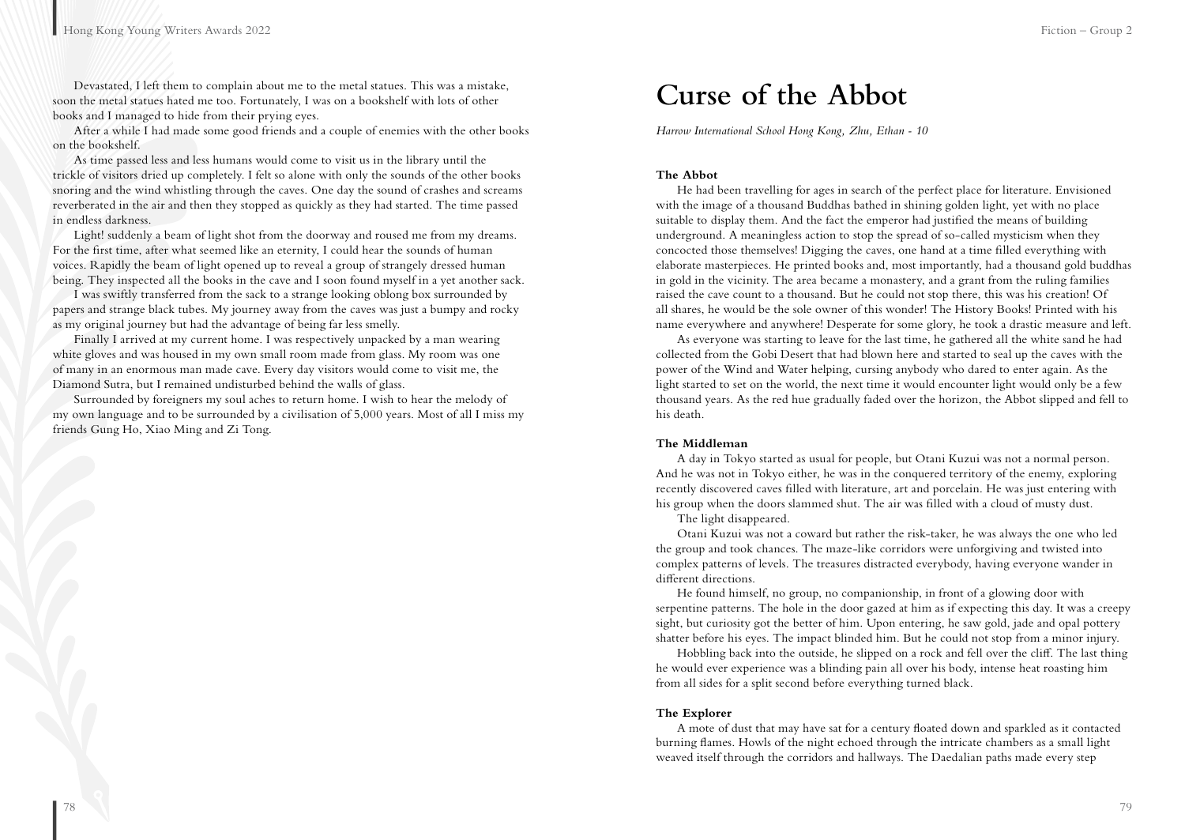Devastated, I left them to complain about me to the metal statues. This was a mistake, soon the metal statues hated me too. Fortunately, I was on a bookshelf with lots of other books and I managed to hide from their prying eyes.

After a while I had made some good friends and a couple of enemies with the other books on the bookshelf.

As time passed less and less humans would come to visit us in the library until the trickle of visitors dried up completely. I felt so alone with only the sounds of the other books snoring and the wind whistling through the caves. One day the sound of crashes and screams reverberated in the air and then they stopped as quickly as they had started. The time passed in endless darkness.

Light! suddenly a beam of light shot from the doorway and roused me from my dreams. For the first time, after what seemed like an eternity, I could hear the sounds of human voices. Rapidly the beam of light opened up to reveal a group of strangely dressed human being. They inspected all the books in the cave and I soon found myself in a yet another sack.

I was swiftly transferred from the sack to a strange looking oblong box surrounded by papers and strange black tubes. My journey away from the caves was just a bumpy and rocky as my original journey but had the advantage of being far less smelly.

Finally I arrived at my current home. I was respectively unpacked by a man wearing white gloves and was housed in my own small room made from glass. My room was one of many in an enormous man made cave. Every day visitors would come to visit me, the Diamond Sutra, but I remained undisturbed behind the walls of glass.

Surrounded by foreigners my soul aches to return home. I wish to hear the melody of my own language and to be surrounded by a civilisation of 5,000 years. Most of all I miss my friends Gung Ho, Xiao Ming and Zi Tong.

# Curse of the Abbot

*Harrow International School Hong Kong, Zhu, Ethan - 10*

**The Abbot**

He had been travelling for ages in search of the perfect place for literature. Envisioned with the image of a thousand Buddhas bathed in shining golden light, yet with no place suitable to display them. And the fact the emperor had justified the means of building underground. A meaningless action to stop the spread of so-called mysticism when they concocted those themselves! Digging the caves, one hand at a time filled everything with elaborate masterpieces. He printed books and, most importantly, had a thousand gold buddhas in gold in the vicinity. The area became a monastery, and a grant from the ruling families raised the cave count to a thousand. But he could not stop there, this was his creation! Of all shares, he would be the sole owner of this wonder! The History Books! Printed with his name everywhere and anywhere! Desperate for some glory, he took a drastic measure and left.

As everyone was starting to leave for the last time, he gathered all the white sand he had collected from the Gobi Desert that had blown here and started to seal up the caves with the power of the Wind and Water helping, cursing anybody who dared to enter again. As the light started to set on the world, the next time it would encounter light would only be a few thousand years. As the red hue gradually faded over the horizon, the Abbot slipped and fell to his death.

**The Middleman**

A day in Tokyo started as usual for people, but Otani Kuzui was not a normal person. And he was not in Tokyo either, he was in the conquered territory of the enemy, exploring recently discovered caves filled with literature, art and porcelain. He was just entering with his group when the doors slammed shut. The air was filled with a cloud of musty dust.

The light disappeared.

Otani Kuzui was not a coward but rather the risk-taker, he was always the one who led the group and took chances. The maze-like corridors were unforgiving and twisted into complex patterns of levels. The treasures distracted everybody, having everyone wander in different directions.

He found himself, no group, no companionship, in front of a glowing door with serpentine patterns. The hole in the door gazed at him as if expecting this day. It was a creepy sight, but curiosity got the better of him. Upon entering, he saw gold, jade and opal pottery shatter before his eyes. The impact blinded him. But he could not stop from a minor injury.

Hobbling back into the outside, he slipped on a rock and fell over the cliff. The last thing he would ever experience was a blinding pain all over his body, intense heat roasting him from all sides for a split second before everything turned black.

**The Explorer**

A mote of dust that may have sat for a century floated down and sparkled as it contacted burning flames. Howls of the night echoed through the intricate chambers as a small light weaved itself through the corridors and hallways. The Daedalian paths made every step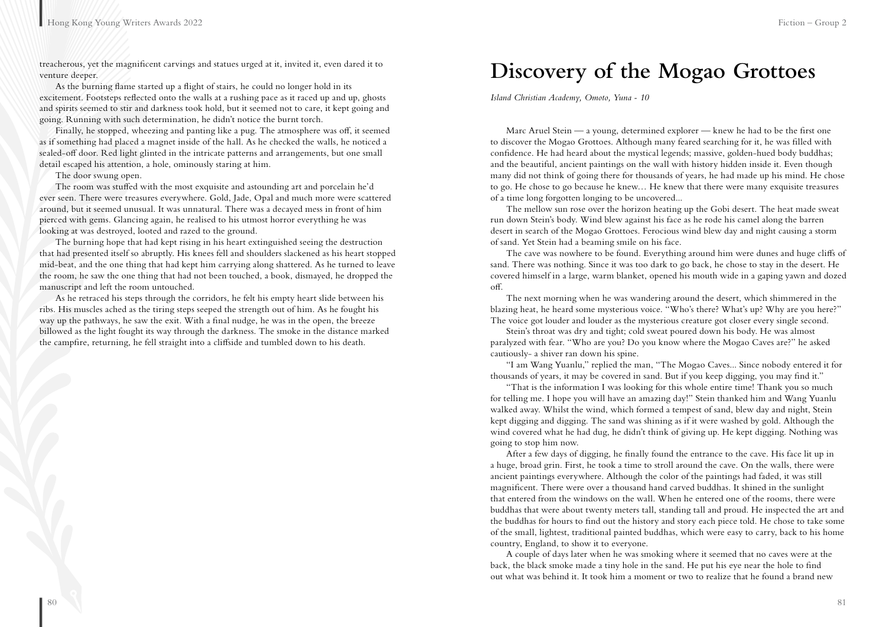treacherous, yet the magnificent carvings and statues urged at it, invited it, even dared it to venture deeper.

As the burning flame started up a flight of stairs, he could no longer hold in its excitement. Footsteps reflected onto the walls at a rushing pace as it raced up and up, ghosts and spirits seemed to stir and darkness took hold, but it seemed not to care, it kept going and going. Running with such determination, he didn't notice the burnt torch.

Finally, he stopped, wheezing and panting like a pug. The atmosphere was off, it seemed as if something had placed a magnet inside of the hall. As he checked the walls, he noticed a sealed-off door. Red light glinted in the intricate patterns and arrangements, but one small detail escaped his attention, a hole, ominously staring at him.

The door swung open.

The room was stuffed with the most exquisite and astounding art and porcelain he'd ever seen. There were treasures everywhere. Gold, Jade, Opal and much more were scattered around, but it seemed unusual. It was unnatural. There was a decayed mess in front of him pierced with gems. Glancing again, he realised to his utmost horror everything he was looking at was destroyed, looted and razed to the ground.

The burning hope that had kept rising in his heart extinguished seeing the destruction that had presented itself so abruptly. His knees fell and shoulders slackened as his heart stopped mid-beat, and the one thing that had kept him carrying along shattered. As he turned to leave the room, he saw the one thing that had not been touched, a book, dismayed, he dropped the manuscript and left the room untouched.

As he retraced his steps through the corridors, he felt his empty heart slide between his ribs. His muscles ached as the tiring steps seeped the strength out of him. As he fought his way up the pathways, he saw the exit. With a final nudge, he was in the open, the breeze billowed as the light fought its way through the darkness. The smoke in the distance marked the campfire, returning, he fell straight into a cliffside and tumbled down to his death.

# Discovery of the Mogao Grottoes

*Island Christian Academy, Omoto, Yuna - 10*

Marc Aruel Stein — a young, determined explorer — knew he had to be the first one to discover the Mogao Grottoes. Although many feared searching for it, he was filled with confidence. He had heard about the mystical legends; massive, golden-hued body buddhas; and the beautiful, ancient paintings on the wall with history hidden inside it. Even though many did not think of going there for thousands of years, he had made up his mind. He chose to go. He chose to go because he knew… He knew that there were many exquisite treasures of a time long forgotten longing to be uncovered...

The mellow sun rose over the horizon heating up the Gobi desert. The heat made sweat run down Stein's body. Wind blew against his face as he rode his camel along the barren desert in search of the Mogao Grottoes. Ferocious wind blew day and night causing a storm of sand. Yet Stein had a beaming smile on his face.

The cave was nowhere to be found. Everything around him were dunes and huge cliffs of sand. There was nothing. Since it was too dark to go back, he chose to stay in the desert. He covered himself in a large, warm blanket, opened his mouth wide in a gaping yawn and dozed off.

The next morning when he was wandering around the desert, which shimmered in the blazing heat, he heard some mysterious voice. "Who's there? What's up? Why are you here?" The voice got louder and louder as the mysterious creature got closer every single second.

Stein's throat was dry and tight; cold sweat poured down his body. He was almost paralyzed with fear. "Who are you? Do you know where the Mogao Caves are?" he asked cautiously- a shiver ran down his spine.

"I am Wang Yuanlu," replied the man, "The Mogao Caves... Since nobody entered it for thousands of years, it may be covered in sand. But if you keep digging, you may find it."

"That is the information I was looking for this whole entire time! Thank you so much for telling me. I hope you will have an amazing day!" Stein thanked him and Wang Yuanlu walked away. Whilst the wind, which formed a tempest of sand, blew day and night, Stein kept digging and digging. The sand was shining as if it were washed by gold. Although the wind covered what he had dug, he didn't think of giving up. He kept digging. Nothing was going to stop him now.

After a few days of digging, he finally found the entrance to the cave. His face lit up in a huge, broad grin. First, he took a time to stroll around the cave. On the walls, there were ancient paintings everywhere. Although the color of the paintings had faded, it was still magnificent. There were over a thousand hand carved buddhas. It shined in the sunlight that entered from the windows on the wall. When he entered one of the rooms, there were buddhas that were about twenty meters tall, standing tall and proud. He inspected the art and the buddhas for hours to find out the history and story each piece told. He chose to take some of the small, lightest, traditional painted buddhas, which were easy to carry, back to his home country, England, to show it to everyone.

A couple of days later when he was smoking where it seemed that no caves were at the back, the black smoke made a tiny hole in the sand. He put his eye near the hole to find out what was behind it. It took him a moment or two to realize that he found a brand new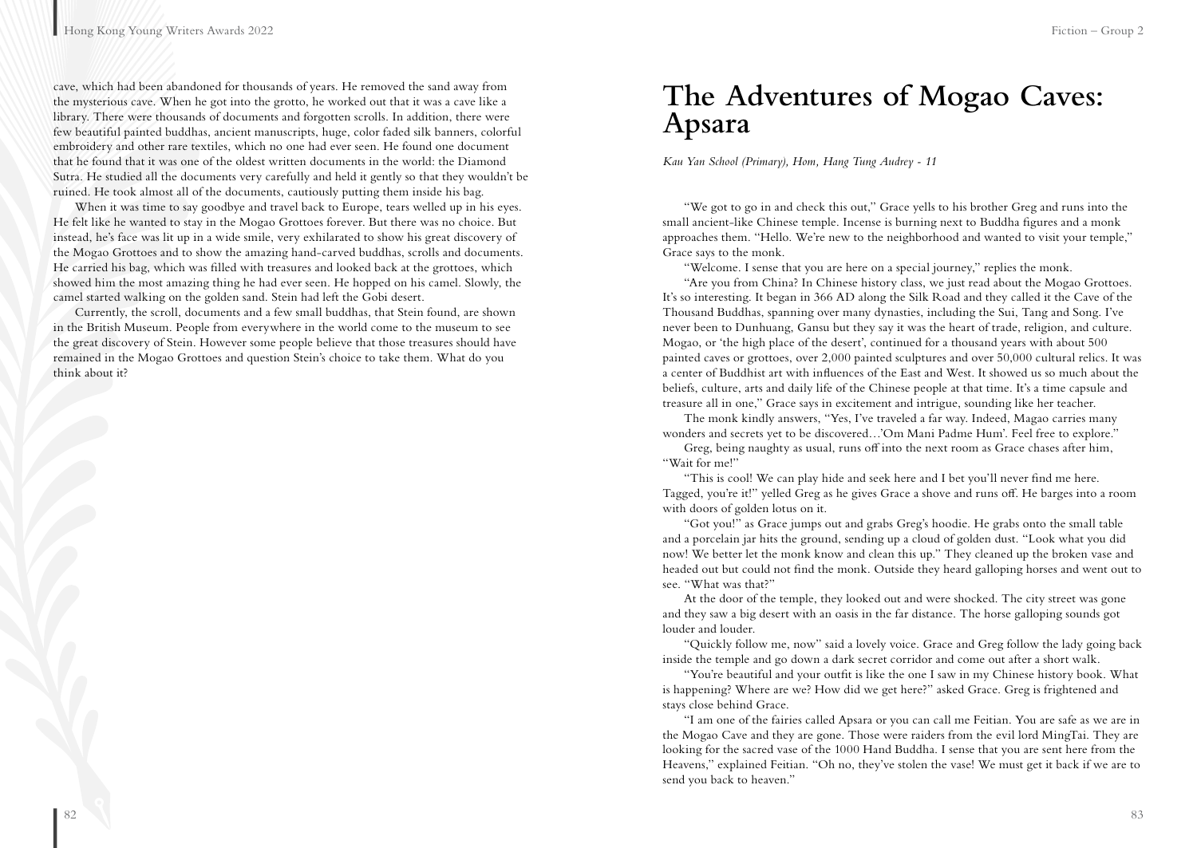cave, which had been abandoned for thousands of years. He removed the sand away from the mysterious cave. When he got into the grotto, he worked out that it was a cave like a library. There were thousands of documents and forgotten scrolls. In addition, there were few beautiful painted buddhas, ancient manuscripts, huge, color faded silk banners, colorful embroidery and other rare textiles, which no one had ever seen. He found one document that he found that it was one of the oldest written documents in the world: the Diamond Sutra. He studied all the documents very carefully and held it gently so that they wouldn't be ruined. He took almost all of the documents, cautiously putting them inside his bag.

When it was time to say goodbye and travel back to Europe, tears welled up in his eyes. He felt like he wanted to stay in the Mogao Grottoes forever. But there was no choice. But instead, he's face was lit up in a wide smile, very exhilarated to show his great discovery of the Mogao Grottoes and to show the amazing hand-carved buddhas, scrolls and documents. He carried his bag, which was filled with treasures and looked back at the grottoes, which showed him the most amazing thing he had ever seen. He hopped on his camel. Slowly, the camel started walking on the golden sand. Stein had left the Gobi desert.

Currently, the scroll, documents and a few small buddhas, that Stein found, are shown in the British Museum. People from everywhere in the world come to the museum to see the great discovery of Stein. However some people believe that those treasures should have remained in the Mogao Grottoes and question Stein's choice to take them. What do you think about it?

# The Adventures of Mogao Caves: Apsara

*Kau Yan School (Primary), Hom, Hang Tung Audrey - 11*

"We got to go in and check this out," Grace yells to his brother Greg and runs into the small ancient-like Chinese temple. Incense is burning next to Buddha figures and a monk approaches them. "Hello. We're new to the neighborhood and wanted to visit your temple," Grace says to the monk.

"Welcome. I sense that you are here on a special journey," replies the monk.

"Are you from China? In Chinese history class, we just read about the Mogao Grottoes. It's so interesting. It began in 366 AD along the Silk Road and they called it the Cave of the Thousand Buddhas, spanning over many dynasties, including the Sui, Tang and Song. I've never been to Dunhuang, Gansu but they say it was the heart of trade, religion, and culture. Mogao, or 'the high place of the desert', continued for a thousand years with about 500 painted caves or grottoes, over 2,000 painted sculptures and over 50,000 cultural relics. It was a center of Buddhist art with influences of the East and West. It showed us so much about the beliefs, culture, arts and daily life of the Chinese people at that time. It's a time capsule and treasure all in one," Grace says in excitement and intrigue, sounding like her teacher.

The monk kindly answers, "Yes, I've traveled a far way. Indeed, Magao carries many wonders and secrets yet to be discovered…'Om Mani Padme Hum'. Feel free to explore."

Greg, being naughty as usual, runs off into the next room as Grace chases after him, "Wait for me!"

"This is cool! We can play hide and seek here and I bet you'll never find me here. Tagged, you're it!" yelled Greg as he gives Grace a shove and runs off. He barges into a room with doors of golden lotus on it.

"Got you!" as Grace jumps out and grabs Greg's hoodie. He grabs onto the small table and a porcelain jar hits the ground, sending up a cloud of golden dust. "Look what you did now! We better let the monk know and clean this up." They cleaned up the broken vase and headed out but could not find the monk. Outside they heard galloping horses and went out to see. "What was that?"

At the door of the temple, they looked out and were shocked. The city street was gone and they saw a big desert with an oasis in the far distance. The horse galloping sounds got louder and louder.

"Quickly follow me, now" said a lovely voice. Grace and Greg follow the lady going back inside the temple and go down a dark secret corridor and come out after a short walk.

"You're beautiful and your outfit is like the one I saw in my Chinese history book. What is happening? Where are we? How did we get here?" asked Grace. Greg is frightened and stays close behind Grace.

"I am one of the fairies called Apsara or you can call me Feitian. You are safe as we are in the Mogao Cave and they are gone. Those were raiders from the evil lord MingTai. They are looking for the sacred vase of the 1000 Hand Buddha. I sense that you are sent here from the Heavens," explained Feitian. "Oh no, they've stolen the vase! We must get it back if we are to send you back to heaven."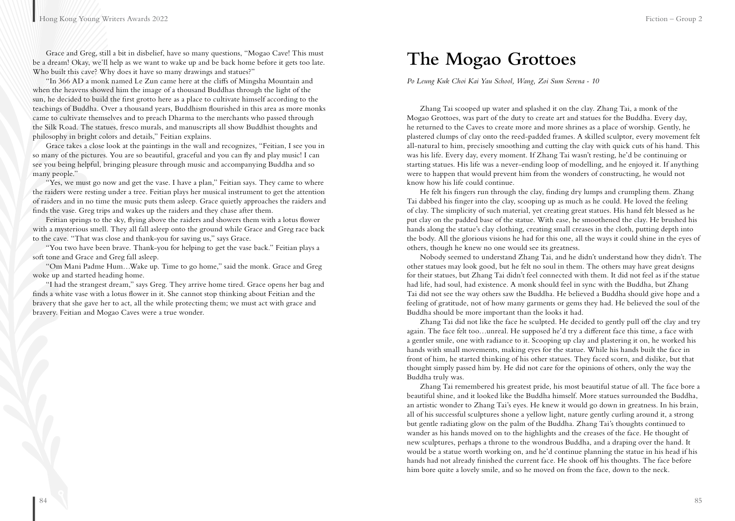Grace and Greg, still a bit in disbelief, have so many questions, "Mogao Cave! This must be a dream! Okay, we'll help as we want to wake up and be back home before it gets too late. Who built this cave? Why does it have so many drawings and statues?"

"In 366 AD a monk named Le Zun came here at the cliffs of Mingsha Mountain and when the heavens showed him the image of a thousand Buddhas through the light of the sun, he decided to build the first grotto here as a place to cultivate himself according to the teachings of Buddha. Over a thousand years, Buddhism flourished in this area as more monks came to cultivate themselves and to preach Dharma to the merchants who passed through the Silk Road. The statues, fresco murals, and manuscripts all show Buddhist thoughts and philosophy in bright colors and details," Feitian explains.

Grace takes a close look at the paintings in the wall and recognizes, "Feitian, I see you in so many of the pictures. You are so beautiful, graceful and you can fly and play music! I can see you being helpful, bringing pleasure through music and accompanying Buddha and so many people."

"Yes, we must go now and get the vase. I have a plan," Feitian says. They came to where the raiders were resting under a tree. Feitian plays her musical instrument to get the attention of raiders and in no time the music puts them asleep. Grace quietly approaches the raiders and finds the vase. Greg trips and wakes up the raiders and they chase after them.

Feitian springs to the sky, flying above the raiders and showers them with a lotus flower with a mysterious smell. They all fall asleep onto the ground while Grace and Greg race back to the cave. "That was close and thank-you for saving us," says Grace.

"You two have been brave. Thank-you for helping to get the vase back." Feitian plays a soft tone and Grace and Greg fall asleep.

"Om Mani Padme Hum…Wake up. Time to go home," said the monk. Grace and Greg woke up and started heading home.

"I had the strangest dream," says Greg. They arrive home tired. Grace opens her bag and finds a white vase with a lotus flower in it. She cannot stop thinking about Feitian and the bravery that she gave her to act, all the while protecting them; we must act with grace and bravery. Feitian and Mogao Caves were a true wonder.

# The Mogao Grottoes

*Po Leung Kuk Choi Kai Yau School, Wang, Zoi Sum Serena - 10*

Zhang Tai scooped up water and splashed it on the clay. Zhang Tai, a monk of the Mogao Grottoes, was part of the duty to create art and statues for the Buddha. Every day, he returned to the Caves to create more and more shrines as a place of worship. Gently, he plastered clumps of clay onto the reed-padded frames. A skilled sculptor, every movement felt all-natural to him, precisely smoothing and cutting the clay with quick cuts of his hand. This was his life. Every day, every moment. If Zhang Tai wasn't resting, he'd be continuing or starting statues. His life was a never-ending loop of modelling, and he enjoyed it. If anything were to happen that would prevent him from the wonders of constructing, he would not know how his life could continue.

He felt his fingers run through the clay, finding dry lumps and crumpling them. Zhang Tai dabbed his finger into the clay, scooping up as much as he could. He loved the feeling of clay. The simplicity of such material, yet creating great statues. His hand felt blessed as he put clay on the padded base of the statue. With ease, he smoothened the clay. He brushed his hands along the statue's clay clothing, creating small creases in the cloth, putting depth into the body. All the glorious visions he had for this one, all the ways it could shine in the eyes of others, though he knew no one would see its greatness.

Nobody seemed to understand Zhang Tai, and he didn't understand how they didn't. The other statues may look good, but he felt no soul in them. The others may have great designs for their statues, but Zhang Tai didn't feel connected with them. It did not feel as if the statue had life, had soul, had existence. A monk should feel in sync with the Buddha, but Zhang Tai did not see the way others saw the Buddha. He believed a Buddha should give hope and a feeling of gratitude, not of how many garments or gems they had. He believed the soul of the Buddha should be more important than the looks it had.

Zhang Tai did not like the face he sculpted. He decided to gently pull off the clay and try again. The face felt too…unreal. He supposed he'd try a different face this time, a face with a gentler smile, one with radiance to it. Scooping up clay and plastering it on, he worked his hands with small movements, making eyes for the statue. While his hands built the face in front of him, he started thinking of his other statues. They faced scorn, and dislike, but that thought simply passed him by. He did not care for the opinions of others, only the way the Buddha truly was.

Zhang Tai remembered his greatest pride, his most beautiful statue of all. The face bore a beautiful shine, and it looked like the Buddha himself. More statues surrounded the Buddha, an artistic wonder to Zhang Tai's eyes. He knew it would go down in greatness. In his brain, all of his successful sculptures shone a yellow light, nature gently curling around it, a strong but gentle radiating glow on the palm of the Buddha. Zhang Tai's thoughts continued to wander as his hands moved on to the highlights and the creases of the face. He thought of new sculptures, perhaps a throne to the wondrous Buddha, and a draping over the hand. It would be a statue worth working on, and he'd continue planning the statue in his head if his hands had not already finished the current face. He shook off his thoughts. The face before him bore quite a lovely smile, and so he moved on from the face, down to the neck.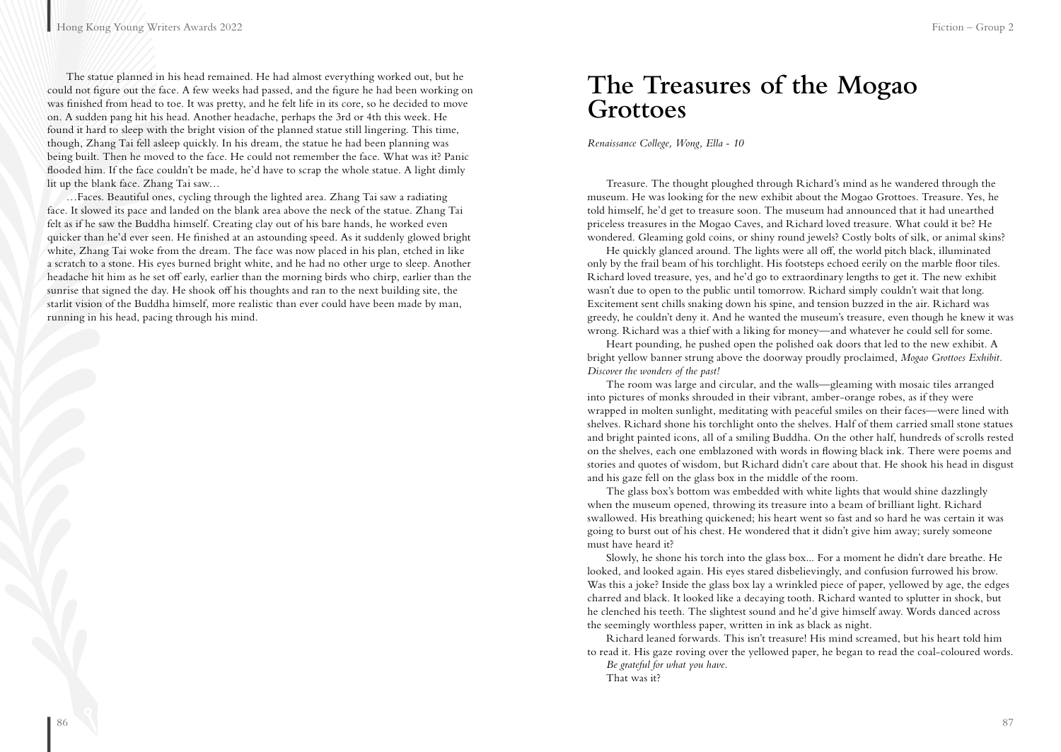The statue planned in his head remained. He had almost everything worked out, but he could not figure out the face. A few weeks had passed, and the figure he had been working on was finished from head to toe. It was pretty, and he felt life in its core, so he decided to move on. A sudden pang hit his head. Another headache, perhaps the 3rd or 4th this week. He found it hard to sleep with the bright vision of the planned statue still lingering. This time, though, Zhang Tai fell asleep quickly. In his dream, the statue he had been planning was being built. Then he moved to the face. He could not remember the face. What was it? Panic flooded him. If the face couldn't be made, he'd have to scrap the whole statue. A light dimly lit up the blank face. Zhang Tai saw…

…Faces. Beautiful ones, cycling through the lighted area. Zhang Tai saw a radiating face. It slowed its pace and landed on the blank area above the neck of the statue. Zhang Tai felt as if he saw the Buddha himself. Creating clay out of his bare hands, he worked even quicker than he'd ever seen. He finished at an astounding speed. As it suddenly glowed bright white, Zhang Tai woke from the dream. The face was now placed in his plan, etched in like a scratch to a stone. His eyes burned bright white, and he had no other urge to sleep. Another headache hit him as he set off early, earlier than the morning birds who chirp, earlier than the sunrise that signed the day. He shook off his thoughts and ran to the next building site, the starlit vision of the Buddha himself, more realistic than ever could have been made by man, running in his head, pacing through his mind.

# The Treasures of the Mogao Grottoes

*Renaissance College, Wong, Ella - 10*

Treasure. The thought ploughed through Richard's mind as he wandered through the museum. He was looking for the new exhibit about the Mogao Grottoes. Treasure. Yes, he told himself, he'd get to treasure soon. The museum had announced that it had unearthed priceless treasures in the Mogao Caves, and Richard loved treasure. What could it be? He wondered. Gleaming gold coins, or shiny round jewels? Costly bolts of silk, or animal skins?

He quickly glanced around. The lights were all off, the world pitch black, illuminated only by the frail beam of his torchlight. His footsteps echoed eerily on the marble floor tiles. Richard loved treasure, yes, and he'd go to extraordinary lengths to get it. The new exhibit wasn't due to open to the public until tomorrow. Richard simply couldn't wait that long. Excitement sent chills snaking down his spine, and tension buzzed in the air. Richard was greedy, he couldn't deny it. And he wanted the museum's treasure, even though he knew it was wrong. Richard was a thief with a liking for money—and whatever he could sell for some.

Heart pounding, he pushed open the polished oak doors that led to the new exhibit. A bright yellow banner strung above the doorway proudly proclaimed, *Mogao Grottoes Exhibit. Discover the wonders of the past!*

The room was large and circular, and the walls—gleaming with mosaic tiles arranged into pictures of monks shrouded in their vibrant, amber-orange robes, as if they were wrapped in molten sunlight, meditating with peaceful smiles on their faces—were lined with shelves. Richard shone his torchlight onto the shelves. Half of them carried small stone statues and bright painted icons, all of a smiling Buddha. On the other half, hundreds of scrolls rested on the shelves, each one emblazoned with words in flowing black ink. There were poems and stories and quotes of wisdom, but Richard didn't care about that. He shook his head in disgust and his gaze fell on the glass box in the middle of the room.

The glass box's bottom was embedded with white lights that would shine dazzlingly when the museum opened, throwing its treasure into a beam of brilliant light. Richard swallowed. His breathing quickened; his heart went so fast and so hard he was certain it was going to burst out of his chest. He wondered that it didn't give him away; surely someone must have heard it?

Slowly, he shone his torch into the glass box... For a moment he didn't dare breathe. He looked, and looked again. His eyes stared disbelievingly, and confusion furrowed his brow. Was this a joke? Inside the glass box lay a wrinkled piece of paper, yellowed by age, the edges charred and black. It looked like a decaying tooth. Richard wanted to splutter in shock, but he clenched his teeth. The slightest sound and he'd give himself away. Words danced across the seemingly worthless paper, written in ink as black as night.

Richard leaned forwards. This isn't treasure! His mind screamed, but his heart told him to read it. His gaze roving over the yellowed paper, he began to read the coal-coloured words.

*Be grateful for what you have.*

That was it?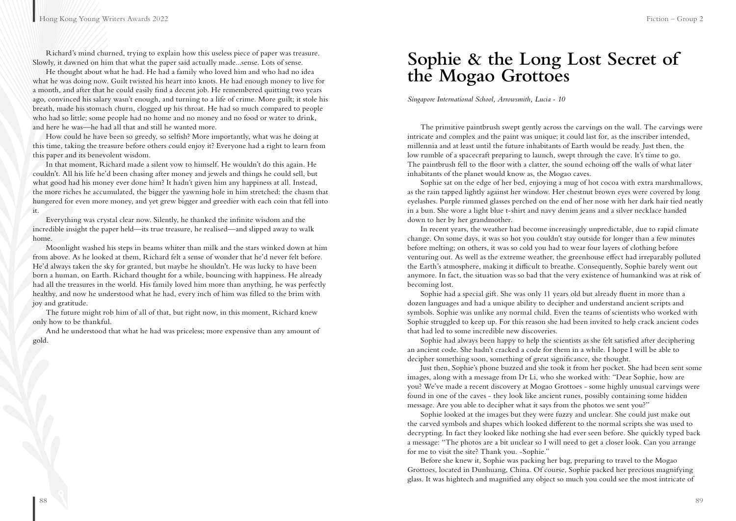Richard's mind churned, trying to explain how this useless piece of paper was treasure. Slowly, it dawned on him that what the paper said actually made...sense. Lots of sense.

He thought about what he had. He had a family who loved him and who had no idea what he was doing now. Guilt twisted his heart into knots. He had enough money to live for a month, and after that he could easily find a decent job. He remembered quitting two years ago, convinced his salary wasn't enough, and turning to a life of crime. More guilt; it stole his breath, made his stomach churn, clogged up his throat. He had so much compared to people who had so little; some people had no home and no money and no food or water to drink, and here he was—he had all that and still he wanted more.

How could he have been so greedy, so selfish? More importantly, what was he doing at this time, taking the treasure before others could enjoy it? Everyone had a right to learn from this paper and its benevolent wisdom.

In that moment, Richard made a silent vow to himself. He wouldn't do this again. He couldn't. All his life he'd been chasing after money and jewels and things he could sell, but what good had his money ever done him? It hadn't given him any happiness at all. Instead, the more riches he accumulated, the bigger the yawning hole in him stretched: the chasm that hungered for even more money, and yet grew bigger and greedier with each coin that fell into it.

Everything was crystal clear now. Silently, he thanked the infinite wisdom and the incredible insight the paper held—its true treasure, he realised—and slipped away to walk home.

Moonlight washed his steps in beams whiter than milk and the stars winked down at him from above. As he looked at them, Richard felt a sense of wonder that he'd never felt before. He'd always taken the sky for granted, but maybe he shouldn't. He was lucky to have been born a human, on Earth. Richard thought for a while, bouncing with happiness. He already had all the treasures in the world. His family loved him more than anything, he was perfectly healthy, and now he understood what he had, every inch of him was filled to the brim with joy and gratitude.

The future might rob him of all of that, but right now, in this moment, Richard knew only how to be thankful.

And he understood that what he had was priceless; more expensive than any amount of gold.

# Sophie & the Long Lost Secret of the Mogao Grottoes

*Singapore International School, Arrowsmith, Lucia - 10*

The primitive paintbrush swept gently across the carvings on the wall. The carvings were intricate and complex and the paint was unique; it could last for, as the inscriber intended, millennia and at least until the future inhabitants of Earth would be ready. Just then, the low rumble of a spacecraft preparing to launch, swept through the cave. It's time to go. The paintbrush fell to the floor with a clatter, the sound echoing off the walls of what later inhabitants of the planet would know as, the Mogao caves.

Sophie sat on the edge of her bed, enjoying a mug of hot cocoa with extra marshmallows, as the rain tapped lightly against her window. Her chestnut brown eyes were covered by long eyelashes. Purple rimmed glasses perched on the end of her nose with her dark hair tied neatly in a bun. She wore a light blue t-shirt and navy denim jeans and a silver necklace handed down to her by her grandmother.

In recent years, the weather had become increasingly unpredictable, due to rapid climate change. On some days, it was so hot you couldn't stay outside for longer than a few minutes before melting; on others, it was so cold you had to wear four layers of clothing before venturing out. As well as the extreme weather, the greenhouse effect had irreparably polluted the Earth's atmosphere, making it difficult to breathe. Consequently, Sophie barely went out anymore. In fact, the situation was so bad that the very existence of humankind was at risk of becoming lost.

Sophie had a special gift. She was only 11 years old but already fluent in more than a dozen languages and had a unique ability to decipher and understand ancient scripts and symbols. Sophie was unlike any normal child. Even the teams of scientists who worked with Sophie struggled to keep up. For this reason she had been invited to help crack ancient codes that had led to some incredible new discoveries.

Sophie had always been happy to help the scientists as she felt satisfied after deciphering an ancient code. She hadn't cracked a code for them in a while. I hope I will be able to decipher something soon, something of great significance, she thought.

Just then, Sophie's phone buzzed and she took it from her pocket. She had been sent some images, along with a message from Dr Li, who she worked with: "Dear Sophie, how are you? We've made a recent discovery at Mogao Grottoes - some highly unusual carvings were found in one of the caves - they look like ancient runes, possibly containing some hidden message. Are you able to decipher what it says from the photos we sent you?"

Sophie looked at the images but they were fuzzy and unclear. She could just make out the carved symbols and shapes which looked different to the normal scripts she was used to decrypting. In fact they looked like nothing she had ever seen before. She quickly typed back a message: "The photos are a bit unclear so I will need to get a closer look. Can you arrange for me to visit the site? Thank you. -Sophie."

Before she knew it, Sophie was packing her bag, preparing to travel to the Mogao Grottoes, located in Dunhuang, China. Of course, Sophie packed her precious magnifying glass. It was hightech and magnified any object so much you could see the most intricate of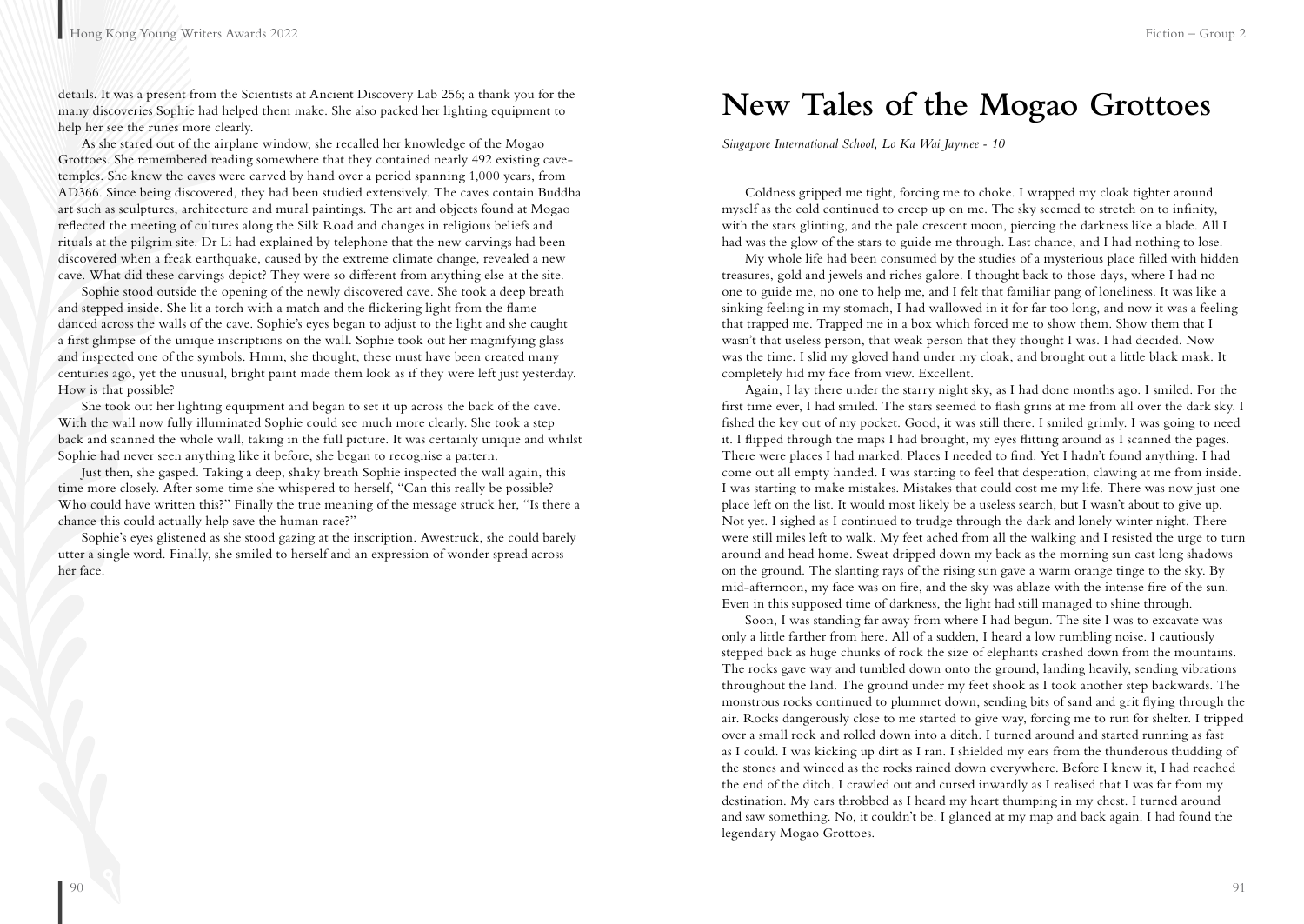details. It was a present from the Scientists at Ancient Discovery Lab 256; a thank you for the many discoveries Sophie had helped them make. She also packed her lighting equipment to help her see the runes more clearly.

As she stared out of the airplane window, she recalled her knowledge of the Mogao Grottoes. She remembered reading somewhere that they contained nearly 492 existing cave-temples. She knew the caves were carved by hand over a period spanning 1,000 years, from AD366. Since being discovered, they had been studied extensively. The caves contain Buddha art such as sculptures, architecture and mural paintings. The art and objects found at Mogao reflected the meeting of cultures along the Silk Road and changes in religious beliefs and rituals at the pilgrim site. Dr Li had explained by telephone that the new carvings had been discovered when a freak earthquake, caused by the extreme climate change, revealed a new cave. What did these carvings depict? They were so different from anything else at the site.

Sophie stood outside the opening of the newly discovered cave. She took a deep breath and stepped inside. She lit a torch with a match and the flickering light from the flame danced across the walls of the cave. Sophie's eyes began to adjust to the light and she caught a first glimpse of the unique inscriptions on the wall. Sophie took out her magnifying glass and inspected one of the symbols. Hmm, she thought, these must have been created many centuries ago, yet the unusual, bright paint made them look as if they were left just yesterday. How is that possible?

She took out her lighting equipment and began to set it up across the back of the cave. With the wall now fully illuminated Sophie could see much more clearly. She took a step back and scanned the whole wall, taking in the full picture. It was certainly unique and whilst Sophie had never seen anything like it before, she began to recognise a pattern.

Just then, she gasped. Taking a deep, shaky breath Sophie inspected the wall again, this time more closely. After some time she whispered to herself, "Can this really be possible? Who could have written this?" Finally the true meaning of the message struck her, "Is there a chance this could actually help save the human race?"

Sophie's eyes glistened as she stood gazing at the inscription. Awestruck, she could barely utter a single word. Finally, she smiled to herself and an expression of wonder spread across her face.

# New Tales of the Mogao Grottoes

*Singapore International School, Lo Ka Wai Jaymee - 10*

Coldness gripped me tight, forcing me to choke. I wrapped my cloak tighter around myself as the cold continued to creep up on me. The sky seemed to stretch on to infinity, with the stars glinting, and the pale crescent moon, piercing the darkness like a blade. All I had was the glow of the stars to guide me through. Last chance, and I had nothing to lose.

My whole life had been consumed by the studies of a mysterious place filled with hidden treasures, gold and jewels and riches galore. I thought back to those days, where I had no one to guide me, no one to help me, and I felt that familiar pang of loneliness. It was like a sinking feeling in my stomach, I had wallowed in it for far too long, and now it was a feeling that trapped me. Trapped me in a box which forced me to show them. Show them that I wasn't that useless person, that weak person that they thought I was. I had decided. Now was the time. I slid my gloved hand under my cloak, and brought out a little black mask. It completely hid my face from view. Excellent.

Again, I lay there under the starry night sky, as I had done months ago. I smiled. For the first time ever, I had smiled. The stars seemed to flash grins at me from all over the dark sky. I fished the key out of my pocket. Good, it was still there. I smiled grimly. I was going to need it. I flipped through the maps I had brought, my eyes flitting around as I scanned the pages. There were places I had marked. Places I needed to find. Yet I hadn't found anything. I had come out all empty handed. I was starting to feel that desperation, clawing at me from inside. I was starting to make mistakes. Mistakes that could cost me my life. There was now just one place left on the list. It would most likely be a useless search, but I wasn't about to give up. Not yet. I sighed as I continued to trudge through the dark and lonely winter night. There were still miles left to walk. My feet ached from all the walking and I resisted the urge to turn around and head home. Sweat dripped down my back as the morning sun cast long shadows on the ground. The slanting rays of the rising sun gave a warm orange tinge to the sky. By mid-afternoon, my face was on fire, and the sky was ablaze with the intense fire of the sun. Even in this supposed time of darkness, the light had still managed to shine through.

Soon, I was standing far away from where I had begun. The site I was to excavate was only a little farther from here. All of a sudden, I heard a low rumbling noise. I cautiously stepped back as huge chunks of rock the size of elephants crashed down from the mountains. The rocks gave way and tumbled down onto the ground, landing heavily, sending vibrations throughout the land. The ground under my feet shook as I took another step backwards. The monstrous rocks continued to plummet down, sending bits of sand and grit flying through the air. Rocks dangerously close to me started to give way, forcing me to run for shelter. I tripped over a small rock and rolled down into a ditch. I turned around and started running as fast as I could. I was kicking up dirt as I ran. I shielded my ears from the thunderous thudding of the stones and winced as the rocks rained down everywhere. Before I knew it, I had reached the end of the ditch. I crawled out and cursed inwardly as I realised that I was far from my destination. My ears throbbed as I heard my heart thumping in my chest. I turned around and saw something. No, it couldn't be. I glanced at my map and back again. I had found the legendary Mogao Grottoes.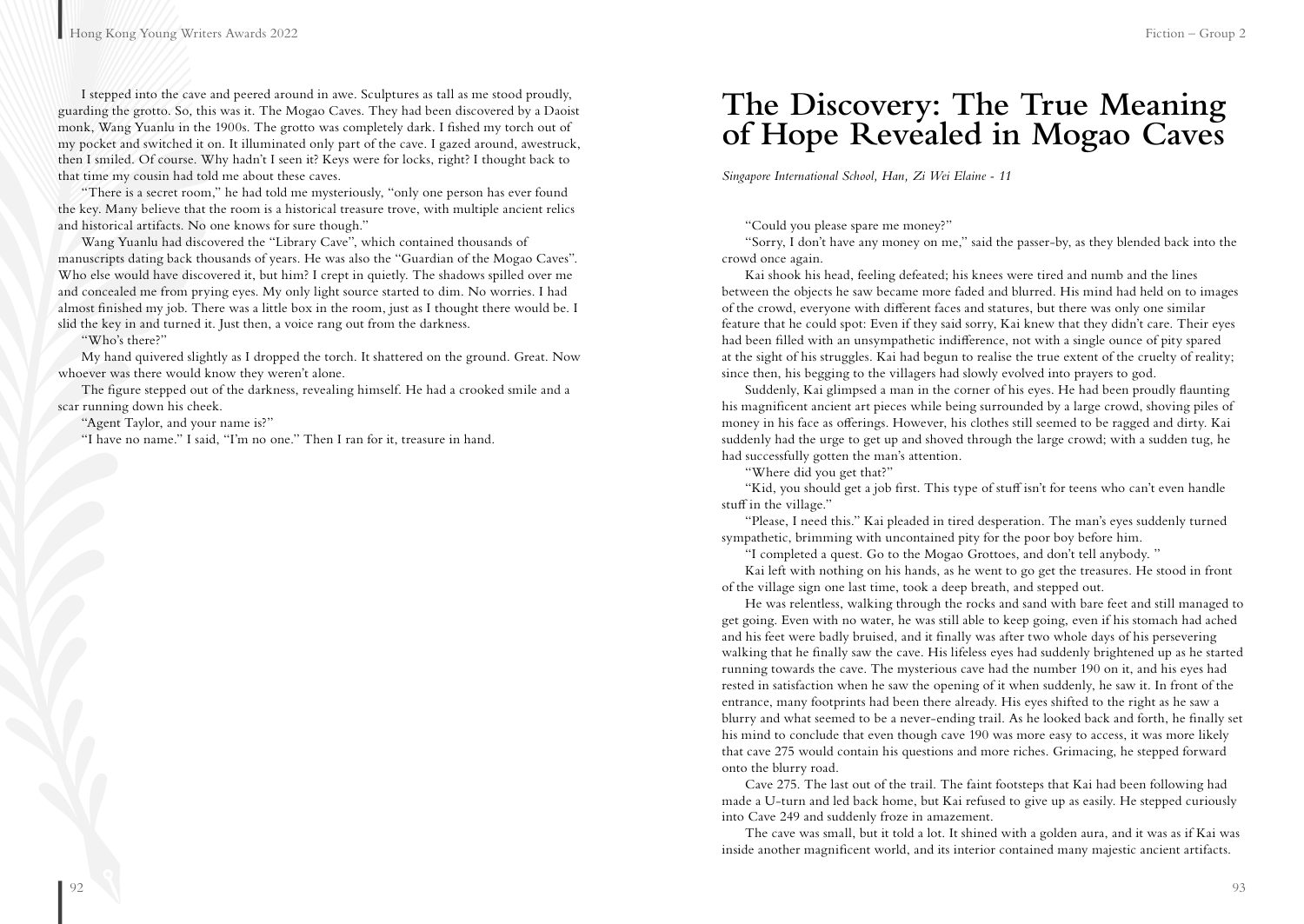I stepped into the cave and peered around in awe. Sculptures as tall as me stood proudly, guarding the grotto. So, this was it. The Mogao Caves. They had been discovered by a Daoist monk, Wang Yuanlu in the 1900s. The grotto was completely dark. I fished my torch out of my pocket and switched it on. It illuminated only part of the cave. I gazed around, awestruck, then I smiled. Of course. Why hadn't I seen it? Keys were for locks, right? I thought back to that time my cousin had told me about these caves.

"There is a secret room," he had told me mysteriously, "only one person has ever found the key. Many believe that the room is a historical treasure trove, with multiple ancient relics and historical artifacts. No one knows for sure though."

Wang Yuanlu had discovered the "Library Cave", which contained thousands of manuscripts dating back thousands of years. He was also the "Guardian of the Mogao Caves". Who else would have discovered it, but him? I crept in quietly. The shadows spilled over me and concealed me from prying eyes. My only light source started to dim. No worries. I had almost finished my job. There was a little box in the room, just as I thought there would be. I slid the key in and turned it. Just then, a voice rang out from the darkness.

"Who's there?"

My hand quivered slightly as I dropped the torch. It shattered on the ground. Great. Now whoever was there would know they weren't alone.

The figure stepped out of the darkness, revealing himself. He had a crooked smile and a scar running down his cheek.

"Agent Taylor, and your name is?"

"I have no name." I said, "I'm no one." Then I ran for it, treasure in hand.

# The Discovery: The True Meaning of Hope Revealed in Mogao Caves

*Singapore International School, Han, Zi Wei Elaine - 11*

"Could you please spare me money?"

"Sorry, I don't have any money on me," said the passer-by, as they blended back into the crowd once again.

Kai shook his head, feeling defeated; his knees were tired and numb and the lines between the objects he saw became more faded and blurred. His mind had held on to images of the crowd, everyone with different faces and statures, but there was only one similar feature that he could spot: Even if they said sorry, Kai knew that they didn't care. Their eyes had been filled with an unsympathetic indifference, not with a single ounce of pity spared at the sight of his struggles. Kai had begun to realise the true extent of the cruelty of reality; since then, his begging to the villagers had slowly evolved into prayers to god.

Suddenly, Kai glimpsed a man in the corner of his eyes. He had been proudly flaunting his magnificent ancient art pieces while being surrounded by a large crowd, shoving piles of money in his face as offerings. However, his clothes still seemed to be ragged and dirty. Kai suddenly had the urge to get up and shoved through the large crowd; with a sudden tug, he had successfully gotten the man's attention.

"Where did you get that?"

"Kid, you should get a job first. This type of stuff isn't for teens who can't even handle stuff in the village."

"Please, I need this." Kai pleaded in tired desperation. The man's eyes suddenly turned sympathetic, brimming with uncontained pity for the poor boy before him.

"I completed a quest. Go to the Mogao Grottoes, and don't tell anybody. "

Kai left with nothing on his hands, as he went to go get the treasures. He stood in front of the village sign one last time, took a deep breath, and stepped out.

He was relentless, walking through the rocks and sand with bare feet and still managed to get going. Even with no water, he was still able to keep going, even if his stomach had ached and his feet were badly bruised, and it finally was after two whole days of his persevering walking that he finally saw the cave. His lifeless eyes had suddenly brightened up as he started running towards the cave. The mysterious cave had the number 190 on it, and his eyes had rested in satisfaction when he saw the opening of it when suddenly, he saw it. In front of the entrance, many footprints had been there already. His eyes shifted to the right as he saw a blurry and what seemed to be a never-ending trail. As he looked back and forth, he finally set his mind to conclude that even though cave 190 was more easy to access, it was more likely that cave 275 would contain his questions and more riches. Grimacing, he stepped forward onto the blurry road.

Cave 275. The last out of the trail. The faint footsteps that Kai had been following had made a U-turn and led back home, but Kai refused to give up as easily. He stepped curiously into Cave 249 and suddenly froze in amazement.

The cave was small, but it told a lot. It shined with a golden aura, and it was as if Kai was inside another magnificent world, and its interior contained many majestic ancient artifacts.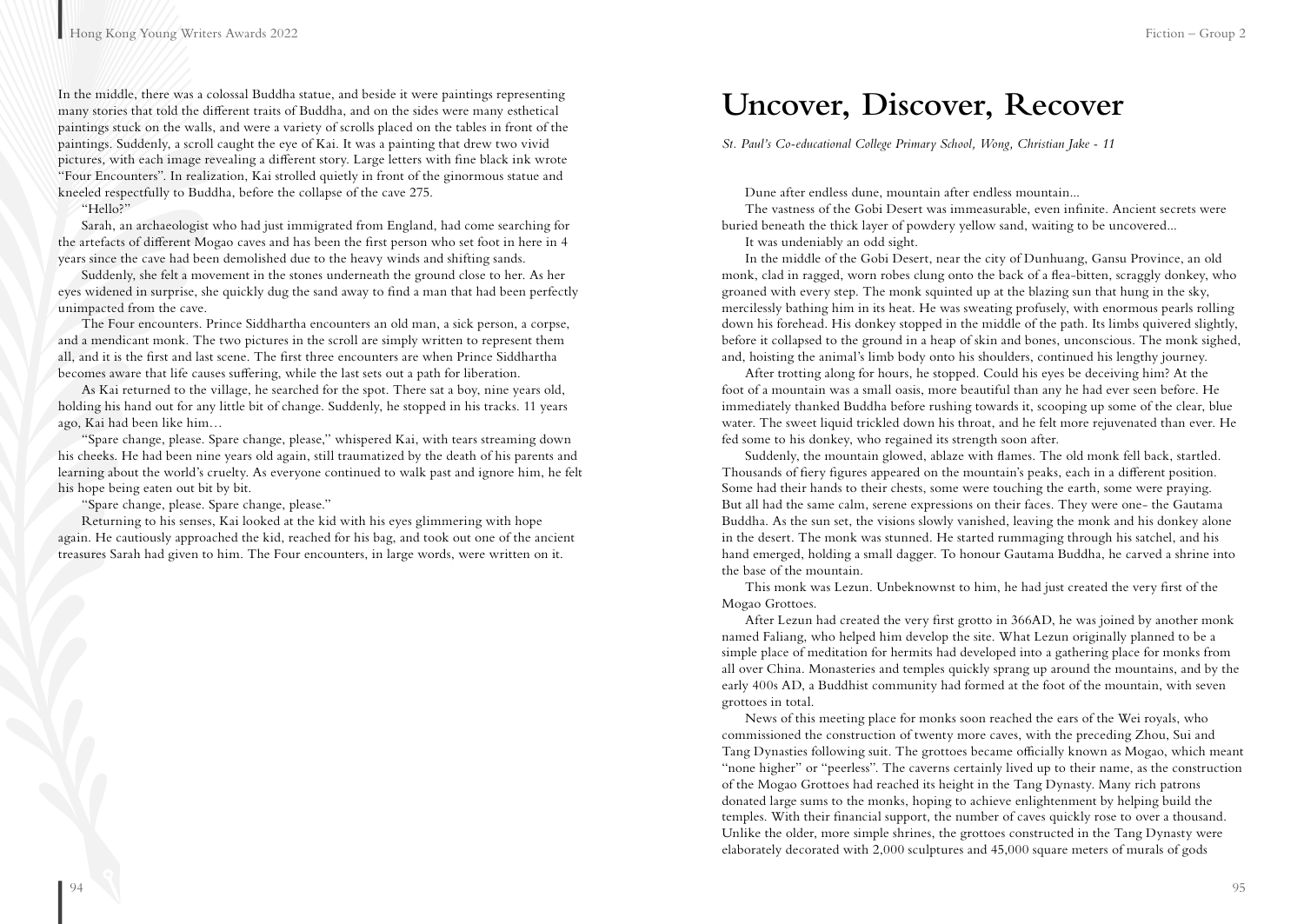In the middle, there was a colossal Buddha statue, and beside it were paintings representing many stories that told the different traits of Buddha, and on the sides were many esthetical paintings stuck on the walls, and were a variety of scrolls placed on the tables in front of the paintings. Suddenly, a scroll caught the eye of Kai. It was a painting that drew two vivid pictures, with each image revealing a different story. Large letters with fine black ink wrote "Four Encounters". In realization, Kai strolled quietly in front of the ginormous statue and kneeled respectfully to Buddha, before the collapse of the cave 275.

"Hello?"

Sarah, an archaeologist who had just immigrated from England, had come searching for the artefacts of different Mogao caves and has been the first person who set foot in here in 4 years since the cave had been demolished due to the heavy winds and shifting sands.

Suddenly, she felt a movement in the stones underneath the ground close to her. As her eyes widened in surprise, she quickly dug the sand away to find a man that had been perfectly unimpacted from the cave.

The Four encounters. Prince Siddhartha encounters an old man, a sick person, a corpse, and a mendicant monk. The two pictures in the scroll are simply written to represent them all, and it is the first and last scene. The first three encounters are when Prince Siddhartha becomes aware that life causes suffering, while the last sets out a path for liberation.

As Kai returned to the village, he searched for the spot. There sat a boy, nine years old, holding his hand out for any little bit of change. Suddenly, he stopped in his tracks. 11 years ago, Kai had been like him…

"Spare change, please. Spare change, please," whispered Kai, with tears streaming down his cheeks. He had been nine years old again, still traumatized by the death of his parents and learning about the world's cruelty. As everyone continued to walk past and ignore him, he felt his hope being eaten out bit by bit.

"Spare change, please. Spare change, please."

Returning to his senses, Kai looked at the kid with his eyes glimmering with hope again. He cautiously approached the kid, reached for his bag, and took out one of the ancient treasures Sarah had given to him. The Four encounters, in large words, were written on it.

# Uncover, Discover, Recover

*St. Paul's Co-educational College Primary School, Wong, Christian Jake - 11*

Dune after endless dune, mountain after endless mountain...

The vastness of the Gobi Desert was immeasurable, even infinite. Ancient secrets were buried beneath the thick layer of powdery yellow sand, waiting to be uncovered...

It was undeniably an odd sight.

In the middle of the Gobi Desert, near the city of Dunhuang, Gansu Province, an old monk, clad in ragged, worn robes clung onto the back of a flea-bitten, scraggly donkey, who groaned with every step. The monk squinted up at the blazing sun that hung in the sky, mercilessly bathing him in its heat. He was sweating profusely, with enormous pearls rolling down his forehead. His donkey stopped in the middle of the path. Its limbs quivered slightly, before it collapsed to the ground in a heap of skin and bones, unconscious. The monk sighed, and, hoisting the animal's limb body onto his shoulders, continued his lengthy journey.

After trotting along for hours, he stopped. Could his eyes be deceiving him? At the foot of a mountain was a small oasis, more beautiful than any he had ever seen before. He immediately thanked Buddha before rushing towards it, scooping up some of the clear, blue water. The sweet liquid trickled down his throat, and he felt more rejuvenated than ever. He fed some to his donkey, who regained its strength soon after.

Suddenly, the mountain glowed, ablaze with flames. The old monk fell back, startled. Thousands of fiery figures appeared on the mountain's peaks, each in a different position. Some had their hands to their chests, some were touching the earth, some were praying. But all had the same calm, serene expressions on their faces. They were one- the Gautama Buddha. As the sun set, the visions slowly vanished, leaving the monk and his donkey alone in the desert. The monk was stunned. He started rummaging through his satchel, and his hand emerged, holding a small dagger. To honour Gautama Buddha, he carved a shrine into the base of the mountain.

This monk was Lezun. Unbeknownst to him, he had just created the very first of the Mogao Grottoes.

After Lezun had created the very first grotto in 366AD, he was joined by another monk named Faliang, who helped him develop the site. What Lezun originally planned to be a simple place of meditation for hermits had developed into a gathering place for monks from all over China. Monasteries and temples quickly sprang up around the mountains, and by the early 400s AD, a Buddhist community had formed at the foot of the mountain, with seven grottoes in total.

News of this meeting place for monks soon reached the ears of the Wei royals, who commissioned the construction of twenty more caves, with the preceding Zhou, Sui and Tang Dynasties following suit. The grottoes became officially known as Mogao, which meant "none higher" or "peerless". The caverns certainly lived up to their name, as the construction of the Mogao Grottoes had reached its height in the Tang Dynasty. Many rich patrons donated large sums to the monks, hoping to achieve enlightenment by helping build the temples. With their financial support, the number of caves quickly rose to over a thousand. Unlike the older, more simple shrines, the grottoes constructed in the Tang Dynasty were elaborately decorated with 2,000 sculptures and 45,000 square meters of murals of gods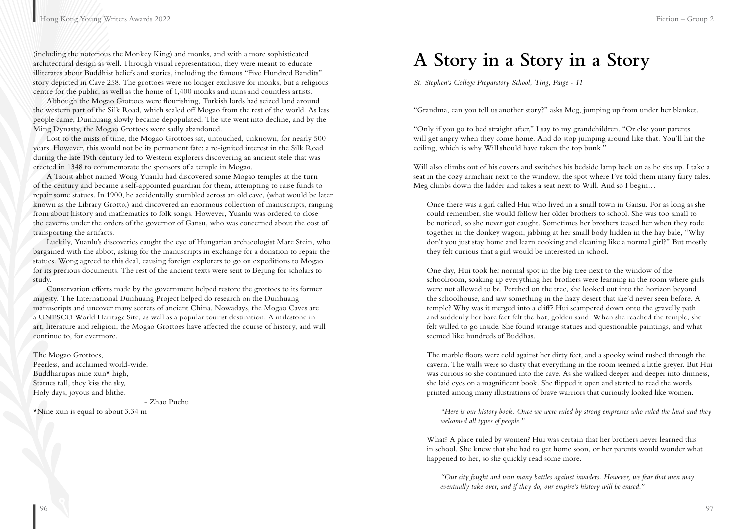(including the notorious the Monkey King) and monks, and with a more sophisticated architectural design as well. Through visual representation, they were meant to educate illiterates about Buddhist beliefs and stories, including the famous "Five Hundred Bandits" story depicted in Cave 258. The grottoes were no longer exclusive for monks, but a religious centre for the public, as well as the home of 1,400 monks and nuns and countless artists.

Although the Mogao Grottoes were flourishing, Turkish lords had seized land around the western part of the Silk Road, which sealed off Mogao from the rest of the world. As less people came, Dunhuang slowly became depopulated. The site went into decline, and by the Ming Dynasty, the Mogao Grottoes were sadly abandoned.

Lost to the mists of time, the Mogao Grottoes sat, untouched, unknown, for nearly 500 years. However, this would not be its permanent fate: a re-ignited interest in the Silk Road during the late 19th century led to Western explorers discovering an ancient stele that was erected in 1348 to commemorate the sponsors of a temple in Mogao.

A Taoist abbot named Wong Yuanlu had discovered some Mogao temples at the turn of the century and became a self-appointed guardian for them, attempting to raise funds to repair some statues. In 1900, he accidentally stumbled across an old cave, (what would be later known as the Library Grotto,) and discovered an enormous collection of manuscripts, ranging from about history and mathematics to folk songs. However, Yuanlu was ordered to close the caverns under the orders of the governor of Gansu, who was concerned about the cost of transporting the artifacts.

Luckily, Yuanlu's discoveries caught the eye of Hungarian archaeologist Marc Stein, who bargained with the abbot, asking for the manuscripts in exchange for a donation to repair the statues. Wong agreed to this deal, causing foreign explorers to go on expeditions to Mogao for its precious documents. The rest of the ancient texts were sent to Beijing for scholars to study.

Conservation efforts made by the government helped restore the grottoes to its former majesty. The International Dunhuang Project helped do research on the Dunhuang manuscripts and uncover many secrets of ancient China. Nowadays, the Mogao Caves are a UNESCO World Heritage Site, as well as a popular tourist destination. A milestone in art, literature and religion, the Mogao Grottoes have affected the course of history, and will continue to, for evermore.

The Mogao Grottoes,  
Peerless, and acclaimed world-wide.  
Buddharupas nine xun* high,  
Statues tall, they kiss the sky,  
Holy days, joyous and blithe.

- Zhao Puchu

*Nine xun is equal to about 3.34 m

# A Story in a Story in a Story

*St. Stephen's College Preparatory School, Ting, Paige - 11*

"Grandma, can you tell us another story?" asks Meg, jumping up from under her blanket.

"Only if you go to bed straight after," I say to my grandchildren. "Or else your parents will get angry when they come home. And do stop jumping around like that. You'll hit the ceiling, which is why Will should have taken the top bunk."

Will also climbs out of his covers and switches his bedside lamp back on as he sits up. I take a seat in the cozy armchair next to the window, the spot where I've told them many fairy tales. Meg climbs down the ladder and takes a seat next to Will. And so I begin…

> Once there was a girl called Hui who lived in a small town in Gansu. For as long as she could remember, she would follow her older brothers to school. She was too small to be noticed, so she never got caught. Sometimes her brothers teased her when they rode together in the donkey wagon, jabbing at her small body hidden in the hay bale, "Why don't you just stay home and learn cooking and cleaning like a normal girl?" But mostly they felt curious that a girl would be interested in school.
>
> One day, Hui took her normal spot in the big tree next to the window of the schoolroom, soaking up everything her brothers were learning in the room where girls were not allowed to be. Perched on the tree, she looked out into the horizon beyond the schoolhouse, and saw something in the hazy desert that she'd never seen before. A temple? Why was it merged into a cliff? Hui scampered down onto the gravelly path and suddenly her bare feet felt the hot, golden sand. When she reached the temple, she felt willed to go inside. She found strange statues and questionable paintings, and what seemed like hundreds of Buddhas.
>
> The marble floors were cold against her dirty feet, and a spooky wind rushed through the cavern. The walls were so dusty that everything in the room seemed a little greyer. But Hui was curious so she continued into the cave. As she walked deeper and deeper into dimness, she laid eyes on a magnificent book. She flipped it open and started to read the words printed among many illustrations of brave warriors that curiously looked like women.
>
> > *"Here is our history book. Once we were ruled by strong empresses who ruled the land and they welcomed all types of people."*
>
> What? A place ruled by women? Hui was certain that her brothers never learned this in school. She knew that she had to get home soon, or her parents would wonder what happened to her, so she quickly read some more.
>
> > *"Our city fought and won many battles against invaders. However, we fear that men may eventually take over, and if they do, our empire's history will be erased."*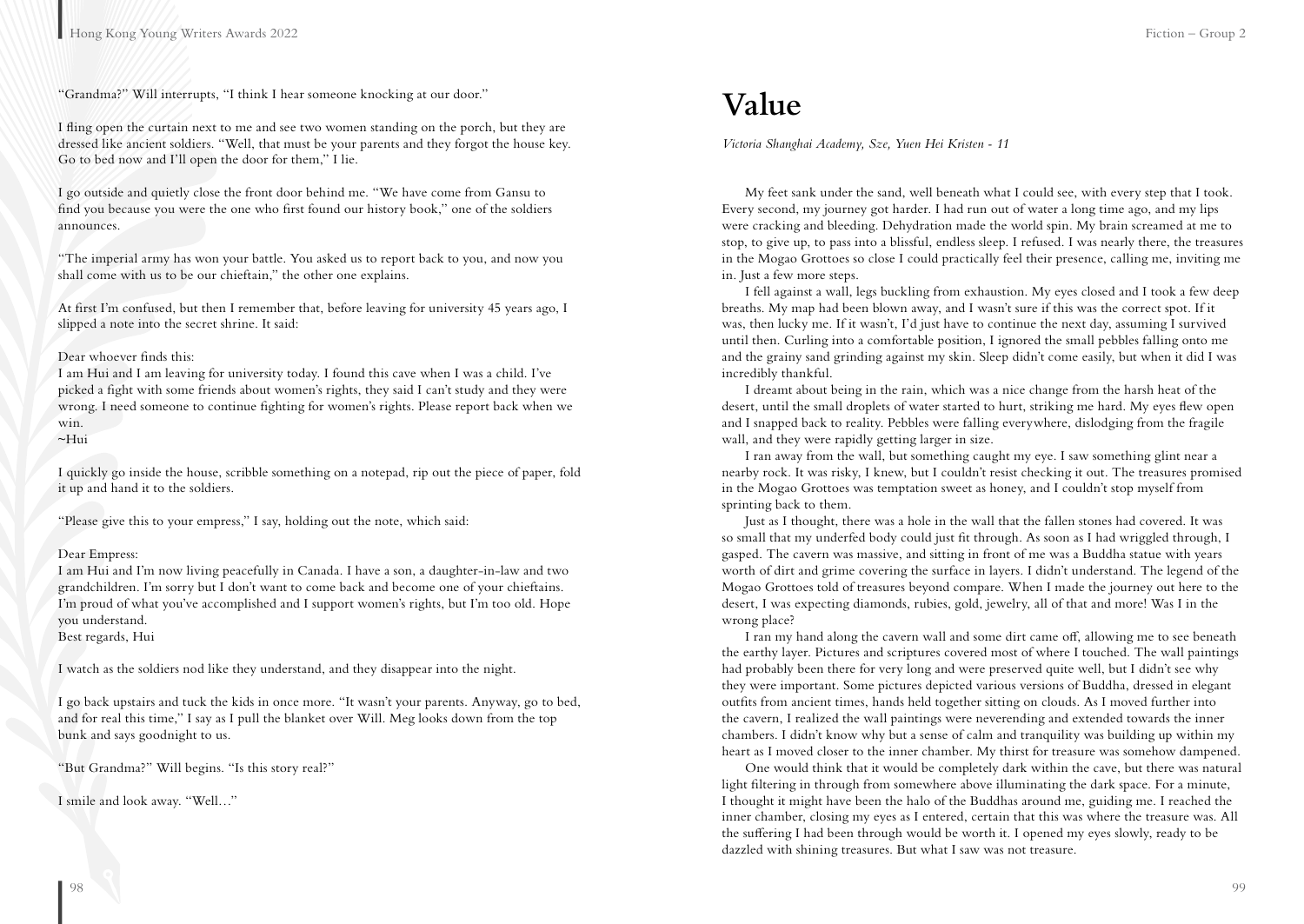"Grandma?" Will interrupts, "I think I hear someone knocking at our door."

I fling open the curtain next to me and see two women standing on the porch, but they are dressed like ancient soldiers. "Well, that must be your parents and they forgot the house key. Go to bed now and I'll open the door for them," I lie.

I go outside and quietly close the front door behind me. "We have come from Gansu to find you because you were the one who first found our history book," one of the soldiers announces.

"The imperial army has won your battle. You asked us to report back to you, and now you shall come with us to be our chieftain," the other one explains.

At first I'm confused, but then I remember that, before leaving for university 45 years ago, I slipped a note into the secret shrine. It said:

Dear whoever finds this:
I am Hui and I am leaving for university today. I found this cave when I was a child. I've picked a fight with some friends about women's rights, they said I can't study and they were wrong. I need someone to continue fighting for women's rights. Please report back when we win.
~Hui

I quickly go inside the house, scribble something on a notepad, rip out the piece of paper, fold it up and hand it to the soldiers.

"Please give this to your empress," I say, holding out the note, which said:

Dear Empress:
I am Hui and I'm now living peacefully in Canada. I have a son, a daughter-in-law and two grandchildren. I'm sorry but I don't want to come back and become one of your chieftains. I'm proud of what you've accomplished and I support women's rights, but I'm too old. Hope you understand.
Best regards, Hui

I watch as the soldiers nod like they understand, and they disappear into the night.

I go back upstairs and tuck the kids in once more. "It wasn't your parents. Anyway, go to bed, and for real this time," I say as I pull the blanket over Will. Meg looks down from the top bunk and says goodnight to us.

"But Grandma?" Will begins. "Is this story real?"

I smile and look away. "Well…"

# Value

*Victoria Shanghai Academy, Sze, Yuen Hei Kristen - 11*

My feet sank under the sand, well beneath what I could see, with every step that I took. Every second, my journey got harder. I had run out of water a long time ago, and my lips were cracking and bleeding. Dehydration made the world spin. My brain screamed at me to stop, to give up, to pass into a blissful, endless sleep. I refused. I was nearly there, the treasures in the Mogao Grottoes so close I could practically feel their presence, calling me, inviting me in. Just a few more steps.

I fell against a wall, legs buckling from exhaustion. My eyes closed and I took a few deep breaths. My map had been blown away, and I wasn't sure if this was the correct spot. If it was, then lucky me. If it wasn't, I'd just have to continue the next day, assuming I survived until then. Curling into a comfortable position, I ignored the small pebbles falling onto me and the grainy sand grinding against my skin. Sleep didn't come easily, but when it did I was incredibly thankful.

I dreamt about being in the rain, which was a nice change from the harsh heat of the desert, until the small droplets of water started to hurt, striking me hard. My eyes flew open and I snapped back to reality. Pebbles were falling everywhere, dislodging from the fragile wall, and they were rapidly getting larger in size.

I ran away from the wall, but something caught my eye. I saw something glint near a nearby rock. It was risky, I knew, but I couldn't resist checking it out. The treasures promised in the Mogao Grottoes was temptation sweet as honey, and I couldn't stop myself from sprinting back to them.

Just as I thought, there was a hole in the wall that the fallen stones had covered. It was so small that my underfed body could just fit through. As soon as I had wriggled through, I gasped. The cavern was massive, and sitting in front of me was a Buddha statue with years worth of dirt and grime covering the surface in layers. I didn't understand. The legend of the Mogao Grottoes told of treasures beyond compare. When I made the journey out here to the desert, I was expecting diamonds, rubies, gold, jewelry, all of that and more! Was I in the wrong place?

I ran my hand along the cavern wall and some dirt came off, allowing me to see beneath the earthy layer. Pictures and scriptures covered most of where I touched. The wall paintings had probably been there for very long and were preserved quite well, but I didn't see why they were important. Some pictures depicted various versions of Buddha, dressed in elegant outfits from ancient times, hands held together sitting on clouds. As I moved further into the cavern, I realized the wall paintings were neverending and extended towards the inner chambers. I didn't know why but a sense of calm and tranquility was building up within my heart as I moved closer to the inner chamber. My thirst for treasure was somehow dampened.

One would think that it would be completely dark within the cave, but there was natural light filtering in through from somewhere above illuminating the dark space. For a minute, I thought it might have been the halo of the Buddhas around me, guiding me. I reached the inner chamber, closing my eyes as I entered, certain that this was where the treasure was. All the suffering I had been through would be worth it. I opened my eyes slowly, ready to be dazzled with shining treasures. But what I saw was not treasure.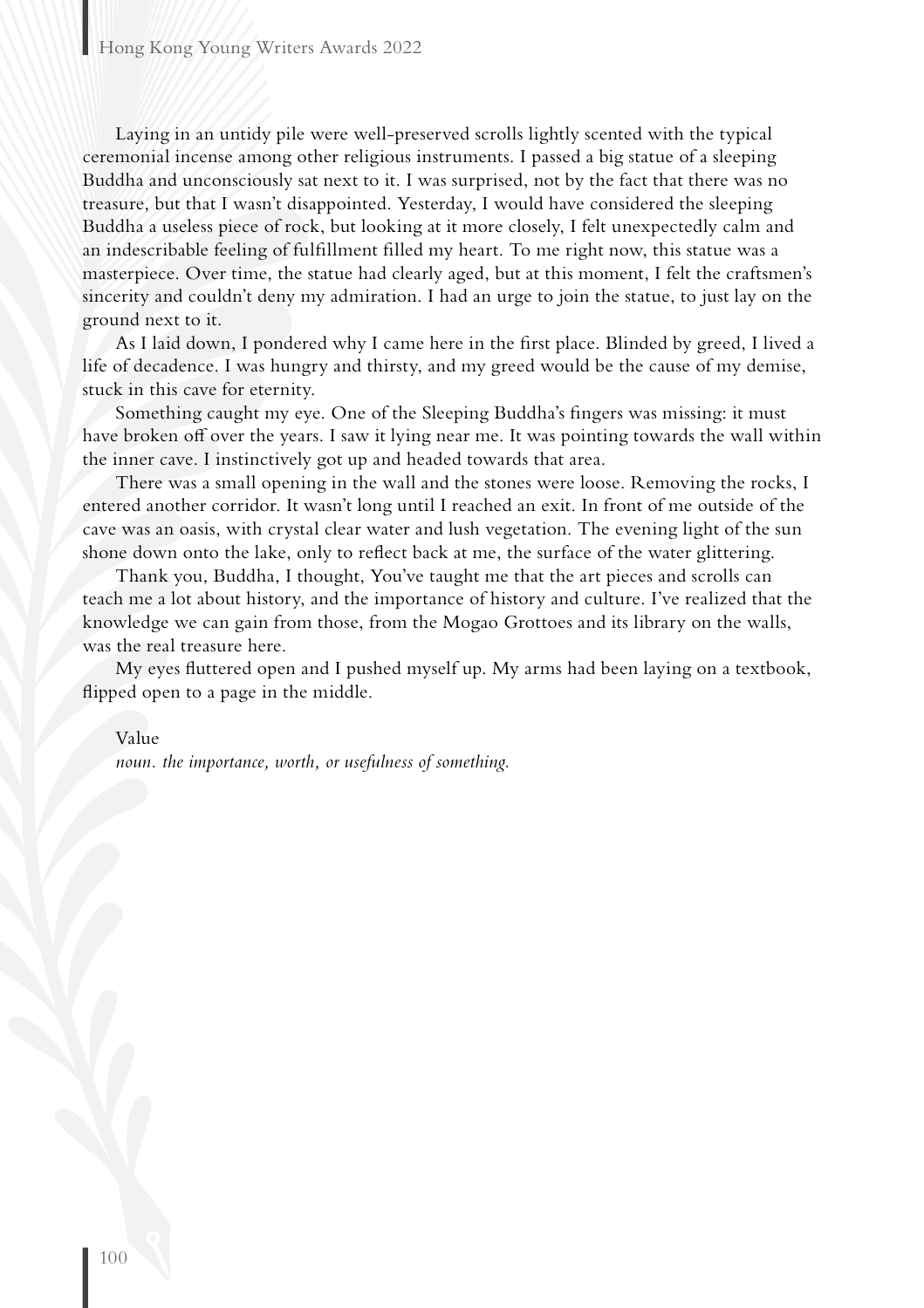Laying in an untidy pile were well-preserved scrolls lightly scented with the typical ceremonial incense among other religious instruments. I passed a big statue of a sleeping Buddha and unconsciously sat next to it. I was surprised, not by the fact that there was no treasure, but that I wasn't disappointed. Yesterday, I would have considered the sleeping Buddha a useless piece of rock, but looking at it more closely, I felt unexpectedly calm and an indescribable feeling of fulfillment filled my heart. To me right now, this statue was a masterpiece. Over time, the statue had clearly aged, but at this moment, I felt the craftsmen's sincerity and couldn't deny my admiration. I had an urge to join the statue, to just lay on the ground next to it.

As I laid down, I pondered why I came here in the first place. Blinded by greed, I lived a life of decadence. I was hungry and thirsty, and my greed would be the cause of my demise, stuck in this cave for eternity.

Something caught my eye. One of the Sleeping Buddha's fingers was missing: it must have broken off over the years. I saw it lying near me. It was pointing towards the wall within the inner cave. I instinctively got up and headed towards that area.

There was a small opening in the wall and the stones were loose. Removing the rocks, I entered another corridor. It wasn't long until I reached an exit. In front of me outside of the cave was an oasis, with crystal clear water and lush vegetation. The evening light of the sun shone down onto the lake, only to reflect back at me, the surface of the water glittering.

Thank you, Buddha, I thought, You've taught me that the art pieces and scrolls can teach me a lot about history, and the importance of history and culture. I've realized that the knowledge we can gain from those, from the Mogao Grottoes and its library on the walls, was the real treasure here.

My eyes fluttered open and I pushed myself up. My arms had been laying on a textbook, flipped open to a page in the middle.

Value

*noun. the importance, worth, or usefulness of something.*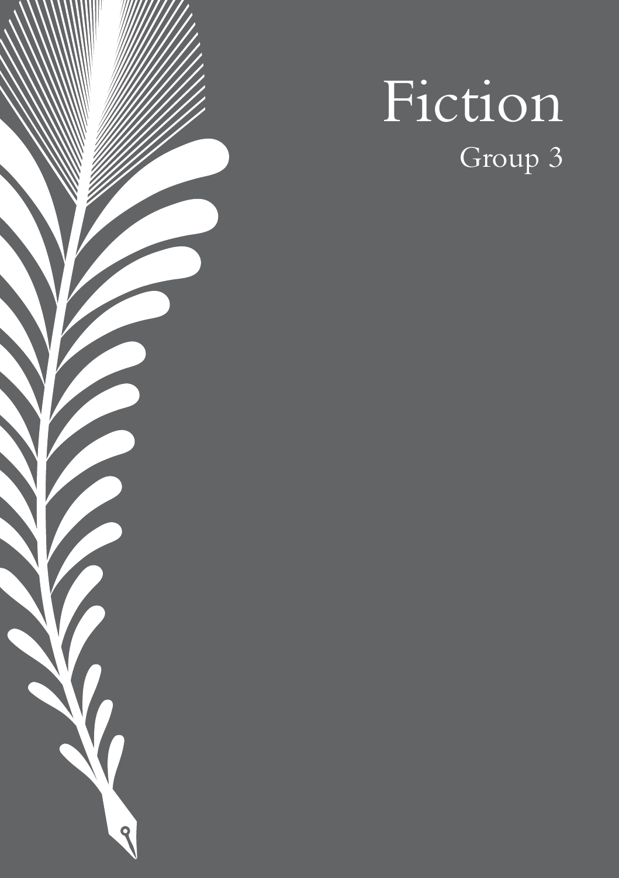# Fiction

## Group 3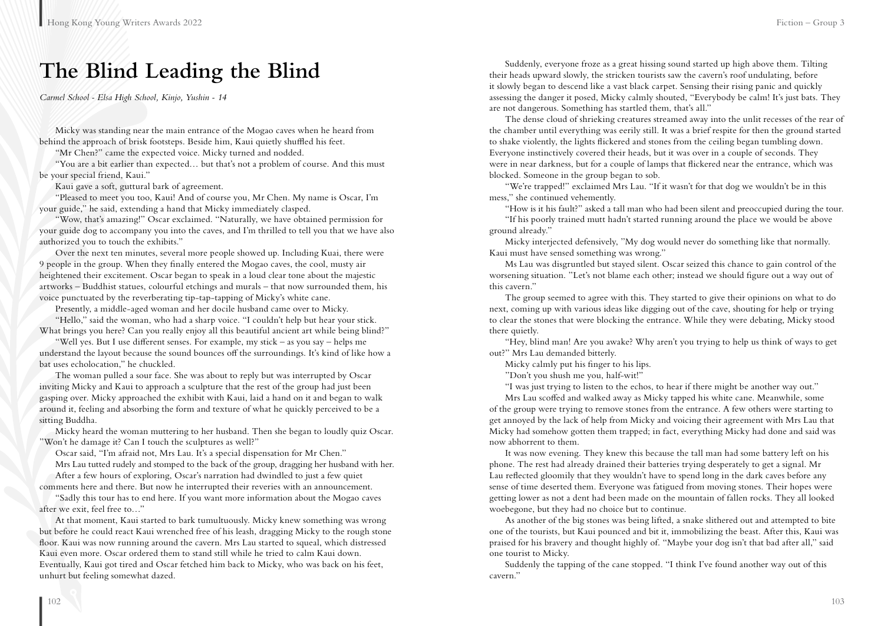# The Blind Leading the Blind

*Carmel School - Elsa High School, Kinjo, Yushin - 14*

Micky was standing near the main entrance of the Mogao caves when he heard from behind the approach of brisk footsteps. Beside him, Kaui quietly shuffled his feet.

"Mr Chen?" came the expected voice. Micky turned and nodded.

"You are a bit earlier than expected… but that's not a problem of course. And this must be your special friend, Kaui."

Kaui gave a soft, guttural bark of agreement.

"Pleased to meet you too, Kaui! And of course you, Mr Chen. My name is Oscar, I'm your guide," he said, extending a hand that Micky immediately clasped.

"Wow, that's amazing!" Oscar exclaimed. "Naturally, we have obtained permission for your guide dog to accompany you into the caves, and I'm thrilled to tell you that we have also authorized you to touch the exhibits."

Over the next ten minutes, several more people showed up. Including Kuai, there were 9 people in the group. When they finally entered the Mogao caves, the cool, musty air heightened their excitement. Oscar began to speak in a loud clear tone about the majestic artworks – Buddhist statues, colourful etchings and murals – that now surrounded them, his voice punctuated by the reverberating tip-tap-tapping of Micky's white cane.

Presently, a middle-aged woman and her docile husband came over to Micky.

"Hello," said the woman, who had a sharp voice. "I couldn't help but hear your stick. What brings you here? Can you really enjoy all this beautiful ancient art while being blind?"

"Well yes. But I use different senses. For example, my stick – as you say – helps me understand the layout because the sound bounces off the surroundings. It's kind of like how a bat uses echolocation," he chuckled.

The woman pulled a sour face. She was about to reply but was interrupted by Oscar inviting Micky and Kaui to approach a sculpture that the rest of the group had just been gasping over. Micky approached the exhibit with Kaui, laid a hand on it and began to walk around it, feeling and absorbing the form and texture of what he quickly perceived to be a sitting Buddha.

Micky heard the woman muttering to her husband. Then she began to loudly quiz Oscar. "Won't he damage it? Can I touch the sculptures as well?"

Oscar said, "I'm afraid not, Mrs Lau. It's a special dispensation for Mr Chen."

Mrs Lau tutted rudely and stomped to the back of the group, dragging her husband with her.

After a few hours of exploring, Oscar's narration had dwindled to just a few quiet comments here and there. But now he interrupted their reveries with an announcement.

"Sadly this tour has to end here. If you want more information about the Mogao caves after we exit, feel free to…"

At that moment, Kaui started to bark tumultuously. Micky knew something was wrong but before he could react Kaui wrenched free of his leash, dragging Micky to the rough stone floor. Kaui was now running around the cavern. Mrs Lau started to squeal, which distressed Kaui even more. Oscar ordered them to stand still while he tried to calm Kaui down. Eventually, Kaui got tired and Oscar fetched him back to Micky, who was back on his feet, unhurt but feeling somewhat dazed.

Suddenly, everyone froze as a great hissing sound started up high above them. Tilting their heads upward slowly, the stricken tourists saw the cavern's roof undulating, before it slowly began to descend like a vast black carpet. Sensing their rising panic and quickly assessing the danger it posed, Micky calmly shouted, "Everybody be calm! It's just bats. They are not dangerous. Something has startled them, that's all."

The dense cloud of shrieking creatures streamed away into the unlit recesses of the rear of the chamber until everything was eerily still. It was a brief respite for then the ground started to shake violently, the lights flickered and stones from the ceiling began tumbling down. Everyone instinctively covered their heads, but it was over in a couple of seconds. They were in near darkness, but for a couple of lamps that flickered near the entrance, which was blocked. Someone in the group began to sob.

"We're trapped!" exclaimed Mrs Lau. "If it wasn't for that dog we wouldn't be in this mess," she continued vehemently.

"How is it his fault?" asked a tall man who had been silent and preoccupied during the tour.

"If his poorly trained mutt hadn't started running around the place we would be above ground already."

Micky interjected defensively, "My dog would never do something like that normally. Kaui must have sensed something was wrong."

Ms Lau was disgruntled but stayed silent. Oscar seized this chance to gain control of the worsening situation. "Let's not blame each other; instead we should figure out a way out of this cavern."

The group seemed to agree with this. They started to give their opinions on what to do next, coming up with various ideas like digging out of the cave, shouting for help or trying to clear the stones that were blocking the entrance. While they were debating, Micky stood there quietly.

"Hey, blind man! Are you awake? Why aren't you trying to help us think of ways to get out?" Mrs Lau demanded bitterly.

Micky calmly put his finger to his lips.

"Don't you shush me you, half-wit!"

"I was just trying to listen to the echos, to hear if there might be another way out."

Mrs Lau scoffed and walked away as Micky tapped his white cane. Meanwhile, some of the group were trying to remove stones from the entrance. A few others were starting to get annoyed by the lack of help from Micky and voicing their agreement with Mrs Lau that Micky had somehow gotten them trapped; in fact, everything Micky had done and said was now abhorrent to them.

It was now evening. They knew this because the tall man had some battery left on his phone. The rest had already drained their batteries trying desperately to get a signal. Mr Lau reflected gloomily that they wouldn't have to spend long in the dark caves before any sense of time deserted them. Everyone was fatigued from moving stones. Their hopes were getting lower as not a dent had been made on the mountain of fallen rocks. They all looked woebegone, but they had no choice but to continue.

As another of the big stones was being lifted, a snake slithered out and attempted to bite one of the tourists, but Kaui pounced and bit it, immobilizing the beast. After this, Kaui was praised for his bravery and thought highly of. "Maybe your dog isn't that bad after all," said one tourist to Micky.

Suddenly the tapping of the cane stopped. "I think I've found another way out of this cavern."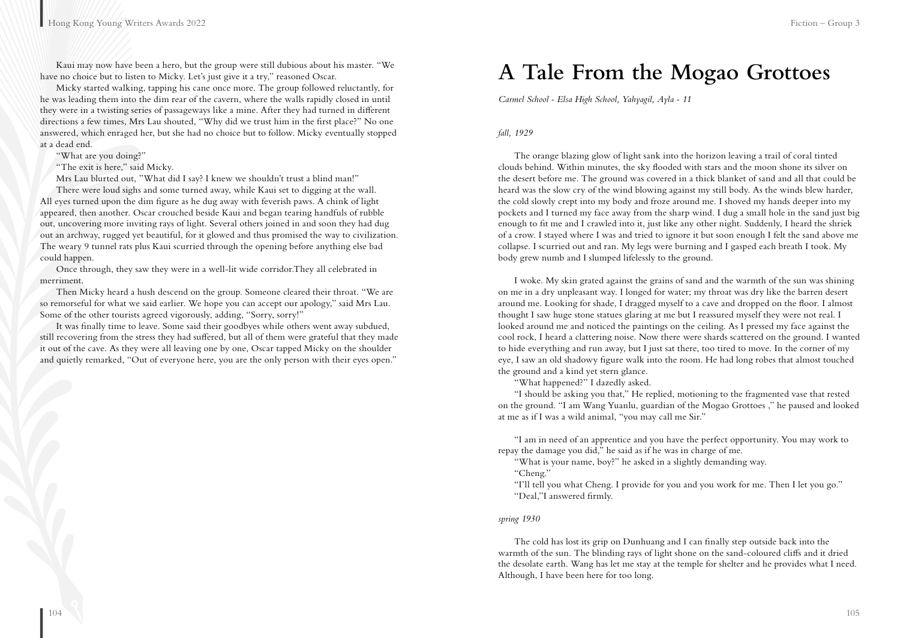Kaui may now have been a hero, but the group were still dubious about his master. "We have no choice but to listen to Micky. Let's just give it a try," reasoned Oscar.

Micky started walking, tapping his cane once more. The group followed reluctantly, for he was leading them into the dim rear of the cavern, where the walls rapidly closed in until they were in a twisting series of passageways like a mine. After they had turned in different directions a few times, Mrs Lau shouted, "Why did we trust him in the first place?" No one answered, which enraged her, but she had no choice but to follow. Micky eventually stopped at a dead end.

"What are you doing?"

"The exit is here," said Micky.

Mrs Lau blurted out, "What did I say? I knew we shouldn't trust a blind man!"

There were loud sighs and some turned away, while Kaui set to digging at the wall. All eyes turned upon the dim figure as he dug away with feverish paws. A chink of light appeared, then another. Oscar crouched beside Kaui and began tearing handfuls of rubble out, uncovering more inviting rays of light. Several others joined in and soon they had dug out an archway, rugged yet beautiful, for it glowed and thus promised the way to civilization. The weary 9 tunnel rats plus Kaui scurried through the opening before anything else bad could happen.

Once through, they saw they were in a well-lit wide corridor.They all celebrated in merriment.

Then Micky heard a hush descend on the group. Someone cleared their throat. "We are so remorseful for what we said earlier. We hope you can accept our apology," said Mrs Lau. Some of the other tourists agreed vigorously, adding, "Sorry, sorry!"

It was finally time to leave. Some said their goodbyes while others went away subdued, still recovering from the stress they had suffered, but all of them were grateful that they made it out of the cave. As they were all leaving one by one, Oscar tapped Micky on the shoulder and quietly remarked, "Out of everyone here, you are the only person with their eyes open."

# A Tale From the Mogao Grottoes

*Carmel School - Elsa High School, Yahyagil, Ayla - 11*

*fall, 1929*

The orange blazing glow of light sank into the horizon leaving a trail of coral tinted clouds behind. Within minutes, the sky flooded with stars and the moon shone its silver on the desert before me. The ground was covered in a thick blanket of sand and all that could be heard was the slow cry of the wind blowing against my still body. As the winds blew harder, the cold slowly crept into my body and froze around me. I shoved my hands deeper into my pockets and I turned my face away from the sharp wind. I dug a small hole in the sand just big enough to fit me and I crawled into it, just like any other night. Suddenly, I heard the shriek of a crow. I stayed where I was and tried to ignore it but soon enough I felt the sand above me collapse. I scurried out and ran. My legs were burning and I gasped each breath I took. My body grew numb and I slumped lifelessly to the ground.

I woke. My skin grated against the grains of sand and the warmth of the sun was shining on me in a dry unpleasant way. I longed for water; my throat was dry like the barren desert around me. Looking for shade, I dragged myself to a cave and dropped on the floor. I almost thought I saw huge stone statues glaring at me but I reassured myself they were not real. I looked around me and noticed the paintings on the ceiling. As I pressed my face against the cool rock, I heard a clattering noise. Now there were shards scattered on the ground. I wanted to hide everything and run away, but I just sat there, too tired to move. In the corner of my eye, I saw an old shadowy figure walk into the room. He had long robes that almost touched the ground and a kind yet stern glance.

"What happened?" I dazedly asked.

"I should be asking you that," He replied, motioning to the fragmented vase that rested on the ground. "I am Wang Yuanlu, guardian of the Mogao Grottoes ," he paused and looked at me as if I was a wild animal, "you may call me Sir."

"I am in need of an apprentice and you have the perfect opportunity. You may work to repay the damage you did," he said as if he was in charge of me.

"What is your name, boy?" he asked in a slightly demanding way.

"Cheng."

"I'll tell you what Cheng. I provide for you and you work for me. Then I let you go."

"Deal,"I answered firmly.

*spring 1930*

The cold has lost its grip on Dunhuang and I can finally step outside back into the warmth of the sun. The blinding rays of light shone on the sand-coloured cliffs and it dried the desolate earth. Wang has let me stay at the temple for shelter and he provides what I need. Although, I have been here for too long.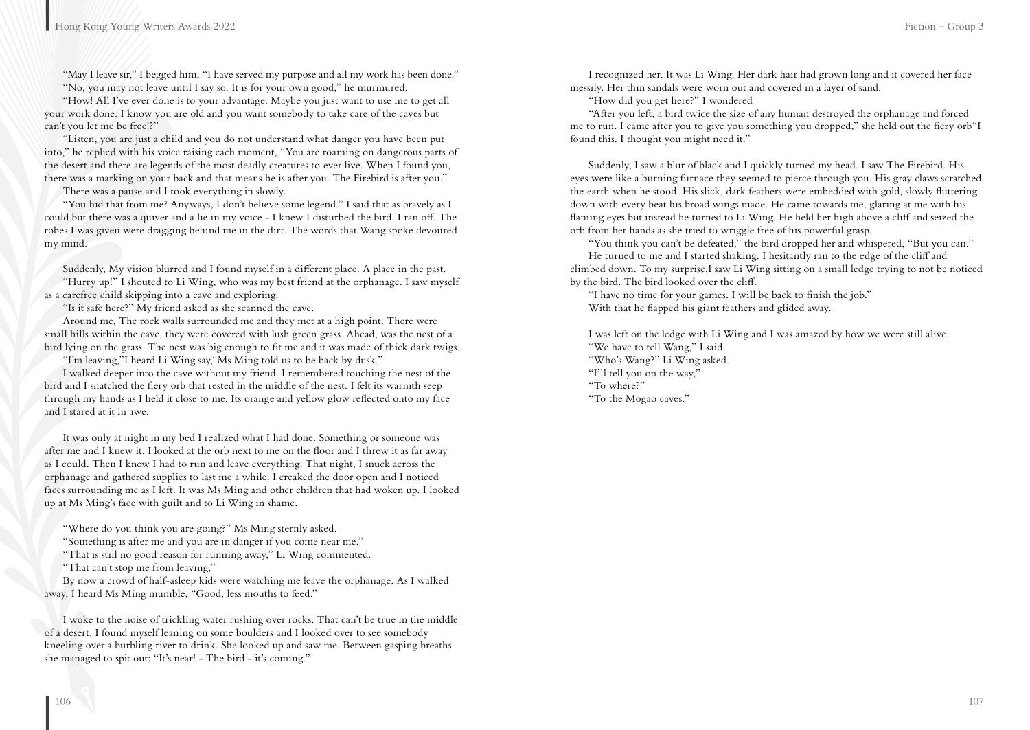"May I leave sir," I begged him, "I have served my purpose and all my work has been done."

"No, you may not leave until I say so. It is for your own good," he murmured.

"How! All I've ever done is to your advantage. Maybe you just want to use me to get all your work done. I know you are old and you want somebody to take care of the caves but can't you let me be free!?"

"Listen, you are just a child and you do not understand what danger you have been put into," he replied with his voice raising each moment, "You are roaming on dangerous parts of the desert and there are legends of the most deadly creatures to ever live. When I found you, there was a marking on your back and that means he is after you. The Firebird is after you."

There was a pause and I took everything in slowly.

"You hid that from me? Anyways, I don't believe some legend." I said that as bravely as I could but there was a quiver and a lie in my voice - I knew I disturbed the bird. I ran off. The robes I was given were dragging behind me in the dirt. The words that Wang spoke devoured my mind.

Suddenly, My vision blurred and I found myself in a different place. A place in the past.

"Hurry up!" I shouted to Li Wing, who was my best friend at the orphanage. I saw myself as a carefree child skipping into a cave and exploring.

"Is it safe here?" My friend asked as she scanned the cave.

Around me, The rock walls surrounded me and they met at a high point. There were small hills within the cave, they were covered with lush green grass. Ahead, was the nest of a bird lying on the grass. The nest was big enough to fit me and it was made of thick dark twigs.

"I'm leaving,"I heard Li Wing say,"Ms Ming told us to be back by dusk."

I walked deeper into the cave without my friend. I remembered touching the nest of the bird and I snatched the fiery orb that rested in the middle of the nest. I felt its warmth seep through my hands as I held it close to me. Its orange and yellow glow reflected onto my face and I stared at it in awe.

It was only at night in my bed I realized what I had done. Something or someone was after me and I knew it. I looked at the orb next to me on the floor and I threw it as far away as I could. Then I knew I had to run and leave everything. That night, I snuck across the orphanage and gathered supplies to last me a while. I creaked the door open and I noticed faces surrounding me as I left. It was Ms Ming and other children that had woken up. I looked up at Ms Ming's face with guilt and to Li Wing in shame.

"Where do you think you are going?" Ms Ming sternly asked.

"Something is after me and you are in danger if you come near me."

"That is still no good reason for running away," Li Wing commented.

"That can't stop me from leaving,"

By now a crowd of half-asleep kids were watching me leave the orphanage. As I walked away, I heard Ms Ming mumble, "Good, less mouths to feed."

I woke to the noise of trickling water rushing over rocks. That can't be true in the middle of a desert. I found myself leaning on some boulders and I looked over to see somebody kneeling over a burbling river to drink. She looked up and saw me. Between gasping breaths she managed to spit out: "It's near! - The bird - it's coming."

I recognized her. It was Li Wing. Her dark hair had grown long and it covered her face messily. Her thin sandals were worn out and covered in a layer of sand.

"How did you get here?" I wondered

"After you left, a bird twice the size of any human destroyed the orphanage and forced me to run. I came after you to give you something you dropped," she held out the fiery orb"I found this. I thought you might need it."

Suddenly, I saw a blur of black and I quickly turned my head. I saw The Firebird. His eyes were like a burning furnace they seemed to pierce through you. His gray claws scratched the earth when he stood. His slick, dark feathers were embedded with gold, slowly fluttering down with every beat his broad wings made. He came towards me, glaring at me with his flaming eyes but instead he turned to Li Wing. He held her high above a cliff and seized the orb from her hands as she tried to wriggle free of his powerful grasp.

"You think you can't be defeated," the bird dropped her and whispered, "But you can."

He turned to me and I started shaking. I hesitantly ran to the edge of the cliff and climbed down. To my surprise,I saw Li Wing sitting on a small ledge trying to not be noticed by the bird. The bird looked over the cliff.

"I have no time for your games. I will be back to finish the job."

With that he flapped his giant feathers and glided away.

I was left on the ledge with Li Wing and I was amazed by how we were still alive.

"We have to tell Wang," I said.

"Who's Wang?" Li Wing asked.

"I'll tell you on the way,"

"To where?"

"To the Mogao caves."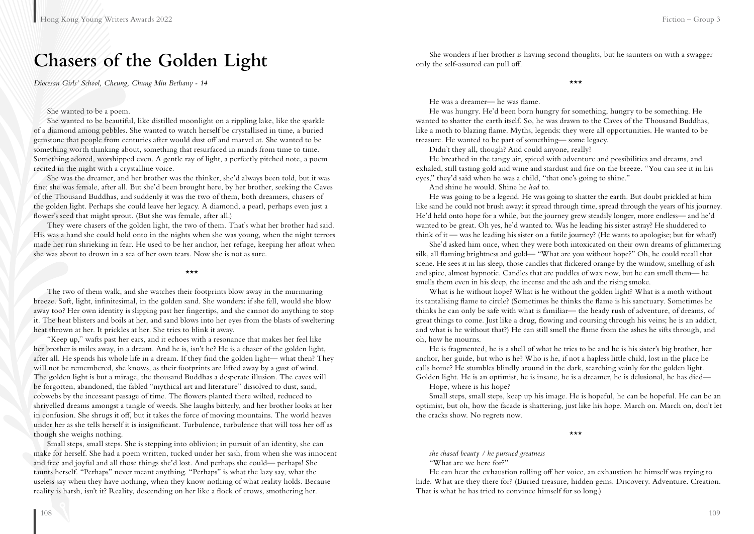# Chasers of the Golden Light

*Diocesan Girls' School, Cheung, Chung Miu Bethany - 14*

She wanted to be a poem.

She wanted to be beautiful, like distilled moonlight on a rippling lake, like the sparkle of a diamond among pebbles. She wanted to watch herself be crystallised in time, a buried gemstone that people from centuries after would dust off and marvel at. She wanted to be something worth thinking about, something that resurfaced in minds from time to time. Something adored, worshipped even. A gentle ray of light, a perfectly pitched note, a poem recited in the night with a crystalline voice.

She was the dreamer, and her brother was the thinker, she'd always been told, but it was fine; she was female, after all. But she'd been brought here, by her brother, seeking the Caves of the Thousand Buddhas, and suddenly it was the two of them, both dreamers, chasers of the golden light. Perhaps she could leave her legacy. A diamond, a pearl, perhaps even just a flower's seed that might sprout. (But she was female, after all.)

They were chasers of the golden light, the two of them. That's what her brother had said. His was a hand she could hold onto in the nights when she was young, when the night terrors made her run shrieking in fear. He used to be her anchor, her refuge, keeping her afloat when she was about to drown in a sea of her own tears. Now she is not as sure.

\*\*\*

The two of them walk, and she watches their footprints blow away in the murmuring breeze. Soft, light, infinitesimal, in the golden sand. She wonders: if she fell, would she blow away too? Her own identity is slipping past her fingertips, and she cannot do anything to stop it. The heat blisters and boils at her, and sand blows into her eyes from the blasts of sweltering heat thrown at her. It prickles at her. She tries to blink it away.

"Keep up," wafts past her ears, and it echoes with a resonance that makes her feel like her brother is miles away, in a dream. And he is, isn't he? He is a chaser of the golden light, after all. He spends his whole life in a dream. If they find the golden light— what then? They will not be remembered, she knows, as their footprints are lifted away by a gust of wind. The golden light is but a mirage, the thousand Buddhas a desperate illusion. The caves will be forgotten, abandoned, the fabled "mythical art and literature" dissolved to dust, sand, cobwebs by the incessant passage of time. The flowers planted there wilted, reduced to shrivelled dreams amongst a tangle of weeds. She laughs bitterly, and her brother looks at her in confusion. She shrugs it off, but it takes the force of moving mountains. The world heaves under her as she tells herself it is insignificant. Turbulence, turbulence that will toss her off as though she weighs nothing.

Small steps, small steps. She is stepping into oblivion; in pursuit of an identity, she can make for herself. She had a poem written, tucked under her sash, from when she was innocent and free and joyful and all those things she'd lost. And perhaps she could— perhaps! She taunts herself. "Perhaps" never meant anything. "Perhaps" is what the lazy say, what the useless say when they have nothing, when they know nothing of what reality holds. Because reality is harsh, isn't it? Reality, descending on her like a flock of crows, smothering her.

She wonders if her brother is having second thoughts, but he saunters on with a swagger only the self-assured can pull off.

\*\*\*

He was a dreamer— he was flame.

He was hungry. He'd been born hungry for something, hungry to be something. He wanted to shatter the earth itself. So, he was drawn to the Caves of the Thousand Buddhas, like a moth to blazing flame. Myths, legends: they were all opportunities. He wanted to be treasure. He wanted to be part of something— some legacy.

Didn't they all, though? And could anyone, really?

He breathed in the tangy air, spiced with adventure and possibilities and dreams, and exhaled, still tasting gold and wine and stardust and fire on the breeze. "You can see it in his eyes," they'd said when he was a child, "that one's going to shine."

And shine he would. Shine he *had* to.

He was going to be a legend. He was going to shatter the earth. But doubt prickled at him like sand he could not brush away: it spread through time, spread through the years of his journey. He'd held onto hope for a while, but the journey grew steadily longer, more endless— and he'd wanted to be great. Oh yes, he'd wanted to. Was he leading his sister astray? He shuddered to think of it — was he leading his sister on a futile journey? (He wants to apologise; but for what?)

She'd asked him once, when they were both intoxicated on their own dreams of glimmering silk, all flaming brightness and gold— "What are you without hope?" Oh, he could recall that scene. He sees it in his sleep, those candles that flickered orange by the window, smelling of ash and spice, almost hypnotic. Candles that are puddles of wax now, but he can smell them— he smells them even in his sleep, the incense and the ash and the rising smoke.

What is he without hope? What is he without the golden light? What is a moth without its tantalising flame to circle? (Sometimes he thinks the flame is his sanctuary. Sometimes he thinks he can only be safe with what is familiar— the heady rush of adventure, of dreams, of great things to come. Just like a drug, flowing and coursing through his veins; he is an addict, and what is he without that?) He can still smell the flame from the ashes he sifts through, and oh, how he mourns.

He is fragmented, he is a shell of what he tries to be and he is his sister's big brother, her anchor, her guide, but who is he? Who is he, if not a hapless little child, lost in the place he calls home? He stumbles blindly around in the dark, searching vainly for the golden light. Golden light. He is an optimist, he is insane, he is a dreamer, he is delusional, he has died—

Hope, where is his hope?

Small steps, small steps, keep up his image. He is hopeful, he can be hopeful. He can be an optimist, but oh, how the facade is shattering, just like his hope. March on. March on, don't let the cracks show. No regrets now.

\*\*\*

*she chased beauty / he pursued greatness*

"What are we here for?"

He can hear the exhaustion rolling off her voice, an exhaustion he himself was trying to hide. What are they there for? (Buried treasure, hidden gems. Discovery. Adventure. Creation. That is what he has tried to convince himself for so long.)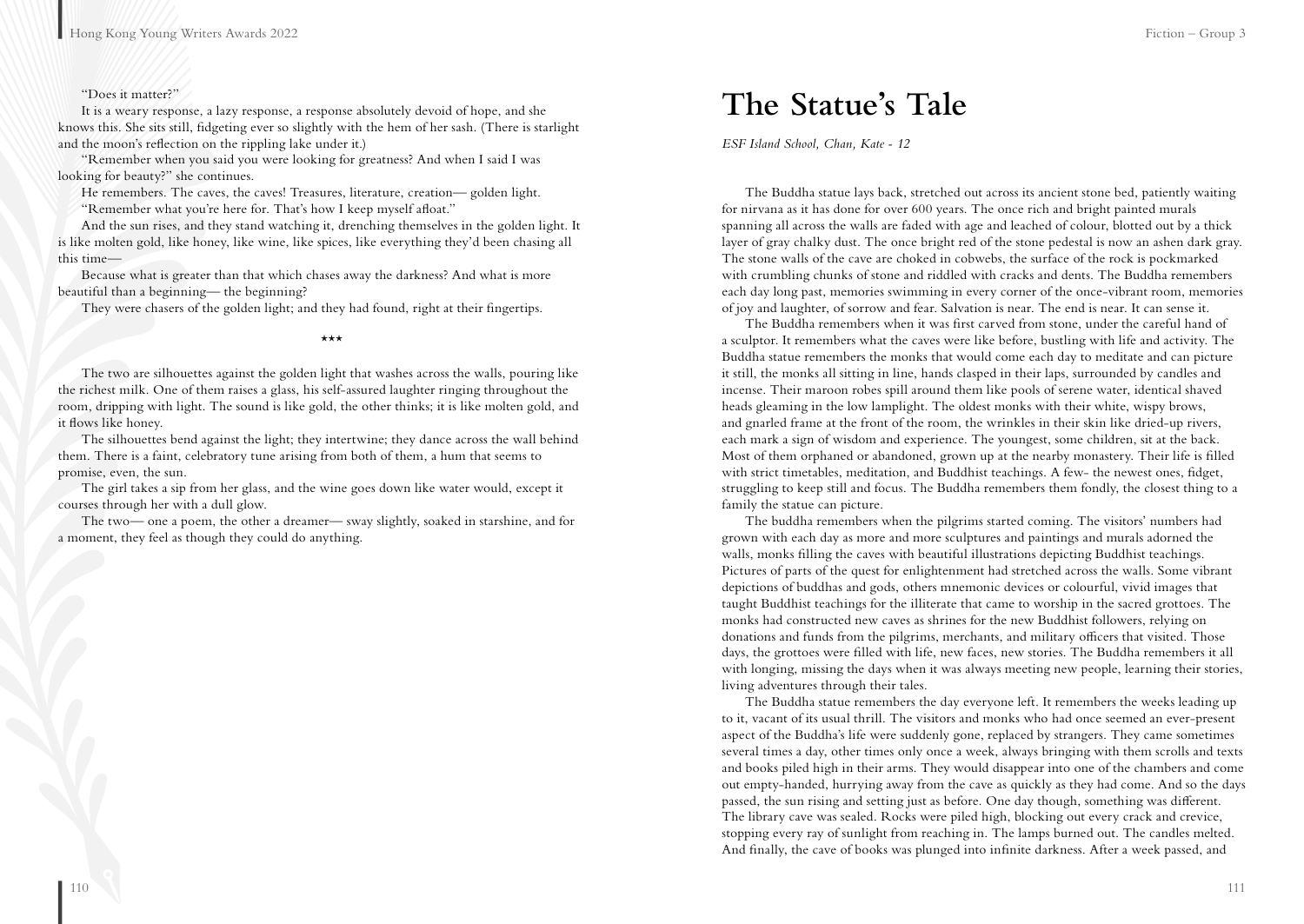"Does it matter?"

It is a weary response, a lazy response, a response absolutely devoid of hope, and she knows this. She sits still, fidgeting ever so slightly with the hem of her sash. (There is starlight and the moon's reflection on the rippling lake under it.)

"Remember when you said you were looking for greatness? And when I said I was looking for beauty?" she continues.

He remembers. The caves, the caves! Treasures, literature, creation— golden light.

"Remember what you're here for. That's how I keep myself afloat."

And the sun rises, and they stand watching it, drenching themselves in the golden light. It is like molten gold, like honey, like wine, like spices, like everything they'd been chasing all this time—

Because what is greater than that which chases away the darkness? And what is more beautiful than a beginning— the beginning?

They were chasers of the golden light; and they had found, right at their fingertips.

\*\*\*

The two are silhouettes against the golden light that washes across the walls, pouring like the richest milk. One of them raises a glass, his self-assured laughter ringing throughout the room, dripping with light. The sound is like gold, the other thinks; it is like molten gold, and it flows like honey.

The silhouettes bend against the light; they intertwine; they dance across the wall behind them. There is a faint, celebratory tune arising from both of them, a hum that seems to promise, even, the sun.

The girl takes a sip from her glass, and the wine goes down like water would, except it courses through her with a dull glow.

The two— one a poem, the other a dreamer— sway slightly, soaked in starshine, and for a moment, they feel as though they could do anything.

# The Statue's Tale

*ESF Island School, Chan, Kate - 12*

The Buddha statue lays back, stretched out across its ancient stone bed, patiently waiting for nirvana as it has done for over 600 years. The once rich and bright painted murals spanning all across the walls are faded with age and leached of colour, blotted out by a thick layer of gray chalky dust. The once bright red of the stone pedestal is now an ashen dark gray. The stone walls of the cave are choked in cobwebs, the surface of the rock is pockmarked with crumbling chunks of stone and riddled with cracks and dents. The Buddha remembers each day long past, memories swimming in every corner of the once-vibrant room, memories of joy and laughter, of sorrow and fear. Salvation is near. The end is near. It can sense it.

The Buddha remembers when it was first carved from stone, under the careful hand of a sculptor. It remembers what the caves were like before, bustling with life and activity. The Buddha statue remembers the monks that would come each day to meditate and can picture it still, the monks all sitting in line, hands clasped in their laps, surrounded by candles and incense. Their maroon robes spill around them like pools of serene water, identical shaved heads gleaming in the low lamplight. The oldest monks with their white, wispy brows, and gnarled frame at the front of the room, the wrinkles in their skin like dried-up rivers, each mark a sign of wisdom and experience. The youngest, some children, sit at the back. Most of them orphaned or abandoned, grown up at the nearby monastery. Their life is filled with strict timetables, meditation, and Buddhist teachings. A few- the newest ones, fidget, struggling to keep still and focus. The Buddha remembers them fondly, the closest thing to a family the statue can picture.

The buddha remembers when the pilgrims started coming. The visitors' numbers had grown with each day as more and more sculptures and paintings and murals adorned the walls, monks filling the caves with beautiful illustrations depicting Buddhist teachings. Pictures of parts of the quest for enlightenment had stretched across the walls. Some vibrant depictions of buddhas and gods, others mnemonic devices or colourful, vivid images that taught Buddhist teachings for the illiterate that came to worship in the sacred grottoes. The monks had constructed new caves as shrines for the new Buddhist followers, relying on donations and funds from the pilgrims, merchants, and military officers that visited. Those days, the grottoes were filled with life, new faces, new stories. The Buddha remembers it all with longing, missing the days when it was always meeting new people, learning their stories, living adventures through their tales.

The Buddha statue remembers the day everyone left. It remembers the weeks leading up to it, vacant of its usual thrill. The visitors and monks who had once seemed an ever-present aspect of the Buddha's life were suddenly gone, replaced by strangers. They came sometimes several times a day, other times only once a week, always bringing with them scrolls and texts and books piled high in their arms. They would disappear into one of the chambers and come out empty-handed, hurrying away from the cave as quickly as they had come. And so the days passed, the sun rising and setting just as before. One day though, something was different. The library cave was sealed. Rocks were piled high, blocking out every crack and crevice, stopping every ray of sunlight from reaching in. The lamps burned out. The candles melted. And finally, the cave of books was plunged into infinite darkness. After a week passed, and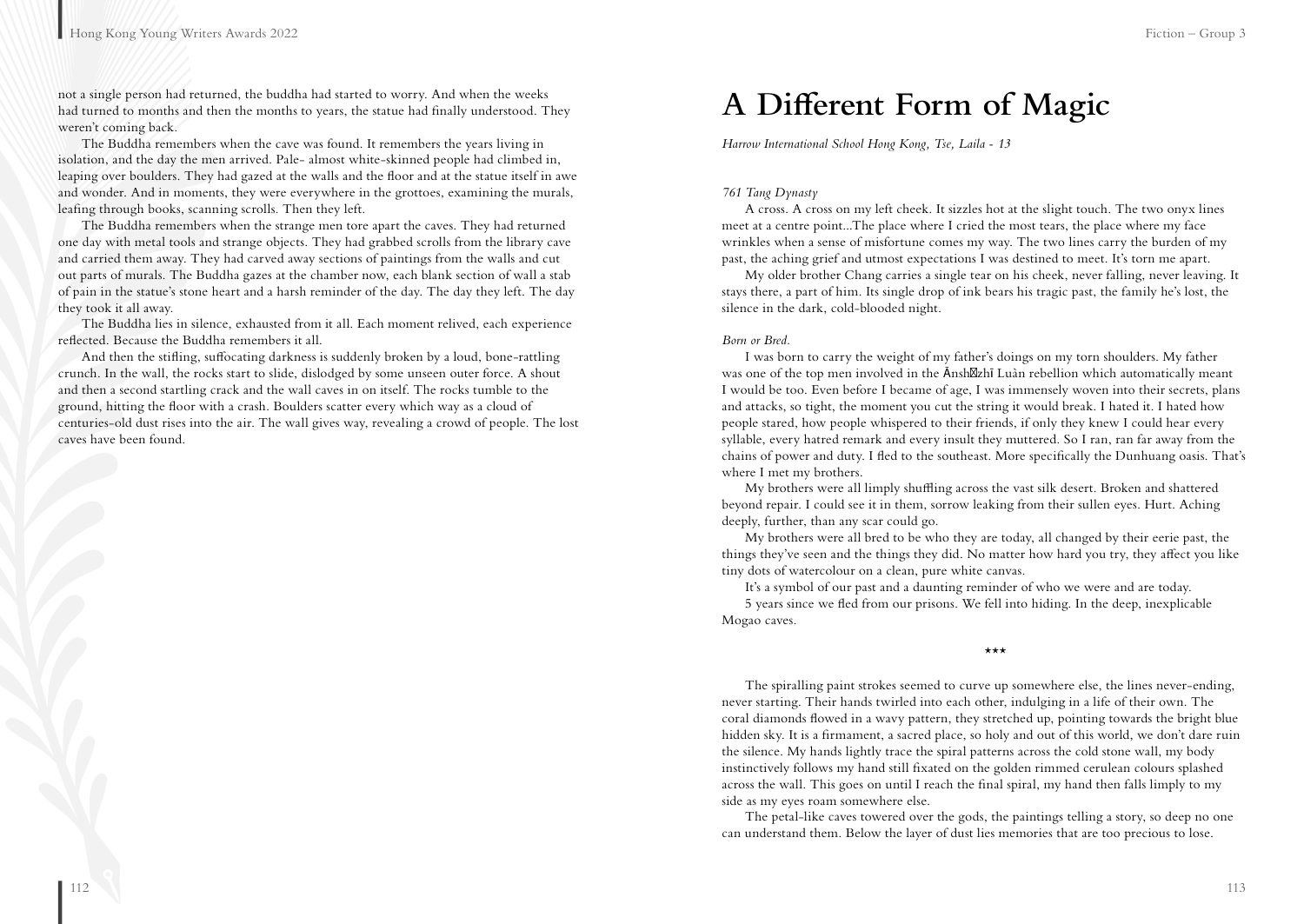not a single person had returned, the buddha had started to worry. And when the weeks had turned to months and then the months to years, the statue had finally understood. They weren't coming back.

The Buddha remembers when the cave was found. It remembers the years living in isolation, and the day the men arrived. Pale- almost white-skinned people had climbed in, leaping over boulders. They had gazed at the walls and the floor and at the statue itself in awe and wonder. And in moments, they were everywhere in the grottoes, examining the murals, leafing through books, scanning scrolls. Then they left.

The Buddha remembers when the strange men tore apart the caves. They had returned one day with metal tools and strange objects. They had grabbed scrolls from the library cave and carried them away. They had carved away sections of paintings from the walls and cut out parts of murals. The Buddha gazes at the chamber now, each blank section of wall a stab of pain in the statue's stone heart and a harsh reminder of the day. The day they left. The day they took it all away.

The Buddha lies in silence, exhausted from it all. Each moment relived, each experience reflected. Because the Buddha remembers it all.

And then the stifling, suffocating darkness is suddenly broken by a loud, bone-rattling crunch. In the wall, the rocks start to slide, dislodged by some unseen outer force. A shout and then a second startling crack and the wall caves in on itself. The rocks tumble to the ground, hitting the floor with a crash. Boulders scatter every which way as a cloud of centuries-old dust rises into the air. The wall gives way, revealing a crowd of people. The lost caves have been found.

# A Different Form of Magic

*Harrow International School Hong Kong, Tse, Laila - 13*

*761 Tang Dynasty*

A cross. A cross on my left cheek. It sizzles hot at the slight touch. The two onyx lines meet at a centre point...The place where I cried the most tears, the place where my face wrinkles when a sense of misfortune comes my way. The two lines carry the burden of my past, the aching grief and utmost expectations I was destined to meet. It's torn me apart.

My older brother Chang carries a single tear on his cheek, never falling, never leaving. It stays there, a part of him. Its single drop of ink bears his tragic past, the family he's lost, the silence in the dark, cold-blooded night.

*Born or Bred.*

I was born to carry the weight of my father's doings on my torn shoulders. My father was one of the top men involved in the Ānsh�zhī Luàn rebellion which automatically meant I would be too. Even before I became of age, I was immensely woven into their secrets, plans and attacks, so tight, the moment you cut the string it would break. I hated it. I hated how people stared, how people whispered to their friends, if only they knew I could hear every syllable, every hatred remark and every insult they muttered. So I ran, ran far away from the chains of power and duty. I fled to the southeast. More specifically the Dunhuang oasis. That's where I met my brothers.

My brothers were all limply shuffling across the vast silk desert. Broken and shattered beyond repair. I could see it in them, sorrow leaking from their sullen eyes. Hurt. Aching deeply, further, than any scar could go.

My brothers were all bred to be who they are today, all changed by their eerie past, the things they've seen and the things they did. No matter how hard you try, they affect you like tiny dots of watercolour on a clean, pure white canvas.

It's a symbol of our past and a daunting reminder of who we were and are today.

5 years since we fled from our prisons. We fell into hiding. In the deep, inexplicable Mogao caves.

\*\*\*

The spiralling paint strokes seemed to curve up somewhere else, the lines never-ending, never starting. Their hands twirled into each other, indulging in a life of their own. The coral diamonds flowed in a wavy pattern, they stretched up, pointing towards the bright blue hidden sky. It is a firmament, a sacred place, so holy and out of this world, we don't dare ruin the silence. My hands lightly trace the spiral patterns across the cold stone wall, my body instinctively follows my hand still fixated on the golden rimmed cerulean colours splashed across the wall. This goes on until I reach the final spiral, my hand then falls limply to my side as my eyes roam somewhere else.

The petal-like caves towered over the gods, the paintings telling a story, so deep no one can understand them. Below the layer of dust lies memories that are too precious to lose.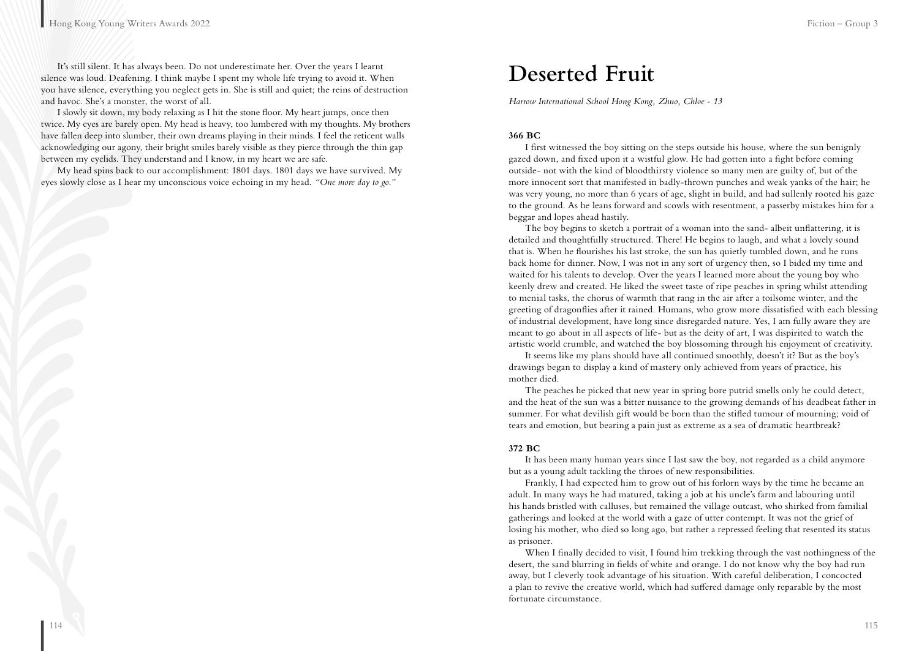It's still silent. It has always been. Do not underestimate her. Over the years I learnt silence was loud. Deafening. I think maybe I spent my whole life trying to avoid it. When you have silence, everything you neglect gets in. She is still and quiet; the reins of destruction and havoc. She's a monster, the worst of all.

I slowly sit down, my body relaxing as I hit the stone floor. My heart jumps, once then twice. My eyes are barely open. My head is heavy, too lumbered with my thoughts. My brothers have fallen deep into slumber, their own dreams playing in their minds. I feel the reticent walls acknowledging our agony, their bright smiles barely visible as they pierce through the thin gap between my eyelids. They understand and I know, in my heart we are safe.

My head spins back to our accomplishment: 1801 days. 1801 days we have survived. My eyes slowly close as I hear my unconscious voice echoing in my head. *"One more day to go."*

# Deserted Fruit

*Harrow International School Hong Kong, Zhuo, Chloe - 13*

**366 BC**

I first witnessed the boy sitting on the steps outside his house, where the sun benignly gazed down, and fixed upon it a wistful glow. He had gotten into a fight before coming outside- not with the kind of bloodthirsty violence so many men are guilty of, but of the more innocent sort that manifested in badly-thrown punches and weak yanks of the hair; he was very young, no more than 6 years of age, slight in build, and had sullenly rooted his gaze to the ground. As he leans forward and scowls with resentment, a passerby mistakes him for a beggar and lopes ahead hastily.

The boy begins to sketch a portrait of a woman into the sand- albeit unflattering, it is detailed and thoughtfully structured. There! He begins to laugh, and what a lovely sound that is. When he flourishes his last stroke, the sun has quietly tumbled down, and he runs back home for dinner. Now, I was not in any sort of urgency then, so I bided my time and waited for his talents to develop. Over the years I learned more about the young boy who keenly drew and created. He liked the sweet taste of ripe peaches in spring whilst attending to menial tasks, the chorus of warmth that rang in the air after a toilsome winter, and the greeting of dragonflies after it rained. Humans, who grow more dissatisfied with each blessing of industrial development, have long since disregarded nature. Yes, I am fully aware they are meant to go about in all aspects of life- but as the deity of art, I was dispirited to watch the artistic world crumble, and watched the boy blossoming through his enjoyment of creativity.

It seems like my plans should have all continued smoothly, doesn't it? But as the boy's drawings began to display a kind of mastery only achieved from years of practice, his mother died.

The peaches he picked that new year in spring bore putrid smells only he could detect, and the heat of the sun was a bitter nuisance to the growing demands of his deadbeat father in summer. For what devilish gift would be born than the stifled tumour of mourning; void of tears and emotion, but bearing a pain just as extreme as a sea of dramatic heartbreak?

**372 BC**

It has been many human years since I last saw the boy, not regarded as a child anymore but as a young adult tackling the throes of new responsibilities.

Frankly, I had expected him to grow out of his forlorn ways by the time he became an adult. In many ways he had matured, taking a job at his uncle's farm and labouring until his hands bristled with calluses, but remained the village outcast, who shirked from familial gatherings and looked at the world with a gaze of utter contempt. It was not the grief of losing his mother, who died so long ago, but rather a repressed feeling that resented its status as prisoner.

When I finally decided to visit, I found him trekking through the vast nothingness of the desert, the sand blurring in fields of white and orange. I do not know why the boy had run away, but I cleverly took advantage of his situation. With careful deliberation, I concocted a plan to revive the creative world, which had suffered damage only reparable by the most fortunate circumstance.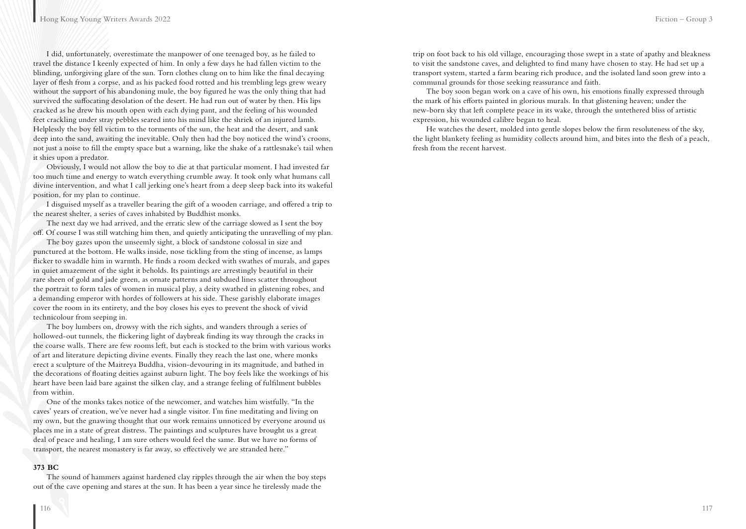I did, unfortunately, overestimate the manpower of one teenaged boy, as he failed to travel the distance I keenly expected of him. In only a few days he had fallen victim to the blinding, unforgiving glare of the sun. Torn clothes clung on to him like the final decaying layer of flesh from a corpse, and as his packed food rotted and his trembling legs grew weary without the support of his abandoning mule, the boy figured he was the only thing that had survived the suffocating desolation of the desert. He had run out of water by then. His lips cracked as he drew his mouth open with each dying pant, and the feeling of his wounded feet crackling under stray pebbles seared into his mind like the shriek of an injured lamb. Helplessly the boy fell victim to the torments of the sun, the heat and the desert, and sank deep into the sand, awaiting the inevitable. Only then had the boy noticed the wind's croons, not just a noise to fill the empty space but a warning, like the shake of a rattlesnake's tail when it shies upon a predator.

Obviously, I would not allow the boy to die at that particular moment. I had invested far too much time and energy to watch everything crumble away. It took only what humans call divine intervention, and what I call jerking one's heart from a deep sleep back into its wakeful position, for my plan to continue.

I disguised myself as a traveller bearing the gift of a wooden carriage, and offered a trip to the nearest shelter, a series of caves inhabited by Buddhist monks.

The next day we had arrived, and the erratic slew of the carriage slowed as I sent the boy off. Of course I was still watching him then, and quietly anticipating the unravelling of my plan.

The boy gazes upon the unseemly sight, a block of sandstone colossal in size and punctured at the bottom. He walks inside, nose tickling from the sting of incense, as lamps flicker to swaddle him in warmth. He finds a room decked with swathes of murals, and gapes in quiet amazement of the sight it beholds. Its paintings are arrestingly beautiful in their rare sheen of gold and jade green, as ornate patterns and subdued lines scatter throughout the portrait to form tales of women in musical play, a deity swathed in glistening robes, and a demanding emperor with hordes of followers at his side. These garishly elaborate images cover the room in its entirety, and the boy closes his eyes to prevent the shock of vivid technicolour from seeping in.

The boy lumbers on, drowsy with the rich sights, and wanders through a series of hollowed-out tunnels, the flickering light of daybreak finding its way through the cracks in the coarse walls. There are few rooms left, but each is stocked to the brim with various works of art and literature depicting divine events. Finally they reach the last one, where monks erect a sculpture of the Maitreya Buddha, vision-devouring in its magnitude, and bathed in the decorations of floating deities against auburn light. The boy feels like the workings of his heart have been laid bare against the silken clay, and a strange feeling of fulfilment bubbles from within.

One of the monks takes notice of the newcomer, and watches him wistfully. "In the caves' years of creation, we've never had a single visitor. I'm fine meditating and living on my own, but the gnawing thought that our work remains unnoticed by everyone around us places me in a state of great distress. The paintings and sculptures have brought us a great deal of peace and healing, I am sure others would feel the same. But we have no forms of transport, the nearest monastery is far away, so effectively we are stranded here."

**373 BC**

The sound of hammers against hardened clay ripples through the air when the boy steps out of the cave opening and stares at the sun. It has been a year since he tirelessly made the trip on foot back to his old village, encouraging those swept in a state of apathy and bleakness to visit the sandstone caves, and delighted to find many have chosen to stay. He had set up a transport system, started a farm bearing rich produce, and the isolated land soon grew into a communal grounds for those seeking reassurance and faith.

The boy soon began work on a cave of his own, his emotions finally expressed through the mark of his efforts painted in glorious murals. In that glistening heaven; under the new-born sky that left complete peace in its wake, through the untethered bliss of artistic expression, his wounded calibre began to heal.

He watches the desert, molded into gentle slopes below the firm resoluteness of the sky, the light blankety feeling as humidity collects around him, and bites into the flesh of a peach, fresh from the recent harvest.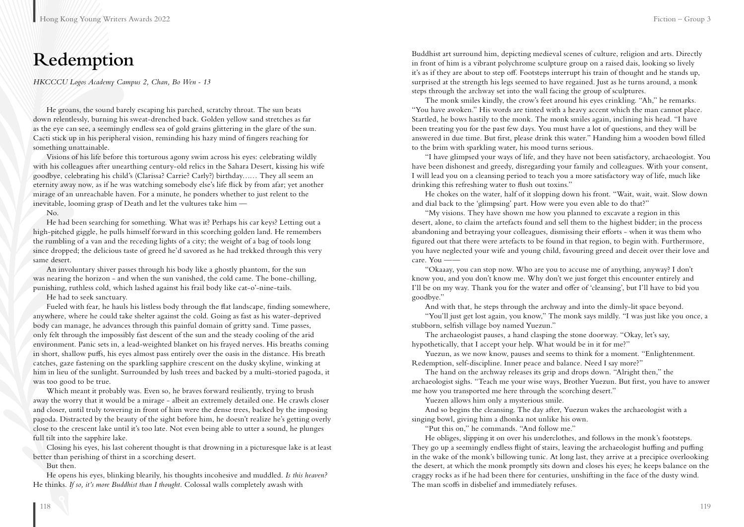# Redemption

*HKCCCU Logos Academy Campus 2, Chan, Bo Wen - 13*

He groans, the sound barely escaping his parched, scratchy throat. The sun beats down relentlessly, burning his sweat-drenched back. Golden yellow sand stretches as far as the eye can see, a seemingly endless sea of gold grains glittering in the glare of the sun. Cacti stick up in his peripheral vision, reminding his hazy mind of fingers reaching for something unattainable.

Visions of his life before this torturous agony swim across his eyes: celebrating wildly with his colleagues after unearthing century-old relics in the Sahara Desert, kissing his wife goodbye, celebrating his child's (Clarissa? Carrie? Carly?) birthday…… They all seem an eternity away now, as if he was watching somebody else's life flick by from afar; yet another mirage of an unreachable haven. For a minute, he ponders whether to just relent to the inevitable, looming grasp of Death and let the vultures take him —

No.

He had been searching for something. What was it? Perhaps his car keys? Letting out a high-pitched giggle, he pulls himself forward in this scorching golden land. He remembers the rumbling of a van and the receding lights of a city; the weight of a bag of tools long since dropped; the delicious taste of greed he'd savored as he had trekked through this very same desert.

An involuntary shiver passes through his body like a ghostly phantom, for the sun was nearing the horizon - and when the sun vanished, the cold came. The bone-chilling, punishing, ruthless cold, which lashed against his frail body like cat-o'-nine-tails.

He had to seek sanctuary.

Fueled with fear, he hauls his listless body through the flat landscape, finding somewhere, anywhere, where he could take shelter against the cold. Going as fast as his water-deprived body can manage, he advances through this painful domain of gritty sand. Time passes, only felt through the impossibly fast descent of the sun and the steady cooling of the arid environment. Panic sets in, a lead-weighted blanket on his frayed nerves. His breaths coming in short, shallow puffs, his eyes almost pass entirely over the oasis in the distance. His breath catches, gaze fastening on the sparkling sapphire crescent on the dusky skyline, winking at him in lieu of the sunlight. Surrounded by lush trees and backed by a multi-storied pagoda, it was too good to be true.

Which meant it probably was. Even so, he braves forward resiliently, trying to brush away the worry that it would be a mirage - albeit an extremely detailed one. He crawls closer and closer, until truly towering in front of him were the dense trees, backed by the imposing pagoda. Distracted by the beauty of the sight before him, he doesn't realize he's getting overly close to the crescent lake until it's too late. Not even being able to utter a sound, he plunges full tilt into the sapphire lake.

Closing his eyes, his last coherent thought is that drowning in a picturesque lake is at least better than perishing of thirst in a scorching desert.

But then.

He opens his eyes, blinking blearily, his thoughts incohesive and muddled. *Is this heaven?* He thinks. *If so, it's more Buddhist than I thought.* Colossal walls completely awash with Buddhist art surround him, depicting medieval scenes of culture, religion and arts. Directly in front of him is a vibrant polychrome sculpture group on a raised dais, looking so lively it's as if they are about to step off. Footsteps interrupt his train of thought and he stands up, surprised at the strength his legs seemed to have regained. Just as he turns around, a monk steps through the archway set into the wall facing the group of sculptures.

The monk smiles kindly, the crow's feet around his eyes crinkling. "Ah," he remarks. "You have awoken." His words are tinted with a heavy accent which the man cannot place. Startled, he bows hastily to the monk. The monk smiles again, inclining his head. "I have been treating you for the past few days. You must have a lot of questions, and they will be answered in due time. But first, please drink this water." Handing him a wooden bowl filled to the brim with sparkling water, his mood turns serious.

"I have glimpsed your ways of life, and they have not been satisfactory, archaeologist. You have been dishonest and greedy, disregarding your family and colleagues. With your consent, I will lead you on a cleansing period to teach you a more satisfactory way of life, much like drinking this refreshing water to flush out toxins."

He chokes on the water, half of it slopping down his front. "Wait, wait, wait. Slow down and dial back to the 'glimpsing' part. How were you even able to do that?"

"My visions. They have shown me how you planned to excavate a region in this desert, alone, to claim the artefacts found and sell them to the highest bidder; in the process abandoning and betraying your colleagues, dismissing their efforts - when it was them who figured out that there were artefacts to be found in that region, to begin with. Furthermore, you have neglected your wife and young child, favouring greed and deceit over their love and care. You ——

"Okaaay, you can stop now. Who are you to accuse me of anything, anyway? I don't know you, and you don't know me. Why don't we just forget this encounter entirely and I'll be on my way. Thank you for the water and offer of 'cleansing', but I'll have to bid you goodbye."

And with that, he steps through the archway and into the dimly-lit space beyond.

"You'll just get lost again, you know," The monk says mildly. "I was just like you once, a stubborn, selfish village boy named Yuezun."

The archaeologist pauses, a hand clasping the stone doorway. "Okay, let's say, hypothetically, that I accept your help. What would be in it for me?"

Yuezun, as we now know, pauses and seems to think for a moment. "Enlightenment. Redemption, self-discipline. Inner peace and balance. Need I say more?"

The hand on the archway releases its grip and drops down. "Alright then," the archaeologist sighs. "Teach me your wise ways, Brother Yuezun. But first, you have to answer me how you transported me here through the scorching desert."

Yuezen allows him only a mysterious smile.

And so begins the cleansing. The day after, Yuezun wakes the archaeologist with a singing bowl, giving him a dhonka not unlike his own.

"Put this on," he commands. "And follow me."

He obliges, slipping it on over his underclothes, and follows in the monk's footsteps. They go up a seemingly endless flight of stairs, leaving the archaeologist huffing and puffing in the wake of the monk's billowing tunic. At long last, they arrive at a precipice overlooking the desert, at which the monk promptly sits down and closes his eyes; he keeps balance on the craggy rocks as if he had been there for centuries, unshifting in the face of the dusty wind. The man scoffs in disbelief and immediately refuses.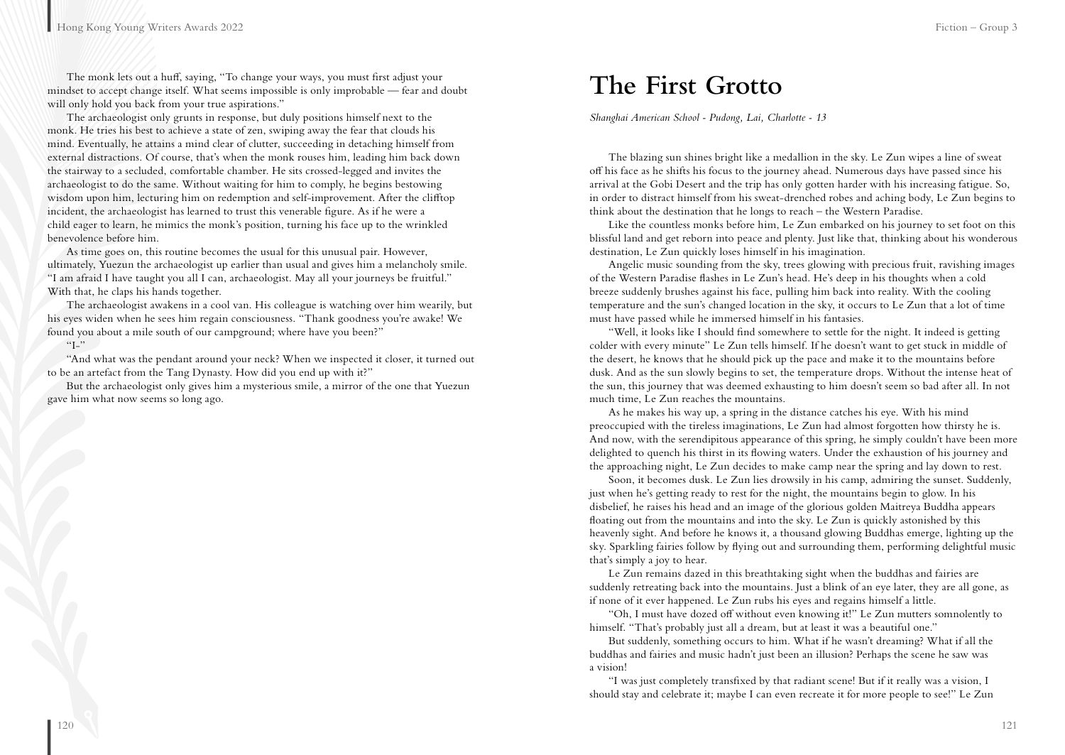The monk lets out a huff, saying, "To change your ways, you must first adjust your mindset to accept change itself. What seems impossible is only improbable — fear and doubt will only hold you back from your true aspirations."

The archaeologist only grunts in response, but duly positions himself next to the monk. He tries his best to achieve a state of zen, swiping away the fear that clouds his mind. Eventually, he attains a mind clear of clutter, succeeding in detaching himself from external distractions. Of course, that's when the monk rouses him, leading him back down the stairway to a secluded, comfortable chamber. He sits crossed-legged and invites the archaeologist to do the same. Without waiting for him to comply, he begins bestowing wisdom upon him, lecturing him on redemption and self-improvement. After the clifftop incident, the archaeologist has learned to trust this venerable figure. As if he were a child eager to learn, he mimics the monk's position, turning his face up to the wrinkled benevolence before him.

As time goes on, this routine becomes the usual for this unusual pair. However, ultimately, Yuezun the archaeologist up earlier than usual and gives him a melancholy smile. "I am afraid I have taught you all I can, archaeologist. May all your journeys be fruitful." With that, he claps his hands together.

The archaeologist awakens in a cool van. His colleague is watching over him wearily, but his eyes widen when he sees him regain consciousness. "Thank goodness you're awake! We found you about a mile south of our campground; where have you been?"

"I-"

"And what was the pendant around your neck? When we inspected it closer, it turned out to be an artefact from the Tang Dynasty. How did you end up with it?"

But the archaeologist only gives him a mysterious smile, a mirror of the one that Yuezun gave him what now seems so long ago.

# The First Grotto

*Shanghai American School - Pudong, Lai, Charlotte - 13*

The blazing sun shines bright like a medallion in the sky. Le Zun wipes a line of sweat off his face as he shifts his focus to the journey ahead. Numerous days have passed since his arrival at the Gobi Desert and the trip has only gotten harder with his increasing fatigue. So, in order to distract himself from his sweat-drenched robes and aching body, Le Zun begins to think about the destination that he longs to reach – the Western Paradise.

Like the countless monks before him, Le Zun embarked on his journey to set foot on this blissful land and get reborn into peace and plenty. Just like that, thinking about his wonderous destination, Le Zun quickly loses himself in his imagination.

Angelic music sounding from the sky, trees glowing with precious fruit, ravishing images of the Western Paradise flashes in Le Zun's head. He's deep in his thoughts when a cold breeze suddenly brushes against his face, pulling him back into reality. With the cooling temperature and the sun's changed location in the sky, it occurs to Le Zun that a lot of time must have passed while he immersed himself in his fantasies.

"Well, it looks like I should find somewhere to settle for the night. It indeed is getting colder with every minute" Le Zun tells himself. If he doesn't want to get stuck in middle of the desert, he knows that he should pick up the pace and make it to the mountains before dusk. And as the sun slowly begins to set, the temperature drops. Without the intense heat of the sun, this journey that was deemed exhausting to him doesn't seem so bad after all. In not much time, Le Zun reaches the mountains.

As he makes his way up, a spring in the distance catches his eye. With his mind preoccupied with the tireless imaginations, Le Zun had almost forgotten how thirsty he is. And now, with the serendipitous appearance of this spring, he simply couldn't have been more delighted to quench his thirst in its flowing waters. Under the exhaustion of his journey and the approaching night, Le Zun decides to make camp near the spring and lay down to rest.

Soon, it becomes dusk. Le Zun lies drowsily in his camp, admiring the sunset. Suddenly, just when he's getting ready to rest for the night, the mountains begin to glow. In his disbelief, he raises his head and an image of the glorious golden Maitreya Buddha appears floating out from the mountains and into the sky. Le Zun is quickly astonished by this heavenly sight. And before he knows it, a thousand glowing Buddhas emerge, lighting up the sky. Sparkling fairies follow by flying out and surrounding them, performing delightful music that's simply a joy to hear.

Le Zun remains dazed in this breathtaking sight when the buddhas and fairies are suddenly retreating back into the mountains. Just a blink of an eye later, they are all gone, as if none of it ever happened. Le Zun rubs his eyes and regains himself a little.

"Oh, I must have dozed off without even knowing it!" Le Zun mutters somnolently to himself. "That's probably just all a dream, but at least it was a beautiful one."

But suddenly, something occurs to him. What if he wasn't dreaming? What if all the buddhas and fairies and music hadn't just been an illusion? Perhaps the scene he saw was a vision!

"I was just completely transfixed by that radiant scene! But if it really was a vision, I should stay and celebrate it; maybe I can even recreate it for more people to see!" Le Zun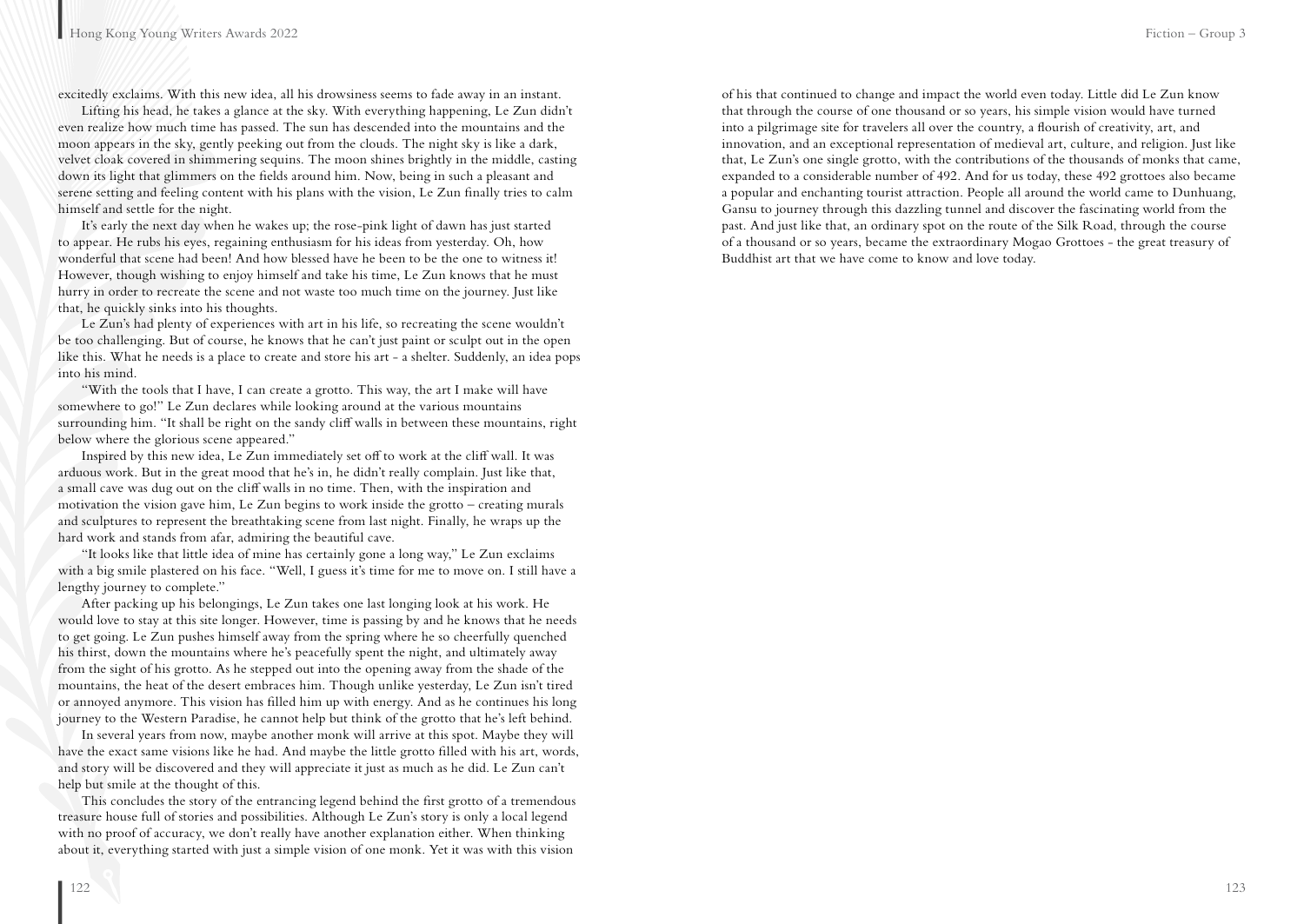excitedly exclaims. With this new idea, all his drowsiness seems to fade away in an instant.

Lifting his head, he takes a glance at the sky. With everything happening, Le Zun didn't even realize how much time has passed. The sun has descended into the mountains and the moon appears in the sky, gently peeking out from the clouds. The night sky is like a dark, velvet cloak covered in shimmering sequins. The moon shines brightly in the middle, casting down its light that glimmers on the fields around him. Now, being in such a pleasant and serene setting and feeling content with his plans with the vision, Le Zun finally tries to calm himself and settle for the night.

It's early the next day when he wakes up; the rose-pink light of dawn has just started to appear. He rubs his eyes, regaining enthusiasm for his ideas from yesterday. Oh, how wonderful that scene had been! And how blessed have he been to be the one to witness it! However, though wishing to enjoy himself and take his time, Le Zun knows that he must hurry in order to recreate the scene and not waste too much time on the journey. Just like that, he quickly sinks into his thoughts.

Le Zun's had plenty of experiences with art in his life, so recreating the scene wouldn't be too challenging. But of course, he knows that he can't just paint or sculpt out in the open like this. What he needs is a place to create and store his art - a shelter. Suddenly, an idea pops into his mind.

"With the tools that I have, I can create a grotto. This way, the art I make will have somewhere to go!" Le Zun declares while looking around at the various mountains surrounding him. "It shall be right on the sandy cliff walls in between these mountains, right below where the glorious scene appeared."

Inspired by this new idea, Le Zun immediately set off to work at the cliff wall. It was arduous work. But in the great mood that he's in, he didn't really complain. Just like that, a small cave was dug out on the cliff walls in no time. Then, with the inspiration and motivation the vision gave him, Le Zun begins to work inside the grotto – creating murals and sculptures to represent the breathtaking scene from last night. Finally, he wraps up the hard work and stands from afar, admiring the beautiful cave.

"It looks like that little idea of mine has certainly gone a long way," Le Zun exclaims with a big smile plastered on his face. "Well, I guess it's time for me to move on. I still have a lengthy journey to complete."

After packing up his belongings, Le Zun takes one last longing look at his work. He would love to stay at this site longer. However, time is passing by and he knows that he needs to get going. Le Zun pushes himself away from the spring where he so cheerfully quenched his thirst, down the mountains where he's peacefully spent the night, and ultimately away from the sight of his grotto. As he stepped out into the opening away from the shade of the mountains, the heat of the desert embraces him. Though unlike yesterday, Le Zun isn't tired or annoyed anymore. This vision has filled him up with energy. And as he continues his long journey to the Western Paradise, he cannot help but think of the grotto that he's left behind.

In several years from now, maybe another monk will arrive at this spot. Maybe they will have the exact same visions like he had. And maybe the little grotto filled with his art, words, and story will be discovered and they will appreciate it just as much as he did. Le Zun can't help but smile at the thought of this.

This concludes the story of the entrancing legend behind the first grotto of a tremendous treasure house full of stories and possibilities. Although Le Zun's story is only a local legend with no proof of accuracy, we don't really have another explanation either. When thinking about it, everything started with just a simple vision of one monk. Yet it was with this vision of his that continued to change and impact the world even today. Little did Le Zun know that through the course of one thousand or so years, his simple vision would have turned into a pilgrimage site for travelers all over the country, a flourish of creativity, art, and innovation, and an exceptional representation of medieval art, culture, and religion. Just like that, Le Zun's one single grotto, with the contributions of the thousands of monks that came, expanded to a considerable number of 492. And for us today, these 492 grottoes also became a popular and enchanting tourist attraction. People all around the world came to Dunhuang, Gansu to journey through this dazzling tunnel and discover the fascinating world from the past. And just like that, an ordinary spot on the route of the Silk Road, through the course of a thousand or so years, became the extraordinary Mogao Grottoes - the great treasury of Buddhist art that we have come to know and love today.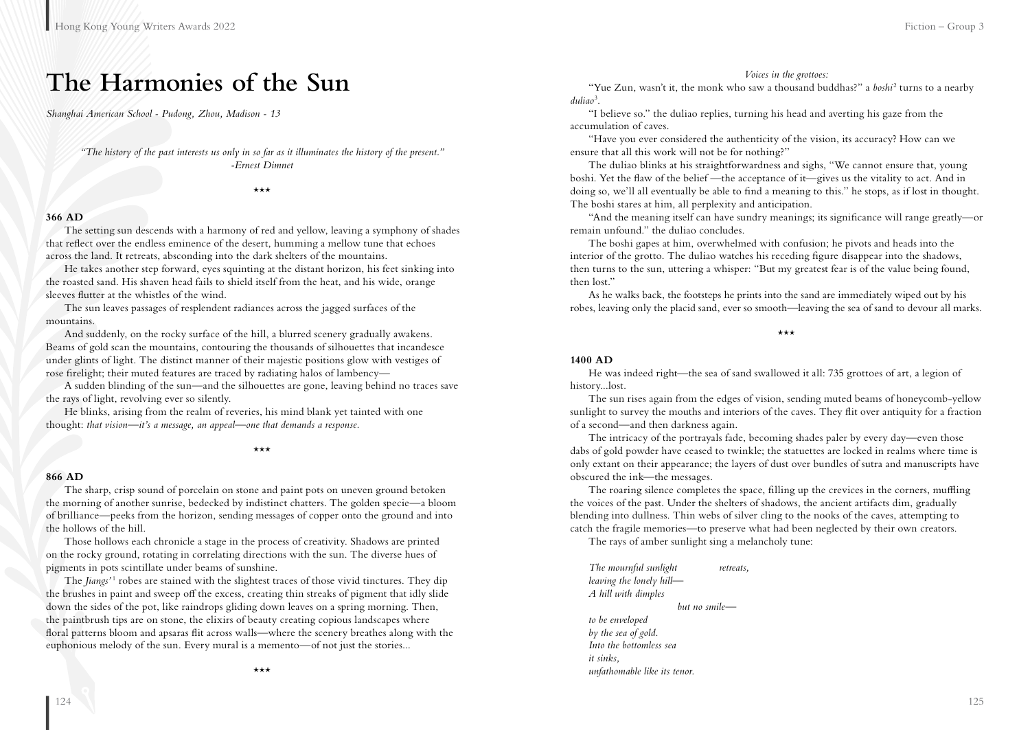# The Harmonies of the Sun

*Shanghai American School - Pudong, Zhou, Madison - 13*

*"The history of the past interests us only in so far as it illuminates the history of the present."*
*-Ernest Dimnet*

\*\*\*

**366 AD**

The setting sun descends with a harmony of red and yellow, leaving a symphony of shades that reflect over the endless eminence of the desert, humming a mellow tune that echoes across the land. It retreats, absconding into the dark shelters of the mountains.

He takes another step forward, eyes squinting at the distant horizon, his feet sinking into the roasted sand. His shaven head fails to shield itself from the heat, and his wide, orange sleeves flutter at the whistles of the wind.

The sun leaves passages of resplendent radiances across the jagged surfaces of the mountains.

And suddenly, on the rocky surface of the hill, a blurred scenery gradually awakens. Beams of gold scan the mountains, contouring the thousands of silhouettes that incandesce under glints of light. The distinct manner of their majestic positions glow with vestiges of rose firelight; their muted features are traced by radiating halos of lambency—

A sudden blinding of the sun—and the silhouettes are gone, leaving behind no traces save the rays of light, revolving ever so silently.

He blinks, arising from the realm of reveries, his mind blank yet tainted with one thought: *that vision—it's a message, an appeal—one that demands a response.*

\*\*\*

**866 AD**

The sharp, crisp sound of porcelain on stone and paint pots on uneven ground betoken the morning of another sunrise, bedecked by indistinct chatters. The golden specie—a bloom of brilliance—peeks from the horizon, sending messages of copper onto the ground and into the hollows of the hill.

Those hollows each chronicle a stage in the process of creativity. Shadows are printed on the rocky ground, rotating in correlating directions with the sun. The diverse hues of pigments in pots scintillate under beams of sunshine.

The *Jiangs'*[1] robes are stained with the slightest traces of those vivid tinctures. They dip the brushes in paint and sweep off the excess, creating thin streaks of pigment that idly slide down the sides of the pot, like raindrops gliding down leaves on a spring morning. Then, the paintbrush tips are on stone, the elixirs of beauty creating copious landscapes where floral patterns bloom and apsaras flit across walls—where the scenery breathes along with the euphonious melody of the sun. Every mural is a memento—of not just the stories...

\*\*\*

*Voices in the grottoes:*

"Yue Zun, wasn't it, the monk who saw a thousand buddhas?" a *boshi*[2] turns to a nearby *duliao*[3].

"I believe so." the duliao replies, turning his head and averting his gaze from the accumulation of caves.

"Have you ever considered the authenticity of the vision, its accuracy? How can we ensure that all this work will not be for nothing?"

The duliao blinks at his straightforwardness and sighs, "We cannot ensure that, young boshi. Yet the flaw of the belief —the acceptance of it—gives us the vitality to act. And in doing so, we'll all eventually be able to find a meaning to this." he stops, as if lost in thought. The boshi stares at him, all perplexity and anticipation.

"And the meaning itself can have sundry meanings; its significance will range greatly—or remain unfound." the duliao concludes.

The boshi gapes at him, overwhelmed with confusion; he pivots and heads into the interior of the grotto. The duliao watches his receding figure disappear into the shadows, then turns to the sun, uttering a whisper: "But my greatest fear is of the value being found, then lost."

As he walks back, the footsteps he prints into the sand are immediately wiped out by his robes, leaving only the placid sand, ever so smooth—leaving the sea of sand to devour all marks.

\*\*\*

**1400 AD**

He was indeed right—the sea of sand swallowed it all: 735 grottoes of art, a legion of history...lost.

The sun rises again from the edges of vision, sending muted beams of honeycomb-yellow sunlight to survey the mouths and interiors of the caves. They flit over antiquity for a fraction of a second—and then darkness again.

The intricacy of the portrayals fade, becoming shades paler by every day—even those dabs of gold powder have ceased to twinkle; the statuettes are locked in realms where time is only extant on their appearance; the layers of dust over bundles of sutra and manuscripts have obscured the ink—the messages.

The roaring silence completes the space, filling up the crevices in the corners, muffling the voices of the past. Under the shelters of shadows, the ancient artifacts dim, gradually blending into dullness. Thin webs of silver cling to the nooks of the caves, attempting to catch the fragile memories—to preserve what had been neglected by their own creators.

The rays of amber sunlight sing a melancholy tune:

*The mournful sunlight retreats,*
*leaving the lonely hill—*
*A hill with dimples*
*but no smile—*
*to be enveloped*
*by the sea of gold.*
*Into the bottomless sea*
*it sinks,*
*unfathomable like its tenor.*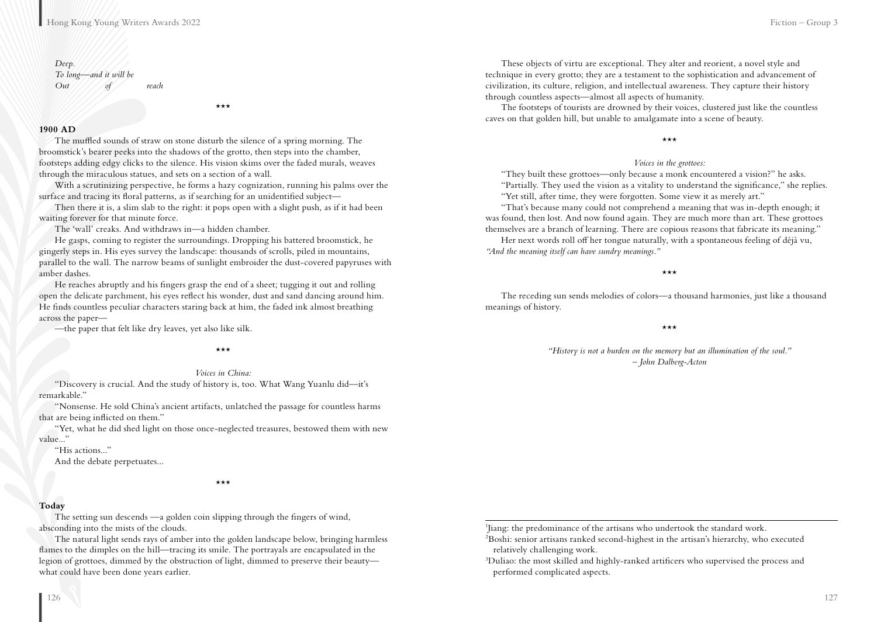*Deep.*
*To long—and it will be*
*Out of reach*

\*\*\*

**1900 AD**

The muffled sounds of straw on stone disturb the silence of a spring morning. The broomstick's bearer peeks into the shadows of the grotto, then steps into the chamber, footsteps adding edgy clicks to the silence. His vision skims over the faded murals, weaves through the miraculous statues, and sets on a section of a wall.

With a scrutinizing perspective, he forms a hazy cognization, running his palms over the surface and tracing its floral patterns, as if searching for an unidentified subject—

Then there it is, a slim slab to the right: it pops open with a slight push, as if it had been waiting forever for that minute force.

The 'wall' creaks. And withdraws in—a hidden chamber.

He gasps, coming to register the surroundings. Dropping his battered broomstick, he gingerly steps in. His eyes survey the landscape: thousands of scrolls, piled in mountains, parallel to the wall. The narrow beams of sunlight embroider the dust-covered papyruses with amber dashes.

He reaches abruptly and his fingers grasp the end of a sheet; tugging it out and rolling open the delicate parchment, his eyes reflect his wonder, dust and sand dancing around him. He finds countless peculiar characters staring back at him, the faded ink almost breathing across the paper—

—the paper that felt like dry leaves, yet also like silk.

\*\*\*

*Voices in China:*

"Discovery is crucial. And the study of history is, too. What Wang Yuanlu did—it's remarkable."

"Nonsense. He sold China's ancient artifacts, unlatched the passage for countless harms that are being inflicted on them."

"Yet, what he did shed light on those once-neglected treasures, bestowed them with new value..."

"His actions..."

And the debate perpetuates...

\*\*\*

**Today**

The setting sun descends —a golden coin slipping through the fingers of wind, absconding into the mists of the clouds.

The natural light sends rays of amber into the golden landscape below, bringing harmless flames to the dimples on the hill—tracing its smile. The portrayals are encapsulated in the legion of grottoes, dimmed by the obstruction of light, dimmed to preserve their beauty—what could have been done years earlier.

These objects of virtu are exceptional. They alter and reorient, a novel style and technique in every grotto; they are a testament to the sophistication and advancement of civilization, its culture, religion, and intellectual awareness. They capture their history through countless aspects—almost all aspects of humanity.

The footsteps of tourists are drowned by their voices, clustered just like the countless caves on that golden hill, but unable to amalgamate into a scene of beauty.

\*\*\*

*Voices in the grottoes:*

"They built these grottoes—only because a monk encountered a vision?" he asks.

"Partially. They used the vision as a vitality to understand the significance," she replies.

"Yet still, after time, they were forgotten. Some view it as merely art."

"That's because many could not comprehend a meaning that was in-depth enough; it was found, then lost. And now found again. They are much more than art. These grottoes themselves are a branch of learning. There are copious reasons that fabricate its meaning."

Her next words roll off her tongue naturally, with a spontaneous feeling of déjà vu, *"And the meaning itself can have sundry meanings."*

\*\*\*

The receding sun sends melodies of colors—a thousand harmonies, just like a thousand meanings of history.

\*\*\*

*"History is not a burden on the memory but an illumination of the soul."*
*– John Dalberg-Acton*

---

[1] Jiang: the predominance of the artisans who undertook the standard work.

[2] Boshi: senior artisans ranked second-highest in the artisan's hierarchy, who executed relatively challenging work.

[3] Duliao: the most skilled and highly-ranked artificers who supervised the process and performed complicated aspects.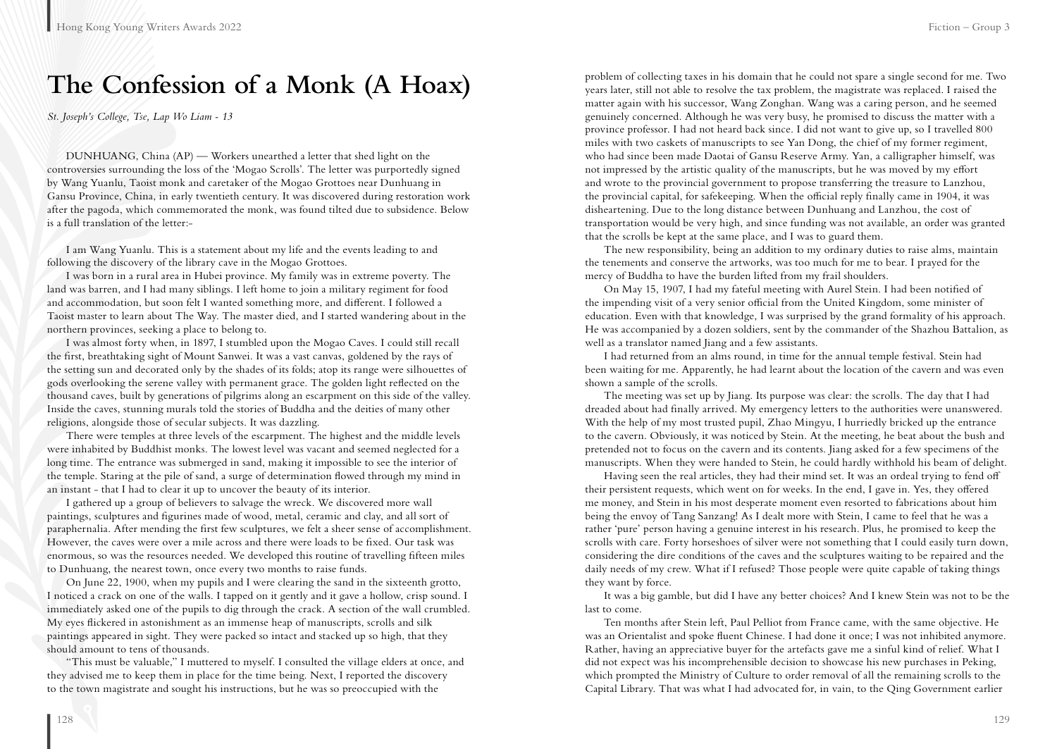# The Confession of a Monk (A Hoax)

*St. Joseph's College, Tse, Lap Wo Liam - 13*

DUNHUANG, China (AP) — Workers unearthed a letter that shed light on the controversies surrounding the loss of the 'Mogao Scrolls'. The letter was purportedly signed by Wang Yuanlu, Taoist monk and caretaker of the Mogao Grottoes near Dunhuang in Gansu Province, China, in early twentieth century. It was discovered during restoration work after the pagoda, which commemorated the monk, was found tilted due to subsidence. Below is a full translation of the letter:-

I am Wang Yuanlu. This is a statement about my life and the events leading to and following the discovery of the library cave in the Mogao Grottoes.

I was born in a rural area in Hubei province. My family was in extreme poverty. The land was barren, and I had many siblings. I left home to join a military regiment for food and accommodation, but soon felt I wanted something more, and different. I followed a Taoist master to learn about The Way. The master died, and I started wandering about in the northern provinces, seeking a place to belong to.

I was almost forty when, in 1897, I stumbled upon the Mogao Caves. I could still recall the first, breathtaking sight of Mount Sanwei. It was a vast canvas, goldened by the rays of the setting sun and decorated only by the shades of its folds; atop its range were silhouettes of gods overlooking the serene valley with permanent grace. The golden light reflected on the thousand caves, built by generations of pilgrims along an escarpment on this side of the valley. Inside the caves, stunning murals told the stories of Buddha and the deities of many other religions, alongside those of secular subjects. It was dazzling.

There were temples at three levels of the escarpment. The highest and the middle levels were inhabited by Buddhist monks. The lowest level was vacant and seemed neglected for a long time. The entrance was submerged in sand, making it impossible to see the interior of the temple. Staring at the pile of sand, a surge of determination flowed through my mind in an instant - that I had to clear it up to uncover the beauty of its interior.

I gathered up a group of believers to salvage the wreck. We discovered more wall paintings, sculptures and figurines made of wood, metal, ceramic and clay, and all sort of paraphernalia. After mending the first few sculptures, we felt a sheer sense of accomplishment. However, the caves were over a mile across and there were loads to be fixed. Our task was enormous, so was the resources needed. We developed this routine of travelling fifteen miles to Dunhuang, the nearest town, once every two months to raise funds.

On June 22, 1900, when my pupils and I were clearing the sand in the sixteenth grotto, I noticed a crack on one of the walls. I tapped on it gently and it gave a hollow, crisp sound. I immediately asked one of the pupils to dig through the crack. A section of the wall crumbled. My eyes flickered in astonishment as an immense heap of manuscripts, scrolls and silk paintings appeared in sight. They were packed so intact and stacked up so high, that they should amount to tens of thousands.

"This must be valuable," I muttered to myself. I consulted the village elders at once, and they advised me to keep them in place for the time being. Next, I reported the discovery to the town magistrate and sought his instructions, but he was so preoccupied with the problem of collecting taxes in his domain that he could not spare a single second for me. Two years later, still not able to resolve the tax problem, the magistrate was replaced. I raised the matter again with his successor, Wang Zonghan. Wang was a caring person, and he seemed genuinely concerned. Although he was very busy, he promised to discuss the matter with a province professor. I had not heard back since. I did not want to give up, so I travelled 800 miles with two caskets of manuscripts to see Yan Dong, the chief of my former regiment, who had since been made Daotai of Gansu Reserve Army. Yan, a calligrapher himself, was not impressed by the artistic quality of the manuscripts, but he was moved by my effort and wrote to the provincial government to propose transferring the treasure to Lanzhou, the provincial capital, for safekeeping. When the official reply finally came in 1904, it was disheartening. Due to the long distance between Dunhuang and Lanzhou, the cost of transportation would be very high, and since funding was not available, an order was granted that the scrolls be kept at the same place, and I was to guard them.

The new responsibility, being an addition to my ordinary duties to raise alms, maintain the tenements and conserve the artworks, was too much for me to bear. I prayed for the mercy of Buddha to have the burden lifted from my frail shoulders.

On May 15, 1907, I had my fateful meeting with Aurel Stein. I had been notified of the impending visit of a very senior official from the United Kingdom, some minister of education. Even with that knowledge, I was surprised by the grand formality of his approach. He was accompanied by a dozen soldiers, sent by the commander of the Shazhou Battalion, as well as a translator named Jiang and a few assistants.

I had returned from an alms round, in time for the annual temple festival. Stein had been waiting for me. Apparently, he had learnt about the location of the cavern and was even shown a sample of the scrolls.

The meeting was set up by Jiang. Its purpose was clear: the scrolls. The day that I had dreaded about had finally arrived. My emergency letters to the authorities were unanswered. With the help of my most trusted pupil, Zhao Mingyu, I hurriedly bricked up the entrance to the cavern. Obviously, it was noticed by Stein. At the meeting, he beat about the bush and pretended not to focus on the cavern and its contents. Jiang asked for a few specimens of the manuscripts. When they were handed to Stein, he could hardly withhold his beam of delight.

Having seen the real articles, they had their mind set. It was an ordeal trying to fend off their persistent requests, which went on for weeks. In the end, I gave in. Yes, they offered me money, and Stein in his most desperate moment even resorted to fabrications about him being the envoy of Tang Sanzang! As I dealt more with Stein, I came to feel that he was a rather 'pure' person having a genuine interest in his research. Plus, he promised to keep the scrolls with care. Forty horseshoes of silver were not something that I could easily turn down, considering the dire conditions of the caves and the sculptures waiting to be repaired and the daily needs of my crew. What if I refused? Those people were quite capable of taking things they want by force.

It was a big gamble, but did I have any better choices? And I knew Stein was not to be the last to come.

Ten months after Stein left, Paul Pelliot from France came, with the same objective. He was an Orientalist and spoke fluent Chinese. I had done it once; I was not inhibited anymore. Rather, having an appreciative buyer for the artefacts gave me a sinful kind of relief. What I did not expect was his incomprehensible decision to showcase his new purchases in Peking, which prompted the Ministry of Culture to order removal of all the remaining scrolls to the Capital Library. That was what I had advocated for, in vain, to the Qing Government earlier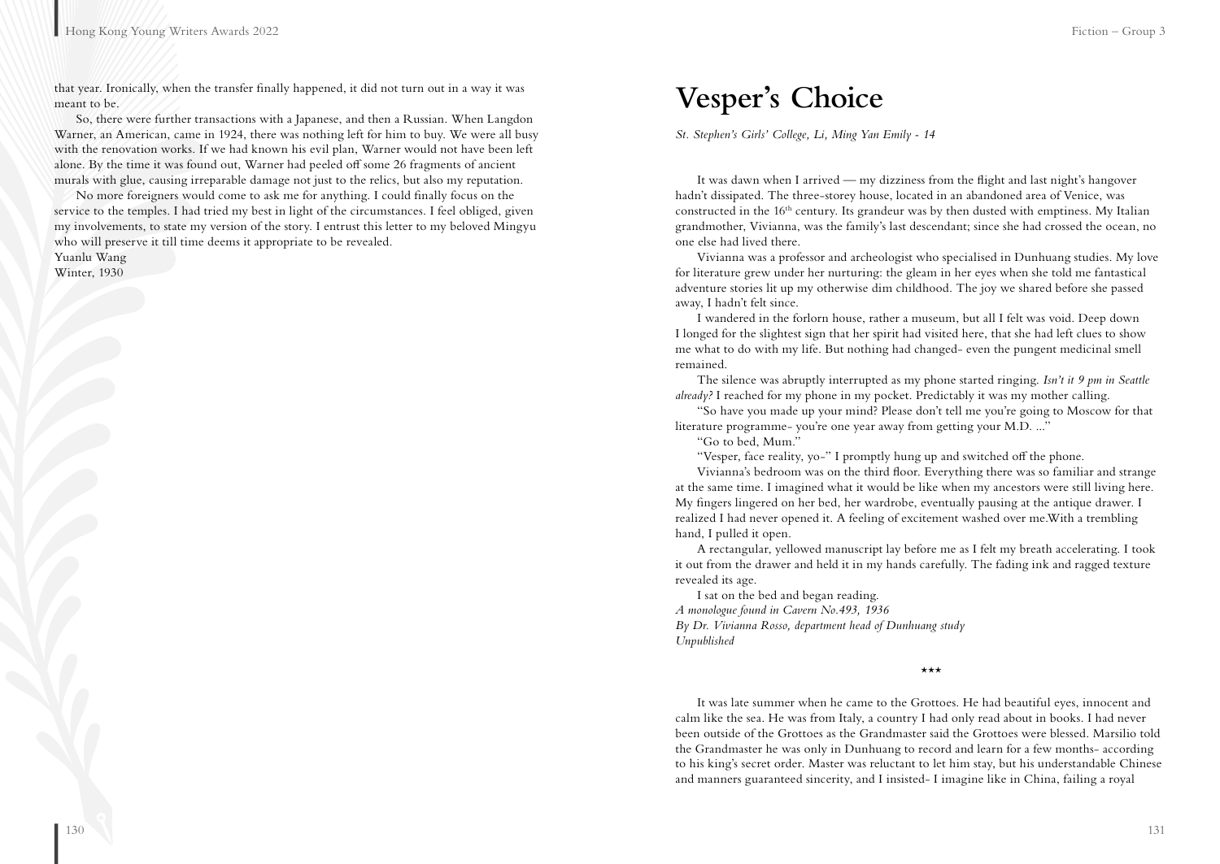that year. Ironically, when the transfer finally happened, it did not turn out in a way it was meant to be.

So, there were further transactions with a Japanese, and then a Russian. When Langdon Warner, an American, came in 1924, there was nothing left for him to buy. We were all busy with the renovation works. If we had known his evil plan, Warner would not have been left alone. By the time it was found out, Warner had peeled off some 26 fragments of ancient murals with glue, causing irreparable damage not just to the relics, but also my reputation.

No more foreigners would come to ask me for anything. I could finally focus on the service to the temples. I had tried my best in light of the circumstances. I feel obliged, given my involvements, to state my version of the story. I entrust this letter to my beloved Mingyu who will preserve it till time deems it appropriate to be revealed.

Yuanlu Wang
Winter, 1930

# Vesper's Choice

*St. Stephen's Girls' College, Li, Ming Yan Emily - 14*

It was dawn when I arrived — my dizziness from the flight and last night's hangover hadn't dissipated. The three-storey house, located in an abandoned area of Venice, was constructed in the 16th century. Its grandeur was by then dusted with emptiness. My Italian grandmother, Vivianna, was the family's last descendant; since she had crossed the ocean, no one else had lived there.

Vivianna was a professor and archeologist who specialised in Dunhuang studies. My love for literature grew under her nurturing: the gleam in her eyes when she told me fantastical adventure stories lit up my otherwise dim childhood. The joy we shared before she passed away, I hadn't felt since.

I wandered in the forlorn house, rather a museum, but all I felt was void. Deep down I longed for the slightest sign that her spirit had visited here, that she had left clues to show me what to do with my life. But nothing had changed- even the pungent medicinal smell remained.

The silence was abruptly interrupted as my phone started ringing. *Isn't it 9 pm in Seattle already?* I reached for my phone in my pocket. Predictably it was my mother calling.

"So have you made up your mind? Please don't tell me you're going to Moscow for that literature programme- you're one year away from getting your M.D. ..."

"Go to bed, Mum."

"Vesper, face reality, yo-" I promptly hung up and switched off the phone.

Vivianna's bedroom was on the third floor. Everything there was so familiar and strange at the same time. I imagined what it would be like when my ancestors were still living here. My fingers lingered on her bed, her wardrobe, eventually pausing at the antique drawer. I realized I had never opened it. A feeling of excitement washed over me.With a trembling hand, I pulled it open.

A rectangular, yellowed manuscript lay before me as I felt my breath accelerating. I took it out from the drawer and held it in my hands carefully. The fading ink and ragged texture revealed its age.

I sat on the bed and began reading.

*A monologue found in Cavern No.493, 1936*
*By Dr. Vivianna Rosso, department head of Dunhuang study*
*Unpublished*

\*\*\*

It was late summer when he came to the Grottoes. He had beautiful eyes, innocent and calm like the sea. He was from Italy, a country I had only read about in books. I had never been outside of the Grottoes as the Grandmaster said the Grottoes were blessed. Marsilio told the Grandmaster he was only in Dunhuang to record and learn for a few months- according to his king's secret order. Master was reluctant to let him stay, but his understandable Chinese and manners guaranteed sincerity, and I insisted- I imagine like in China, failing a royal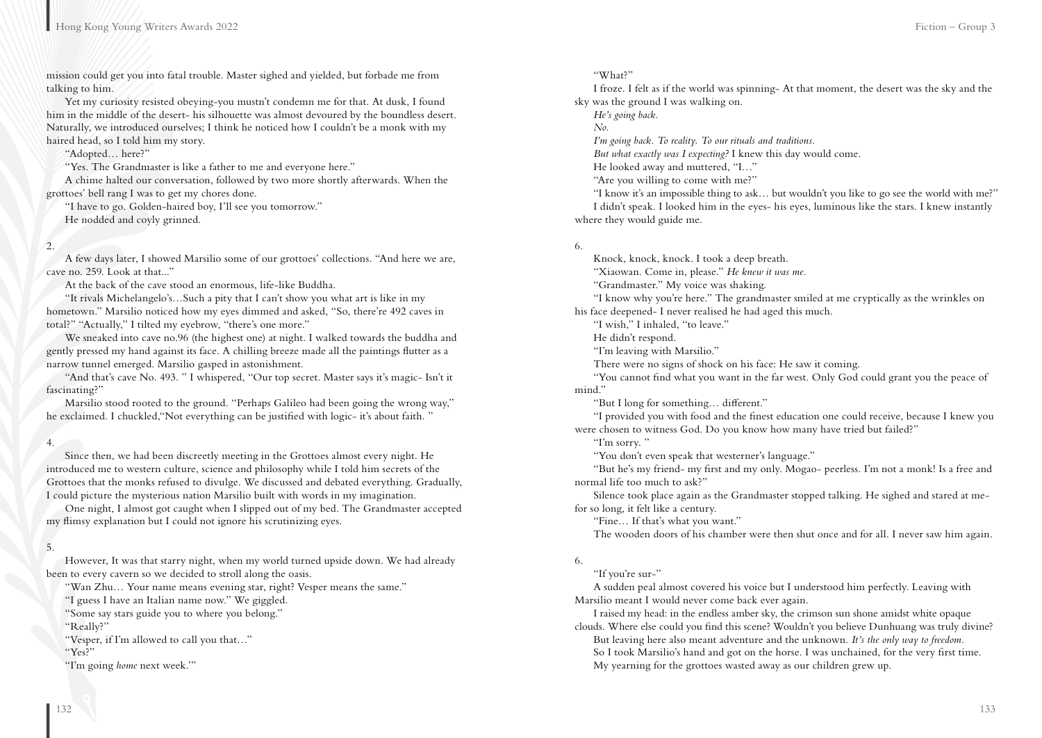mission could get you into fatal trouble. Master sighed and yielded, but forbade me from talking to him.

Yet my curiosity resisted obeying-you mustn't condemn me for that. At dusk, I found him in the middle of the desert- his silhouette was almost devoured by the boundless desert. Naturally, we introduced ourselves; I think he noticed how I couldn't be a monk with my haired head, so I told him my story.

"Adopted… here?"

"Yes. The Grandmaster is like a father to me and everyone here."

A chime halted our conversation, followed by two more shortly afterwards. When the grottoes' bell rang I was to get my chores done.

"I have to go. Golden-haired boy, I'll see you tomorrow."

He nodded and coyly grinned.

2.

A few days later, I showed Marsilio some of our grottoes' collections. "And here we are, cave no. 259. Look at that..."

At the back of the cave stood an enormous, life-like Buddha.

"It rivals Michelangelo's…Such a pity that I can't show you what art is like in my hometown." Marsilio noticed how my eyes dimmed and asked, "So, there're 492 caves in total?" "Actually," I tilted my eyebrow, "there's one more."

We sneaked into cave no.96 (the highest one) at night. I walked towards the buddha and gently pressed my hand against its face. A chilling breeze made all the paintings flutter as a narrow tunnel emerged. Marsilio gasped in astonishment.

"And that's cave No. 493. " I whispered, "Our top secret. Master says it's magic- Isn't it fascinating?"

Marsilio stood rooted to the ground. "Perhaps Galileo had been going the wrong way," he exclaimed. I chuckled,"Not everything can be justified with logic- it's about faith. "

4.

Since then, we had been discreetly meeting in the Grottoes almost every night. He introduced me to western culture, science and philosophy while I told him secrets of the Grottoes that the monks refused to divulge. We discussed and debated everything. Gradually, I could picture the mysterious nation Marsilio built with words in my imagination.

One night, I almost got caught when I slipped out of my bed. The Grandmaster accepted my flimsy explanation but I could not ignore his scrutinizing eyes.

5.

However, It was that starry night, when my world turned upside down. We had already been to every cavern so we decided to stroll along the oasis.

"Wan Zhu… Your name means evening star, right? Vesper means the same."

"I guess I have an Italian name now." We giggled.

"Some say stars guide you to where you belong."

"Really?"

"Vesper, if I'm allowed to call you that…"

"Yes?"

"I'm going *home* next week.'"

"What?"

I froze. I felt as if the world was spinning- At that moment, the desert was the sky and the sky was the ground I was walking on.

*He's going back.*

*No.*

*I'm going back. To reality. To our rituals and traditions.*

*But what exactly was I expecting?* I knew this day would come.

He looked away and muttered, "I…"

"Are you willing to come with me?"

"I know it's an impossible thing to ask… but wouldn't you like to go see the world with me?"

I didn't speak. I looked him in the eyes- his eyes, luminous like the stars. I knew instantly where they would guide me.

6.

Knock, knock, knock. I took a deep breath.

"Xiaowan. Come in, please." *He knew it was me.*

"Grandmaster." My voice was shaking.

"I know why you're here." The grandmaster smiled at me cryptically as the wrinkles on his face deepened- I never realised he had aged this much.

"I wish," I inhaled, "to leave."

He didn't respond.

"I'm leaving with Marsilio."

There were no signs of shock on his face: He saw it coming.

"You cannot find what you want in the far west. Only God could grant you the peace of mind."

"But I long for something… different."

"I provided you with food and the finest education one could receive, because I knew you were chosen to witness God. Do you know how many have tried but failed?"

"I'm sorry. "

"You don't even speak that westerner's language."

"But he's my friend- my first and my only. Mogao- peerless. I'm not a monk! Is a free and normal life too much to ask?"

Silence took place again as the Grandmaster stopped talking. He sighed and stared at me- for so long, it felt like a century.

"Fine… If that's what you want."

The wooden doors of his chamber were then shut once and for all. I never saw him again.

6.

"If you're sur-"

A sudden peal almost covered his voice but I understood him perfectly. Leaving with Marsilio meant I would never come back ever again.

I raised my head: in the endless amber sky, the crimson sun shone amidst white opaque clouds. Where else could you find this scene? Wouldn't you believe Dunhuang was truly divine?

But leaving here also meant adventure and the unknown. *It's the only way to freedom.*

So I took Marsilio's hand and got on the horse. I was unchained, for the very first time.

My yearning for the grottoes wasted away as our children grew up.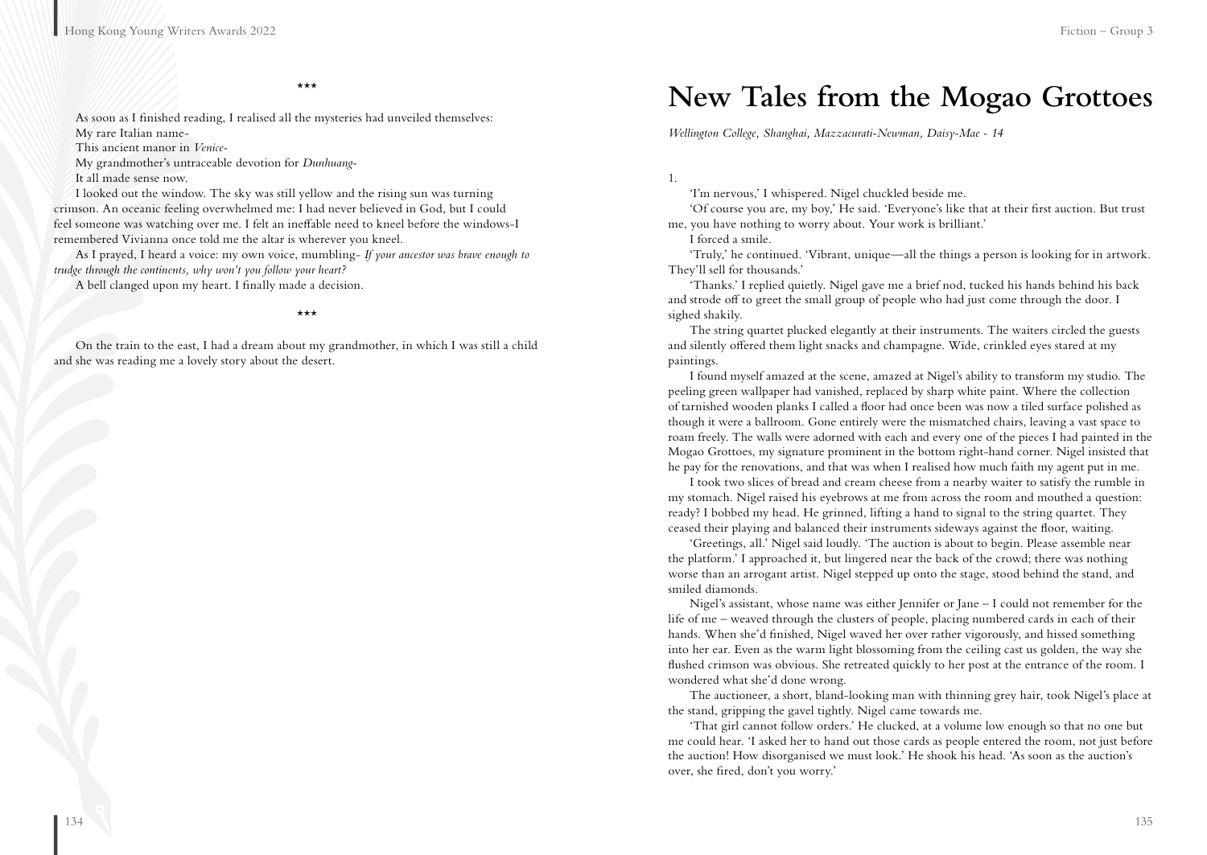\*\*\*

As soon as I finished reading, I realised all the mysteries had unveiled themselves:

My rare Italian name-

This ancient manor in *Venice*-

My grandmother's untraceable devotion for *Dunhuang*-

It all made sense now.

I looked out the window. The sky was still yellow and the rising sun was turning crimson. An oceanic feeling overwhelmed me: I had never believed in God, but I could feel someone was watching over me. I felt an ineffable need to kneel before the windows-I remembered Vivianna once told me the altar is wherever you kneel.

As I prayed, I heard a voice: my own voice, mumbling- *If your ancestor was brave enough to trudge through the continents, why won't you follow your heart?*

A bell clanged upon my heart. I finally made a decision.

\*\*\*

On the train to the east, I had a dream about my grandmother, in which I was still a child and she was reading me a lovely story about the desert.

# New Tales from the Mogao Grottoes

*Wellington College, Shanghai, Mazzacurati-Newman, Daisy-Mae - 14*

1.

'I'm nervous,' I whispered. Nigel chuckled beside me.

'Of course you are, my boy,' He said. 'Everyone's like that at their first auction. But trust me, you have nothing to worry about. Your work is brilliant.'

I forced a smile.

'Truly,' he continued. 'Vibrant, unique—all the things a person is looking for in artwork. They'll sell for thousands.'

'Thanks.' I replied quietly. Nigel gave me a brief nod, tucked his hands behind his back and strode off to greet the small group of people who had just come through the door. I sighed shakily.

The string quartet plucked elegantly at their instruments. The waiters circled the guests and silently offered them light snacks and champagne. Wide, crinkled eyes stared at my paintings.

I found myself amazed at the scene, amazed at Nigel's ability to transform my studio. The peeling green wallpaper had vanished, replaced by sharp white paint. Where the collection of tarnished wooden planks I called a floor had once been was now a tiled surface polished as though it were a ballroom. Gone entirely were the mismatched chairs, leaving a vast space to roam freely. The walls were adorned with each and every one of the pieces I had painted in the Mogao Grottoes, my signature prominent in the bottom right-hand corner. Nigel insisted that he pay for the renovations, and that was when I realised how much faith my agent put in me.

I took two slices of bread and cream cheese from a nearby waiter to satisfy the rumble in my stomach. Nigel raised his eyebrows at me from across the room and mouthed a question: ready? I bobbed my head. He grinned, lifting a hand to signal to the string quartet. They ceased their playing and balanced their instruments sideways against the floor, waiting.

'Greetings, all.' Nigel said loudly. 'The auction is about to begin. Please assemble near the platform.' I approached it, but lingered near the back of the crowd; there was nothing worse than an arrogant artist. Nigel stepped up onto the stage, stood behind the stand, and smiled diamonds.

Nigel's assistant, whose name was either Jennifer or Jane – I could not remember for the life of me – weaved through the clusters of people, placing numbered cards in each of their hands. When she'd finished, Nigel waved her over rather vigorously, and hissed something into her ear. Even as the warm light blossoming from the ceiling cast us golden, the way she flushed crimson was obvious. She retreated quickly to her post at the entrance of the room. I wondered what she'd done wrong.

The auctioneer, a short, bland-looking man with thinning grey hair, took Nigel's place at the stand, gripping the gavel tightly. Nigel came towards me.

'That girl cannot follow orders.' He clucked, at a volume low enough so that no one but me could hear. 'I asked her to hand out those cards as people entered the room, not just before the auction! How disorganised we must look.' He shook his head. 'As soon as the auction's over, she fired, don't you worry.'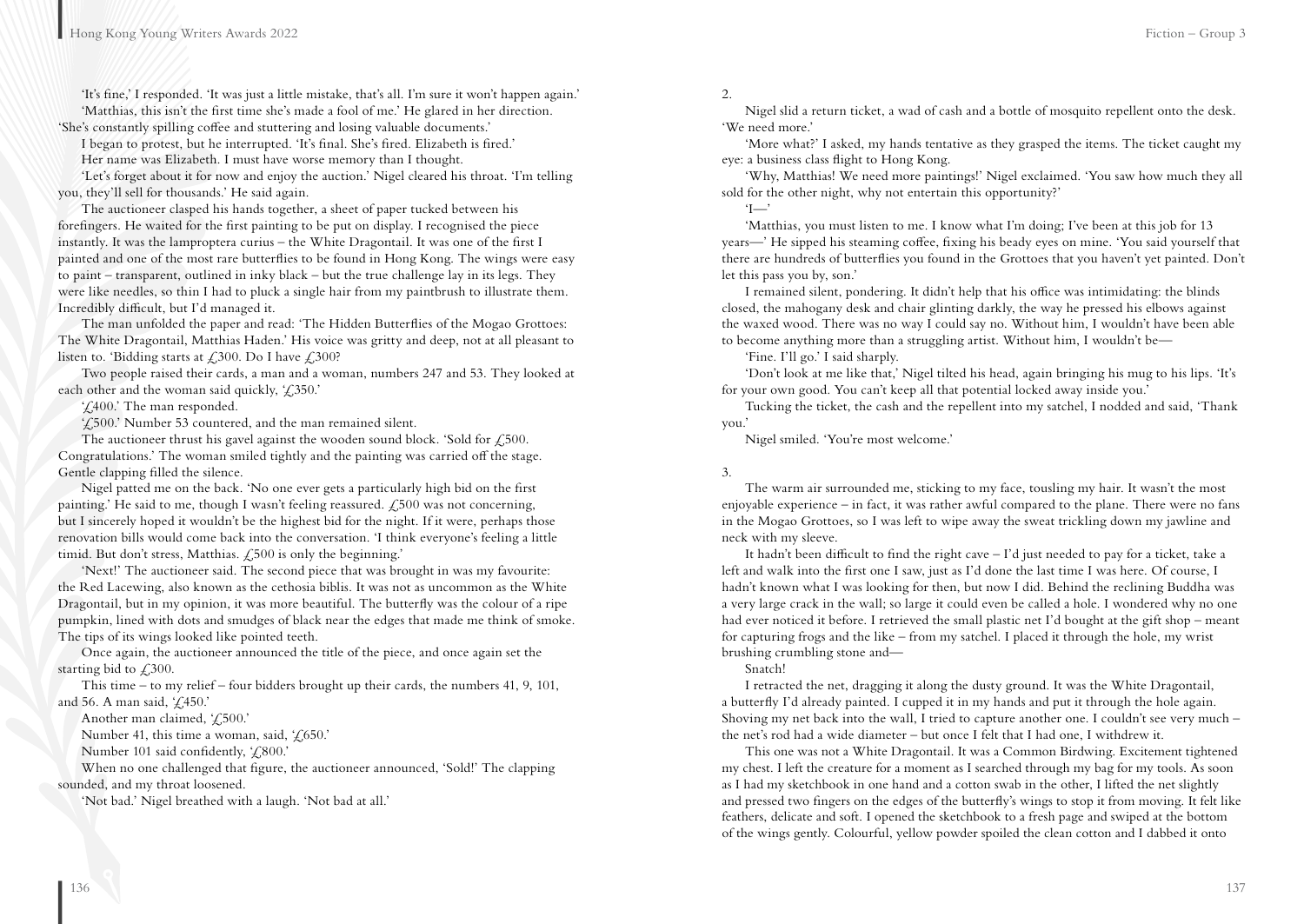'It's fine,' I responded. 'It was just a little mistake, that's all. I'm sure it won't happen again.'

'Matthias, this isn't the first time she's made a fool of me.' He glared in her direction. 'She's constantly spilling coffee and stuttering and losing valuable documents.'

I began to protest, but he interrupted. 'It's final. She's fired. Elizabeth is fired.'

Her name was Elizabeth. I must have worse memory than I thought.

'Let's forget about it for now and enjoy the auction.' Nigel cleared his throat. 'I'm telling you, they'll sell for thousands.' He said again.

The auctioneer clasped his hands together, a sheet of paper tucked between his forefingers. He waited for the first painting to be put on display. I recognised the piece instantly. It was the lamproptera curius – the White Dragontail. It was one of the first I painted and one of the most rare butterflies to be found in Hong Kong. The wings were easy to paint – transparent, outlined in inky black – but the true challenge lay in its legs. They were like needles, so thin I had to pluck a single hair from my paintbrush to illustrate them. Incredibly difficult, but I'd managed it.

The man unfolded the paper and read: 'The Hidden Butterflies of the Mogao Grottoes: The White Dragontail, Matthias Haden.' His voice was gritty and deep, not at all pleasant to listen to. 'Bidding starts at £300. Do I have £300?

Two people raised their cards, a man and a woman, numbers 247 and 53. They looked at each other and the woman said quickly, '£350.'

'£400.' The man responded.

'£500.' Number 53 countered, and the man remained silent.

The auctioneer thrust his gavel against the wooden sound block. 'Sold for £500. Congratulations.' The woman smiled tightly and the painting was carried off the stage. Gentle clapping filled the silence.

Nigel patted me on the back. 'No one ever gets a particularly high bid on the first painting.' He said to me, though I wasn't feeling reassured. £500 was not concerning, but I sincerely hoped it wouldn't be the highest bid for the night. If it were, perhaps those renovation bills would come back into the conversation. 'I think everyone's feeling a little timid. But don't stress, Matthias. £500 is only the beginning.'

'Next!' The auctioneer said. The second piece that was brought in was my favourite: the Red Lacewing, also known as the cethosia biblis. It was not as uncommon as the White Dragontail, but in my opinion, it was more beautiful. The butterfly was the colour of a ripe pumpkin, lined with dots and smudges of black near the edges that made me think of smoke. The tips of its wings looked like pointed teeth.

Once again, the auctioneer announced the title of the piece, and once again set the starting bid to £300.

This time – to my relief – four bidders brought up their cards, the numbers 41, 9, 101, and 56. A man said, '£450.'

Another man claimed, '£500.'

Number 41, this time a woman, said, '£650.'

Number 101 said confidently, '£800.'

When no one challenged that figure, the auctioneer announced, 'Sold!' The clapping sounded, and my throat loosened.

'Not bad.' Nigel breathed with a laugh. 'Not bad at all.'

2.

Nigel slid a return ticket, a wad of cash and a bottle of mosquito repellent onto the desk. 'We need more.'

'More what?' I asked, my hands tentative as they grasped the items. The ticket caught my eye: a business class flight to Hong Kong.

'Why, Matthias! We need more paintings!' Nigel exclaimed. 'You saw how much they all sold for the other night, why not entertain this opportunity?'

'I—'

'Matthias, you must listen to me. I know what I'm doing; I've been at this job for 13 years—' He sipped his steaming coffee, fixing his beady eyes on mine. 'You said yourself that there are hundreds of butterflies you found in the Grottoes that you haven't yet painted. Don't let this pass you by, son.'

I remained silent, pondering. It didn't help that his office was intimidating: the blinds closed, the mahogany desk and chair glinting darkly, the way he pressed his elbows against the waxed wood. There was no way I could say no. Without him, I wouldn't have been able to become anything more than a struggling artist. Without him, I wouldn't be—

'Fine. I'll go.' I said sharply.

'Don't look at me like that,' Nigel tilted his head, again bringing his mug to his lips. 'It's for your own good. You can't keep all that potential locked away inside you.'

Tucking the ticket, the cash and the repellent into my satchel, I nodded and said, 'Thank you.'

Nigel smiled. 'You're most welcome.'

3.

The warm air surrounded me, sticking to my face, tousling my hair. It wasn't the most enjoyable experience – in fact, it was rather awful compared to the plane. There were no fans in the Mogao Grottoes, so I was left to wipe away the sweat trickling down my jawline and neck with my sleeve.

It hadn't been difficult to find the right cave – I'd just needed to pay for a ticket, take a left and walk into the first one I saw, just as I'd done the last time I was here. Of course, I hadn't known what I was looking for then, but now I did. Behind the reclining Buddha was a very large crack in the wall; so large it could even be called a hole. I wondered why no one had ever noticed it before. I retrieved the small plastic net I'd bought at the gift shop – meant for capturing frogs and the like – from my satchel. I placed it through the hole, my wrist brushing crumbling stone and—

Snatch!

I retracted the net, dragging it along the dusty ground. It was the White Dragontail, a butterfly I'd already painted. I cupped it in my hands and put it through the hole again. Shoving my net back into the wall, I tried to capture another one. I couldn't see very much – the net's rod had a wide diameter – but once I felt that I had one, I withdrew it.

This one was not a White Dragontail. It was a Common Birdwing. Excitement tightened my chest. I left the creature for a moment as I searched through my bag for my tools. As soon as I had my sketchbook in one hand and a cotton swab in the other, I lifted the net slightly and pressed two fingers on the edges of the butterfly's wings to stop it from moving. It felt like feathers, delicate and soft. I opened the sketchbook to a fresh page and swiped at the bottom of the wings gently. Colourful, yellow powder spoiled the clean cotton and I dabbed it onto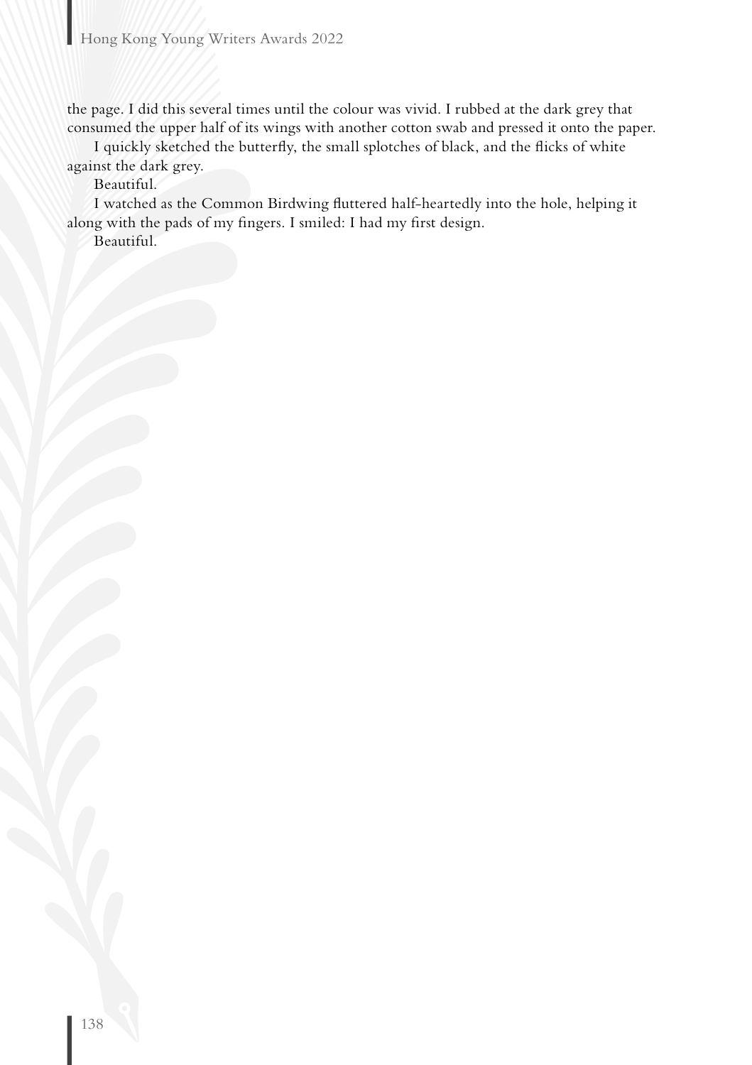the page. I did this several times until the colour was vivid. I rubbed at the dark grey that consumed the upper half of its wings with another cotton swab and pressed it onto the paper.

I quickly sketched the butterfly, the small splotches of black, and the flicks of white against the dark grey.

Beautiful.

I watched as the Common Birdwing fluttered half-heartedly into the hole, helping it along with the pads of my fingers. I smiled: I had my first design.

Beautiful.